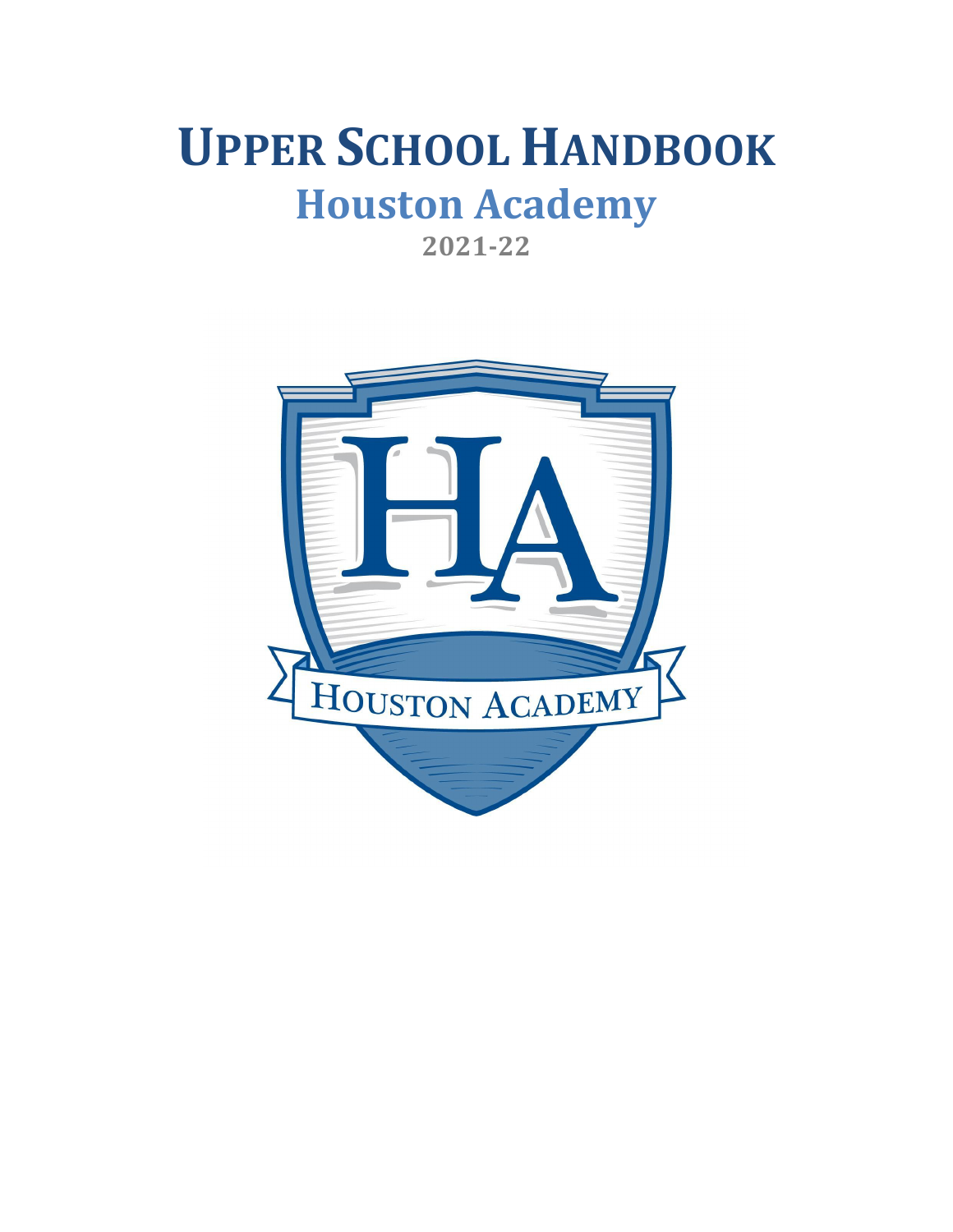# UPPER SCHOOL HANDBOOK

## Houston Academy

**2021-22**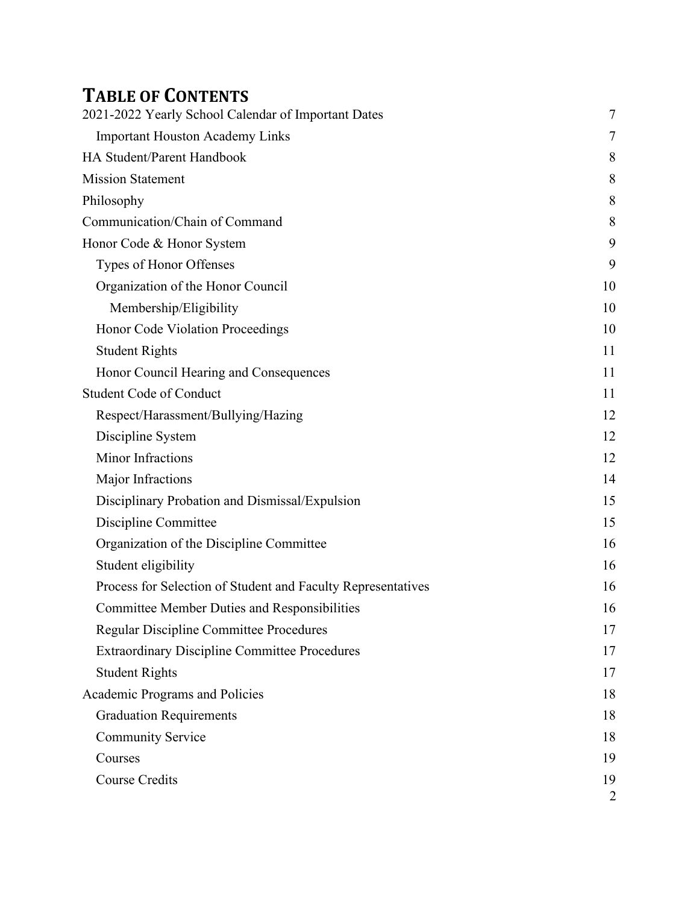# TABLE OF CONTENTS

2021-2022 Yearly School Calendar of Important Dates 7

- Important Houston Academy Links 7

HA Student/Parent Handbook 8

Mission Statement 8

Philosophy 8

Communication/Chain of Command 8

Honor Code & Honor System 9

- Types of Honor Offenses 9
- Organization of the Honor Council 10
  - Membership/Eligibility 10
- Honor Code Violation Proceedings 10
- Student Rights 11
- Honor Council Hearing and Consequences 11

Student Code of Conduct 11

- Respect/Harassment/Bullying/Hazing 12
- Discipline System 12
- Minor Infractions 12
- Major Infractions 14
- Disciplinary Probation and Dismissal/Expulsion 15
- Discipline Committee 15
- Organization of the Discipline Committee 16
- Student eligibility 16
- Process for Selection of Student and Faculty Representatives 16
- Committee Member Duties and Responsibilities 16
- Regular Discipline Committee Procedures 17
- Extraordinary Discipline Committee Procedures 17
- Student Rights 17

Academic Programs and Policies 18

- Graduation Requirements 18
- Community Service 18
- Courses 19
- Course Credits 19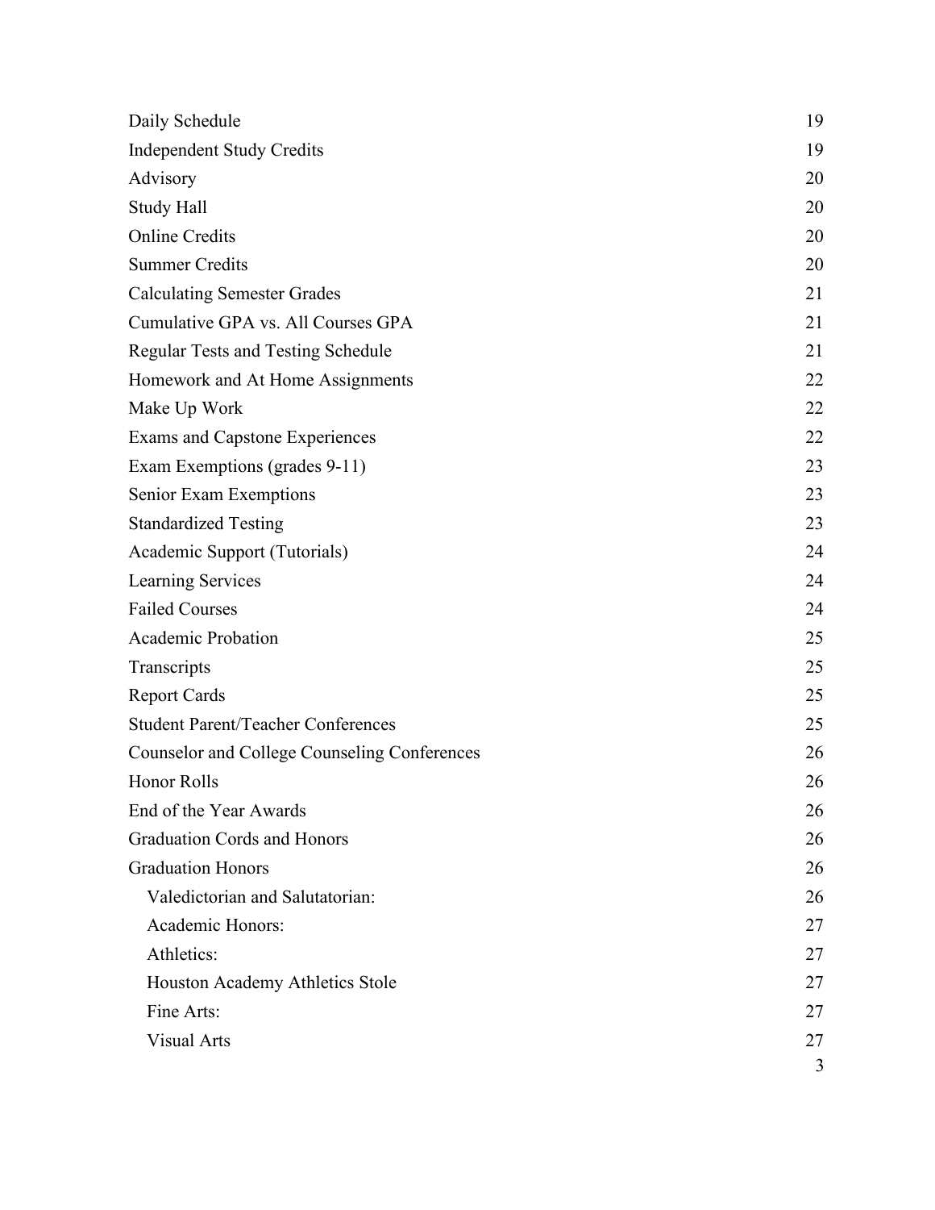| | |
|---|---|
| Daily Schedule | 19 |
| Independent Study Credits | 19 |
| Advisory | 20 |
| Study Hall | 20 |
| Online Credits | 20 |
| Summer Credits | 20 |
| Calculating Semester Grades | 21 |
| Cumulative GPA vs. All Courses GPA | 21 |
| Regular Tests and Testing Schedule | 21 |
| Homework and At Home Assignments | 22 |
| Make Up Work | 22 |
| Exams and Capstone Experiences | 22 |
| Exam Exemptions (grades 9-11) | 23 |
| Senior Exam Exemptions | 23 |
| Standardized Testing | 23 |
| Academic Support (Tutorials) | 24 |
| Learning Services | 24 |
| Failed Courses | 24 |
| Academic Probation | 25 |
| Transcripts | 25 |
| Report Cards | 25 |
| Student Parent/Teacher Conferences | 25 |
| Counselor and College Counseling Conferences | 26 |
| Honor Rolls | 26 |
| End of the Year Awards | 26 |
| Graduation Cords and Honors | 26 |
| Graduation Honors | 26 |
| Valedictorian and Salutatorian: | 26 |
| Academic Honors: | 27 |
| Athletics: | 27 |
| Houston Academy Athletics Stole | 27 |
| Fine Arts: | 27 |
| Visual Arts | 27 |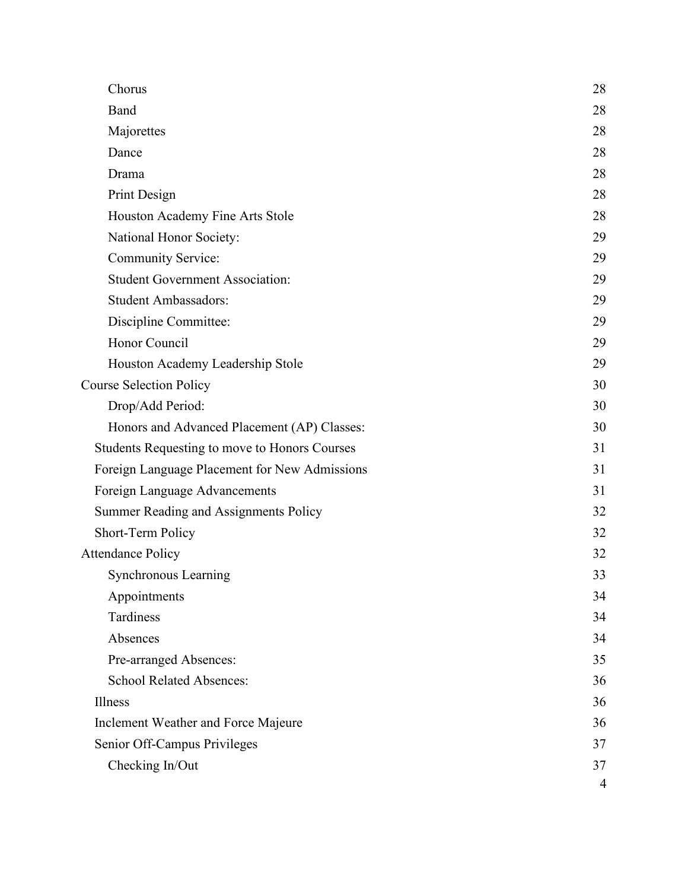- Chorus 28
- Band 28
- Majorettes 28
- Dance 28
- Drama 28
- Print Design 28
- Houston Academy Fine Arts Stole 28
- National Honor Society: 29
- Community Service: 29
- Student Government Association: 29
- Student Ambassadors: 29
- Discipline Committee: 29
- Honor Council 29
- Houston Academy Leadership Stole 29

Course Selection Policy 30
- Drop/Add Period: 30
- Honors and Advanced Placement (AP) Classes: 30
- Students Requesting to move to Honors Courses 31
- Foreign Language Placement for New Admissions 31
- Foreign Language Advancements 31
- Summer Reading and Assignments Policy 32
- Short-Term Policy 32

Attendance Policy 32
- Synchronous Learning 33
- Appointments 34
- Tardiness 34
- Absences 34
- Pre-arranged Absences: 35
- School Related Absences: 36
- Illness 36
- Inclement Weather and Force Majeure 36
- Senior Off-Campus Privileges 37
- Checking In/Out 37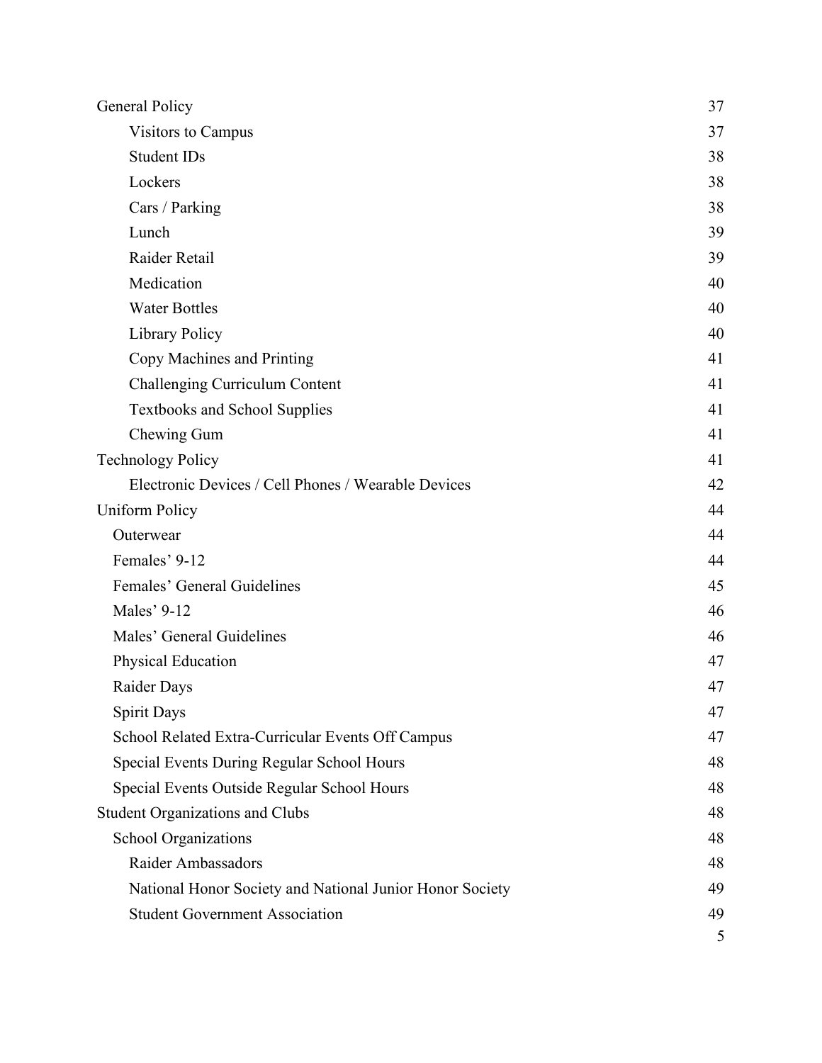| | |
|---|---|
| General Policy | 37 |
| Visitors to Campus | 37 |
| Student IDs | 38 |
| Lockers | 38 |
| Cars / Parking | 38 |
| Lunch | 39 |
| Raider Retail | 39 |
| Medication | 40 |
| Water Bottles | 40 |
| Library Policy | 40 |
| Copy Machines and Printing | 41 |
| Challenging Curriculum Content | 41 |
| Textbooks and School Supplies | 41 |
| Chewing Gum | 41 |
| Technology Policy | 41 |
| Electronic Devices / Cell Phones / Wearable Devices | 42 |
| Uniform Policy | 44 |
| Outerwear | 44 |
| Females' 9-12 | 44 |
| Females' General Guidelines | 45 |
| Males' 9-12 | 46 |
| Males' General Guidelines | 46 |
| Physical Education | 47 |
| Raider Days | 47 |
| Spirit Days | 47 |
| School Related Extra-Curricular Events Off Campus | 47 |
| Special Events During Regular School Hours | 48 |
| Special Events Outside Regular School Hours | 48 |
| Student Organizations and Clubs | 48 |
| School Organizations | 48 |
| Raider Ambassadors | 48 |
| National Honor Society and National Junior Honor Society | 49 |
| Student Government Association | 49 |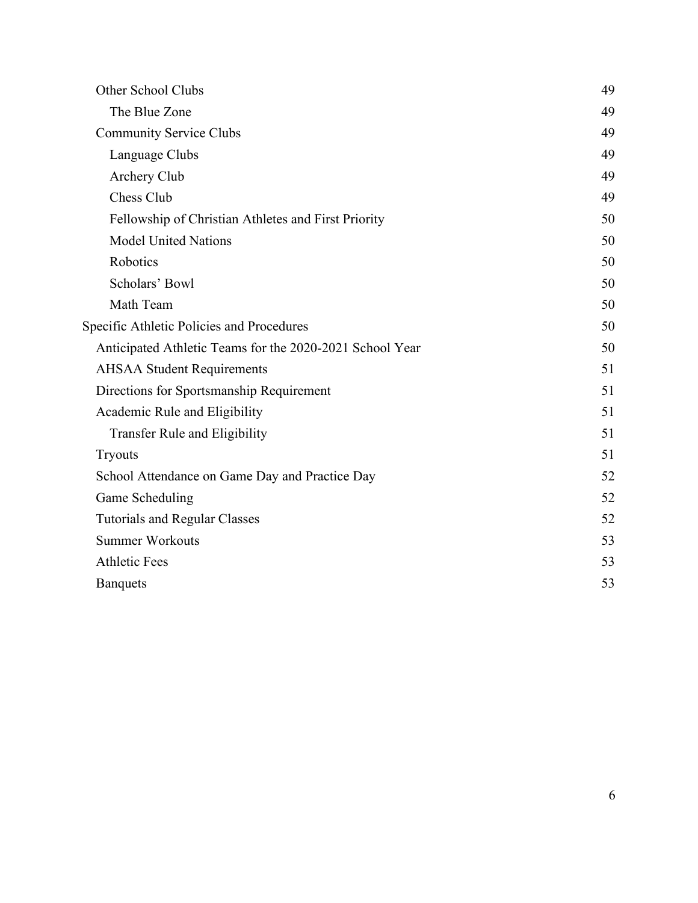- Other School Clubs 49
  - The Blue Zone 49
- Community Service Clubs 49
  - Language Clubs 49
  - Archery Club 49
  - Chess Club 49
  - Fellowship of Christian Athletes and First Priority 50
  - Model United Nations 50
  - Robotics 50
  - Scholars' Bowl 50
  - Math Team 50

Specific Athletic Policies and Procedures 50

- Anticipated Athletic Teams for the 2020-2021 School Year 50
- AHSAA Student Requirements 51
- Directions for Sportsmanship Requirement 51
- Academic Rule and Eligibility 51
  - Transfer Rule and Eligibility 51
- Tryouts 51
- School Attendance on Game Day and Practice Day 52
- Game Scheduling 52
- Tutorials and Regular Classes 52
- Summer Workouts 53
- Athletic Fees 53
- Banquets 53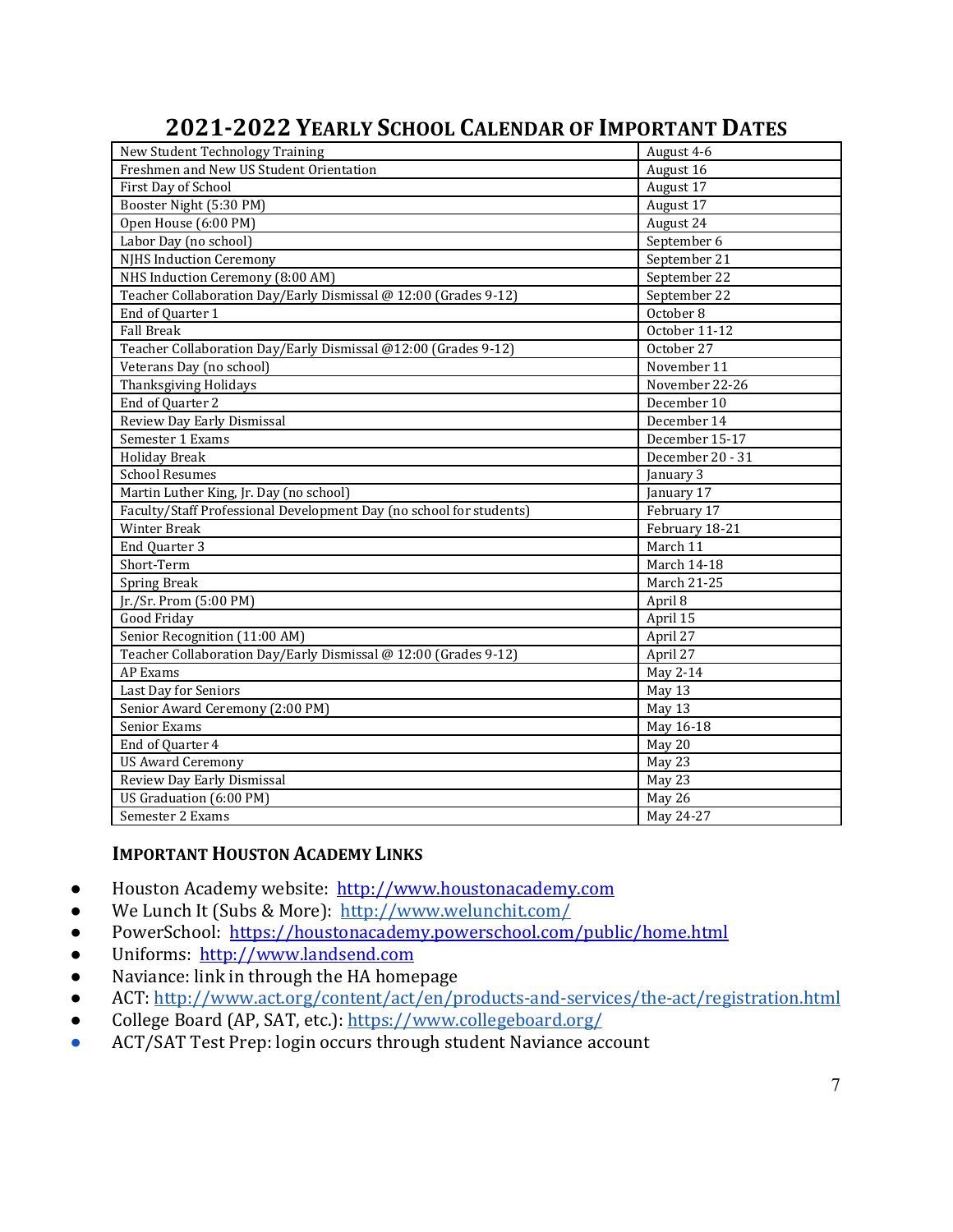## 2021-2022 YEARLY SCHOOL CALENDAR OF IMPORTANT DATES

| Event | Date |
|---|---|
| New Student Technology Training | August 4-6 |
| Freshmen and New US Student Orientation | August 16 |
| First Day of School | August 17 |
| Booster Night (5:30 PM) | August 17 |
| Open House (6:00 PM) | August 24 |
| Labor Day (no school) | September 6 |
| NJHS Induction Ceremony | September 21 |
| NHS Induction Ceremony (8:00 AM) | September 22 |
| Teacher Collaboration Day/Early Dismissal @ 12:00 (Grades 9-12) | September 22 |
| End of Quarter 1 | October 8 |
| Fall Break | October 11-12 |
| Teacher Collaboration Day/Early Dismissal @12:00 (Grades 9-12) | October 27 |
| Veterans Day (no school) | November 11 |
| Thanksgiving Holidays | November 22-26 |
| End of Quarter 2 | December 10 |
| Review Day Early Dismissal | December 14 |
| Semester 1 Exams | December 15-17 |
| Holiday Break | December 20 - 31 |
| School Resumes | January 3 |
| Martin Luther King, Jr. Day (no school) | January 17 |
| Faculty/Staff Professional Development Day (no school for students) | February 17 |
| Winter Break | February 18-21 |
| End Quarter 3 | March 11 |
| Short-Term | March 14-18 |
| Spring Break | March 21-25 |
| Jr./Sr. Prom (5:00 PM) | April 8 |
| Good Friday | April 15 |
| Senior Recognition (11:00 AM) | April 27 |
| Teacher Collaboration Day/Early Dismissal @ 12:00 (Grades 9-12) | April 27 |
| AP Exams | May 2-14 |
| Last Day for Seniors | May 13 |
| Senior Award Ceremony (2:00 PM) | May 13 |
| Senior Exams | May 16-18 |
| End of Quarter 4 | May 20 |
| US Award Ceremony | May 23 |
| Review Day Early Dismissal | May 23 |
| US Graduation (6:00 PM) | May 26 |
| Semester 2 Exams | May 24-27 |

### IMPORTANT HOUSTON ACADEMY LINKS

- Houston Academy website: http://www.houstonacademy.com
- We Lunch It (Subs & More): http://www.welunchit.com/
- PowerSchool: https://houstonacademy.powerschool.com/public/home.html
- Uniforms: http://www.landsend.com
- Naviance: link in through the HA homepage
- ACT: http://www.act.org/content/act/en/products-and-services/the-act/registration.html
- College Board (AP, SAT, etc.): https://www.collegeboard.org/
- ACT/SAT Test Prep: login occurs through student Naviance account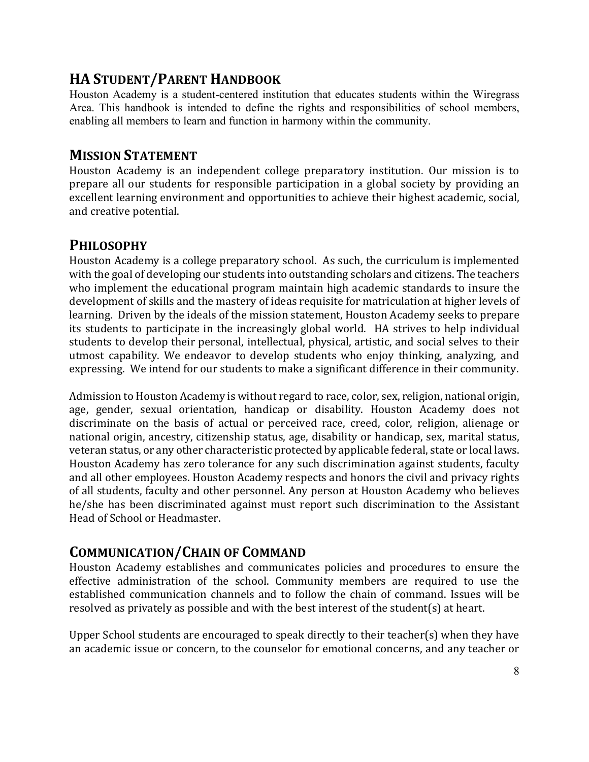## HA Student/Parent Handbook

Houston Academy is a student-centered institution that educates students within the Wiregrass Area. This handbook is intended to define the rights and responsibilities of school members, enabling all members to learn and function in harmony within the community.

## Mission Statement

Houston Academy is an independent college preparatory institution. Our mission is to prepare all our students for responsible participation in a global society by providing an excellent learning environment and opportunities to achieve their highest academic, social, and creative potential.

## Philosophy

Houston Academy is a college preparatory school. As such, the curriculum is implemented with the goal of developing our students into outstanding scholars and citizens. The teachers who implement the educational program maintain high academic standards to insure the development of skills and the mastery of ideas requisite for matriculation at higher levels of learning. Driven by the ideals of the mission statement, Houston Academy seeks to prepare its students to participate in the increasingly global world. HA strives to help individual students to develop their personal, intellectual, physical, artistic, and social selves to their utmost capability. We endeavor to develop students who enjoy thinking, analyzing, and expressing. We intend for our students to make a significant difference in their community.

Admission to Houston Academy is without regard to race, color, sex, religion, national origin, age, gender, sexual orientation, handicap or disability. Houston Academy does not discriminate on the basis of actual or perceived race, creed, color, religion, alienage or national origin, ancestry, citizenship status, age, disability or handicap, sex, marital status, veteran status, or any other characteristic protected by applicable federal, state or local laws. Houston Academy has zero tolerance for any such discrimination against students, faculty and all other employees. Houston Academy respects and honors the civil and privacy rights of all students, faculty and other personnel. Any person at Houston Academy who believes he/she has been discriminated against must report such discrimination to the Assistant Head of School or Headmaster.

## Communication/Chain of Command

Houston Academy establishes and communicates policies and procedures to ensure the effective administration of the school. Community members are required to use the established communication channels and to follow the chain of command. Issues will be resolved as privately as possible and with the best interest of the student(s) at heart.

Upper School students are encouraged to speak directly to their teacher(s) when they have an academic issue or concern, to the counselor for emotional concerns, and any teacher or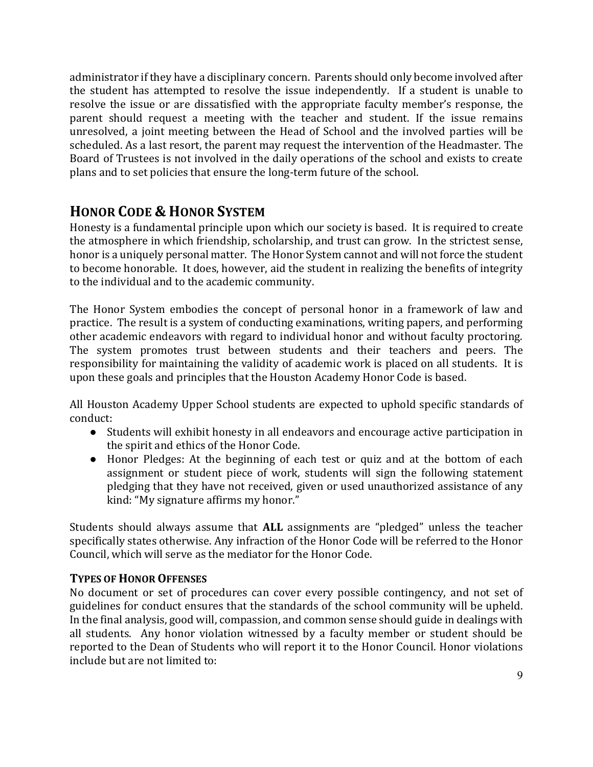administrator if they have a disciplinary concern. Parents should only become involved after the student has attempted to resolve the issue independently. If a student is unable to resolve the issue or are dissatisfied with the appropriate faculty member's response, the parent should request a meeting with the teacher and student. If the issue remains unresolved, a joint meeting between the Head of School and the involved parties will be scheduled. As a last resort, the parent may request the intervention of the Headmaster. The Board of Trustees is not involved in the daily operations of the school and exists to create plans and to set policies that ensure the long-term future of the school.

## HONOR CODE & HONOR SYSTEM

Honesty is a fundamental principle upon which our society is based. It is required to create the atmosphere in which friendship, scholarship, and trust can grow. In the strictest sense, honor is a uniquely personal matter. The Honor System cannot and will not force the student to become honorable. It does, however, aid the student in realizing the benefits of integrity to the individual and to the academic community.

The Honor System embodies the concept of personal honor in a framework of law and practice. The result is a system of conducting examinations, writing papers, and performing other academic endeavors with regard to individual honor and without faculty proctoring. The system promotes trust between students and their teachers and peers. The responsibility for maintaining the validity of academic work is placed on all students. It is upon these goals and principles that the Houston Academy Honor Code is based.

All Houston Academy Upper School students are expected to uphold specific standards of conduct:

- Students will exhibit honesty in all endeavors and encourage active participation in the spirit and ethics of the Honor Code.
- Honor Pledges: At the beginning of each test or quiz and at the bottom of each assignment or student piece of work, students will sign the following statement pledging that they have not received, given or used unauthorized assistance of any kind: "My signature affirms my honor."

Students should always assume that **ALL** assignments are "pledged" unless the teacher specifically states otherwise. Any infraction of the Honor Code will be referred to the Honor Council, which will serve as the mediator for the Honor Code.

### TYPES OF HONOR OFFENSES

No document or set of procedures can cover every possible contingency, and not set of guidelines for conduct ensures that the standards of the school community will be upheld. In the final analysis, good will, compassion, and common sense should guide in dealings with all students. Any honor violation witnessed by a faculty member or student should be reported to the Dean of Students who will report it to the Honor Council. Honor violations include but are not limited to: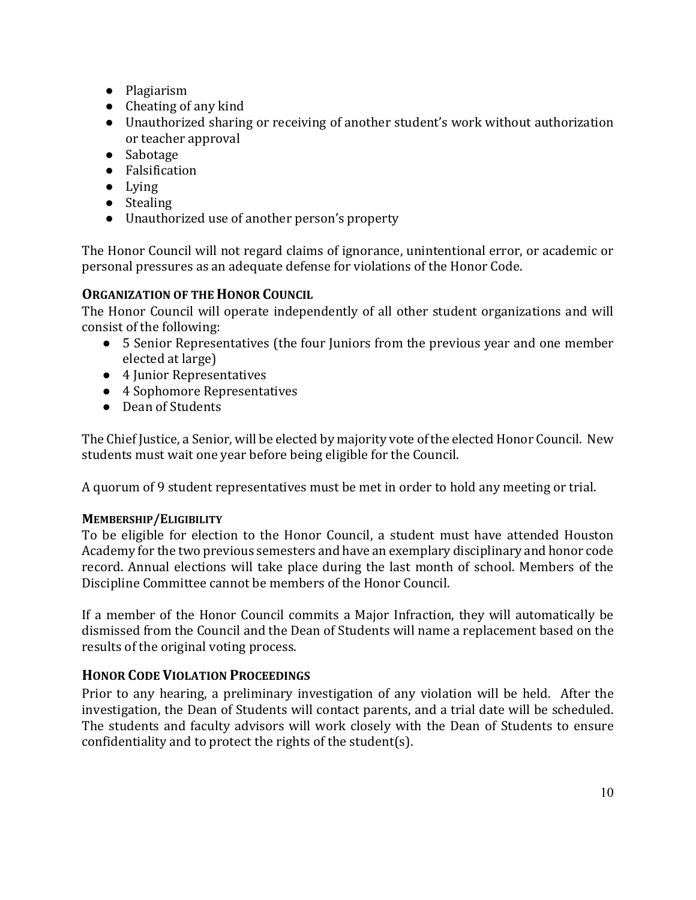- Plagiarism
- Cheating of any kind
- Unauthorized sharing or receiving of another student's work without authorization or teacher approval
- Sabotage
- Falsification
- Lying
- Stealing
- Unauthorized use of another person's property

The Honor Council will not regard claims of ignorance, unintentional error, or academic or personal pressures as an adequate defense for violations of the Honor Code.

### ORGANIZATION OF THE HONOR COUNCIL

The Honor Council will operate independently of all other student organizations and will consist of the following:

- 5 Senior Representatives (the four Juniors from the previous year and one member elected at large)
- 4 Junior Representatives
- 4 Sophomore Representatives
- Dean of Students

The Chief Justice, a Senior, will be elected by majority vote of the elected Honor Council. New students must wait one year before being eligible for the Council.

A quorum of 9 student representatives must be met in order to hold any meeting or trial.

#### MEMBERSHIP/ELIGIBILITY

To be eligible for election to the Honor Council, a student must have attended Houston Academy for the two previous semesters and have an exemplary disciplinary and honor code record. Annual elections will take place during the last month of school. Members of the Discipline Committee cannot be members of the Honor Council.

If a member of the Honor Council commits a Major Infraction, they will automatically be dismissed from the Council and the Dean of Students will name a replacement based on the results of the original voting process.

### HONOR CODE VIOLATION PROCEEDINGS

Prior to any hearing, a preliminary investigation of any violation will be held. After the investigation, the Dean of Students will contact parents, and a trial date will be scheduled. The students and faculty advisors will work closely with the Dean of Students to ensure confidentiality and to protect the rights of the student(s).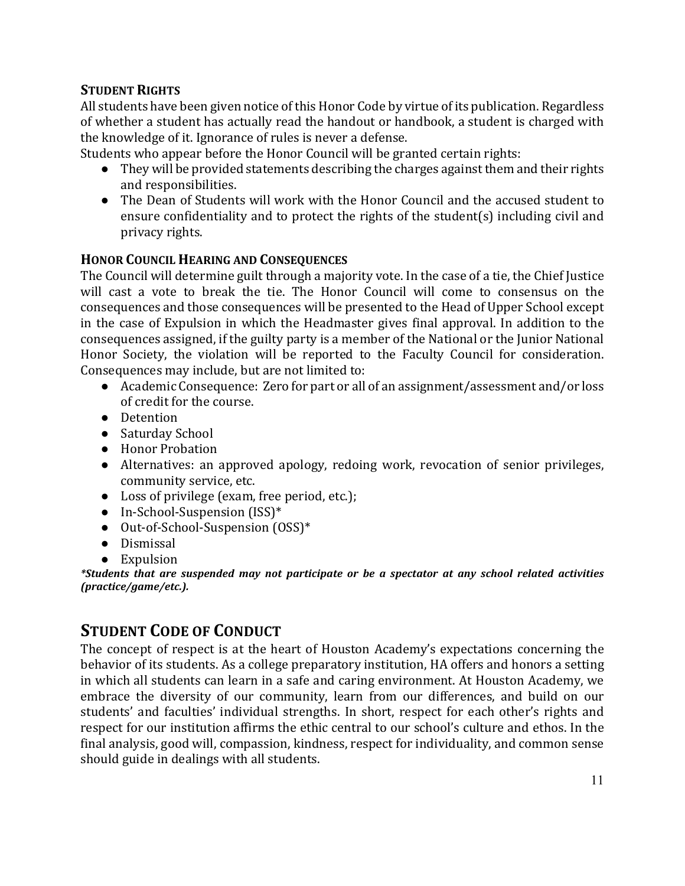### STUDENT RIGHTS

All students have been given notice of this Honor Code by virtue of its publication. Regardless of whether a student has actually read the handout or handbook, a student is charged with the knowledge of it. Ignorance of rules is never a defense.

Students who appear before the Honor Council will be granted certain rights:

- They will be provided statements describing the charges against them and their rights and responsibilities.
- The Dean of Students will work with the Honor Council and the accused student to ensure confidentiality and to protect the rights of the student(s) including civil and privacy rights.

### HONOR COUNCIL HEARING AND CONSEQUENCES

The Council will determine guilt through a majority vote. In the case of a tie, the Chief Justice will cast a vote to break the tie. The Honor Council will come to consensus on the consequences and those consequences will be presented to the Head of Upper School except in the case of Expulsion in which the Headmaster gives final approval. In addition to the consequences assigned, if the guilty party is a member of the National or the Junior National Honor Society, the violation will be reported to the Faculty Council for consideration. Consequences may include, but are not limited to:

- Academic Consequence: Zero for part or all of an assignment/assessment and/or loss of credit for the course.
- Detention
- Saturday School
- Honor Probation
- Alternatives: an approved apology, redoing work, revocation of senior privileges, community service, etc.
- Loss of privilege (exam, free period, etc.);
- In-School-Suspension (ISS)*
- Out-of-School-Suspension (OSS)*
- Dismissal
- Expulsion

***Students that are suspended may not participate or be a spectator at any school related activities (practice/game/etc.).***

## STUDENT CODE OF CONDUCT

The concept of respect is at the heart of Houston Academy's expectations concerning the behavior of its students. As a college preparatory institution, HA offers and honors a setting in which all students can learn in a safe and caring environment. At Houston Academy, we embrace the diversity of our community, learn from our differences, and build on our students' and faculties' individual strengths. In short, respect for each other's rights and respect for our institution affirms the ethic central to our school's culture and ethos. In the final analysis, good will, compassion, kindness, respect for individuality, and common sense should guide in dealings with all students.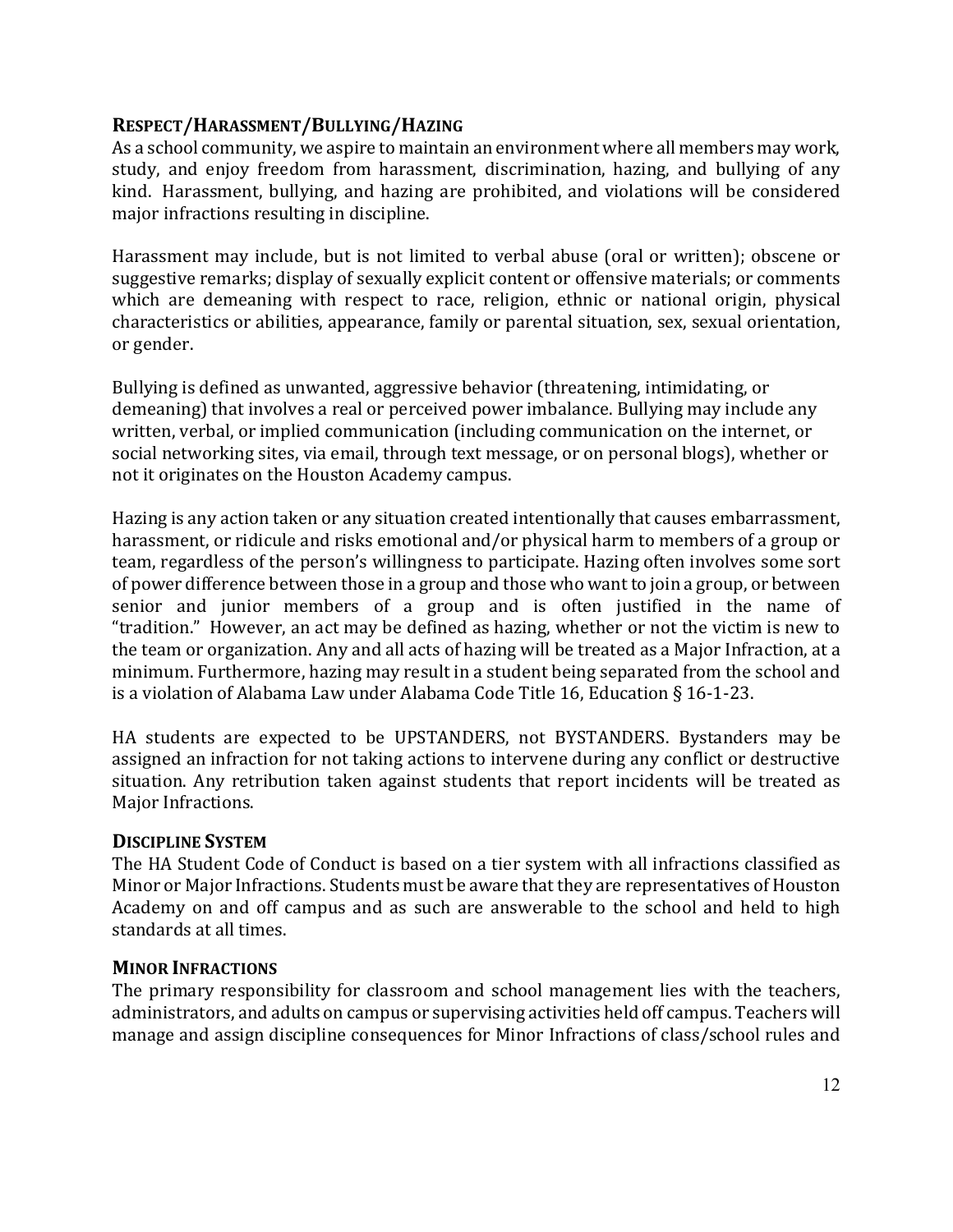## Respect/Harassment/Bullying/Hazing

As a school community, we aspire to maintain an environment where all members may work, study, and enjoy freedom from harassment, discrimination, hazing, and bullying of any kind. Harassment, bullying, and hazing are prohibited, and violations will be considered major infractions resulting in discipline.

Harassment may include, but is not limited to verbal abuse (oral or written); obscene or suggestive remarks; display of sexually explicit content or offensive materials; or comments which are demeaning with respect to race, religion, ethnic or national origin, physical characteristics or abilities, appearance, family or parental situation, sex, sexual orientation, or gender.

Bullying is defined as unwanted, aggressive behavior (threatening, intimidating, or demeaning) that involves a real or perceived power imbalance. Bullying may include any written, verbal, or implied communication (including communication on the internet, or social networking sites, via email, through text message, or on personal blogs), whether or not it originates on the Houston Academy campus.

Hazing is any action taken or any situation created intentionally that causes embarrassment, harassment, or ridicule and risks emotional and/or physical harm to members of a group or team, regardless of the person's willingness to participate. Hazing often involves some sort of power difference between those in a group and those who want to join a group, or between senior and junior members of a group and is often justified in the name of "tradition." However, an act may be defined as hazing, whether or not the victim is new to the team or organization. Any and all acts of hazing will be treated as a Major Infraction, at a minimum. Furthermore, hazing may result in a student being separated from the school and is a violation of Alabama Law under Alabama Code Title 16, Education § 16-1-23.

HA students are expected to be UPSTANDERS, not BYSTANDERS. Bystanders may be assigned an infraction for not taking actions to intervene during any conflict or destructive situation. Any retribution taken against students that report incidents will be treated as Major Infractions.

## Discipline System

The HA Student Code of Conduct is based on a tier system with all infractions classified as Minor or Major Infractions. Students must be aware that they are representatives of Houston Academy on and off campus and as such are answerable to the school and held to high standards at all times.

## Minor Infractions

The primary responsibility for classroom and school management lies with the teachers, administrators, and adults on campus or supervising activities held off campus. Teachers will manage and assign discipline consequences for Minor Infractions of class/school rules and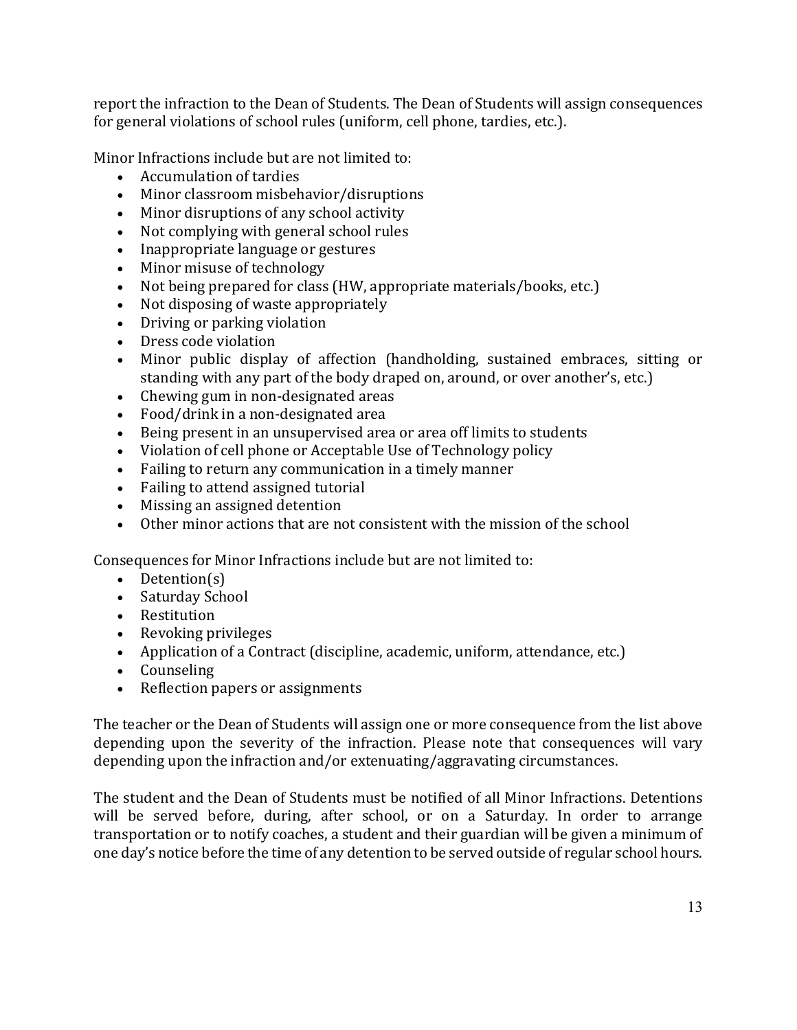report the infraction to the Dean of Students. The Dean of Students will assign consequences for general violations of school rules (uniform, cell phone, tardies, etc.).

Minor Infractions include but are not limited to:

- Accumulation of tardies
- Minor classroom misbehavior/disruptions
- Minor disruptions of any school activity
- Not complying with general school rules
- Inappropriate language or gestures
- Minor misuse of technology
- Not being prepared for class (HW, appropriate materials/books, etc.)
- Not disposing of waste appropriately
- Driving or parking violation
- Dress code violation
- Minor public display of affection (handholding, sustained embraces, sitting or standing with any part of the body draped on, around, or over another's, etc.)
- Chewing gum in non-designated areas
- Food/drink in a non-designated area
- Being present in an unsupervised area or area off limits to students
- Violation of cell phone or Acceptable Use of Technology policy
- Failing to return any communication in a timely manner
- Failing to attend assigned tutorial
- Missing an assigned detention
- Other minor actions that are not consistent with the mission of the school

Consequences for Minor Infractions include but are not limited to:

- Detention(s)
- Saturday School
- Restitution
- Revoking privileges
- Application of a Contract (discipline, academic, uniform, attendance, etc.)
- Counseling
- Reflection papers or assignments

The teacher or the Dean of Students will assign one or more consequence from the list above depending upon the severity of the infraction. Please note that consequences will vary depending upon the infraction and/or extenuating/aggravating circumstances.

The student and the Dean of Students must be notified of all Minor Infractions. Detentions will be served before, during, after school, or on a Saturday. In order to arrange transportation or to notify coaches, a student and their guardian will be given a minimum of one day's notice before the time of any detention to be served outside of regular school hours.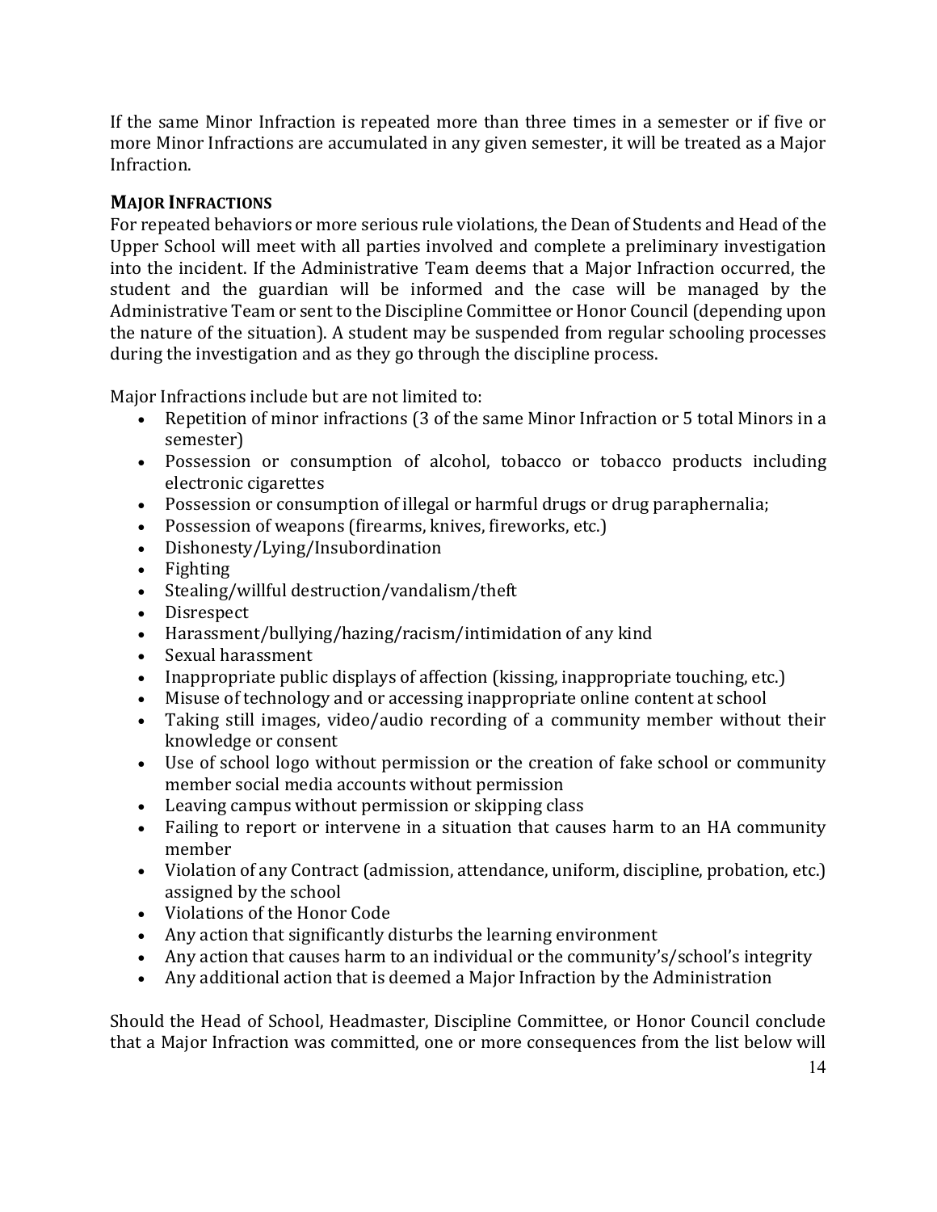If the same Minor Infraction is repeated more than three times in a semester or if five or more Minor Infractions are accumulated in any given semester, it will be treated as a Major Infraction.

### MAJOR INFRACTIONS

For repeated behaviors or more serious rule violations, the Dean of Students and Head of the Upper School will meet with all parties involved and complete a preliminary investigation into the incident. If the Administrative Team deems that a Major Infraction occurred, the student and the guardian will be informed and the case will be managed by the Administrative Team or sent to the Discipline Committee or Honor Council (depending upon the nature of the situation). A student may be suspended from regular schooling processes during the investigation and as they go through the discipline process.

Major Infractions include but are not limited to:

- Repetition of minor infractions (3 of the same Minor Infraction or 5 total Minors in a semester)
- Possession or consumption of alcohol, tobacco or tobacco products including electronic cigarettes
- Possession or consumption of illegal or harmful drugs or drug paraphernalia;
- Possession of weapons (firearms, knives, fireworks, etc.)
- Dishonesty/Lying/Insubordination
- Fighting
- Stealing/willful destruction/vandalism/theft
- Disrespect
- Harassment/bullying/hazing/racism/intimidation of any kind
- Sexual harassment
- Inappropriate public displays of affection (kissing, inappropriate touching, etc.)
- Misuse of technology and or accessing inappropriate online content at school
- Taking still images, video/audio recording of a community member without their knowledge or consent
- Use of school logo without permission or the creation of fake school or community member social media accounts without permission
- Leaving campus without permission or skipping class
- Failing to report or intervene in a situation that causes harm to an HA community member
- Violation of any Contract (admission, attendance, uniform, discipline, probation, etc.) assigned by the school
- Violations of the Honor Code
- Any action that significantly disturbs the learning environment
- Any action that causes harm to an individual or the community's/school's integrity
- Any additional action that is deemed a Major Infraction by the Administration

Should the Head of School, Headmaster, Discipline Committee, or Honor Council conclude that a Major Infraction was committed, one or more consequences from the list below will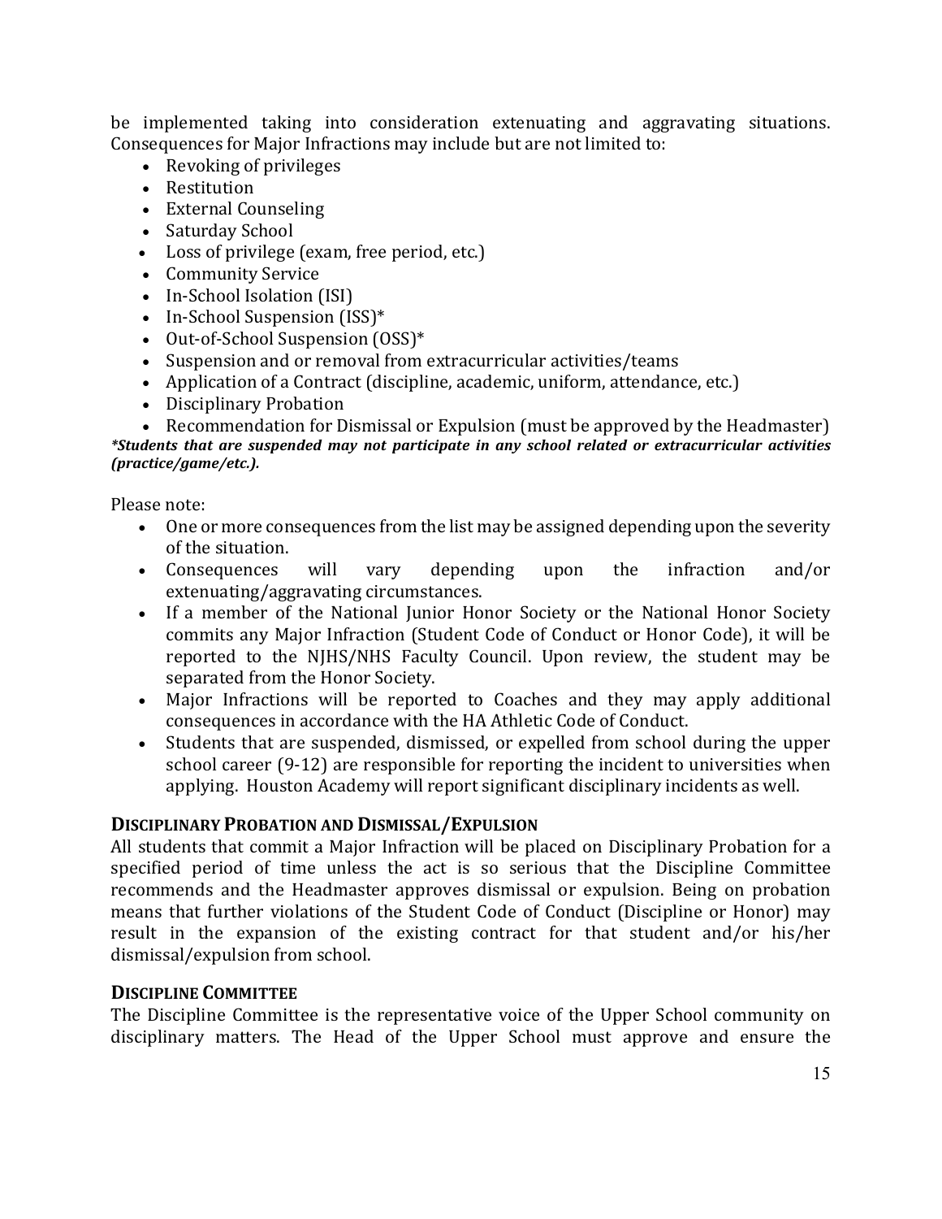be implemented taking into consideration extenuating and aggravating situations. Consequences for Major Infractions may include but are not limited to:

- Revoking of privileges
- Restitution
- External Counseling
- Saturday School
- Loss of privilege (exam, free period, etc.)
- Community Service
- In-School Isolation (ISI)
- In-School Suspension (ISS)*
- Out-of-School Suspension (OSS)*
- Suspension and or removal from extracurricular activities/teams
- Application of a Contract (discipline, academic, uniform, attendance, etc.)
- Disciplinary Probation
- Recommendation for Dismissal or Expulsion (must be approved by the Headmaster)

***Students that are suspended may not participate in any school related or extracurricular activities (practice/game/etc.).***

Please note:

- One or more consequences from the list may be assigned depending upon the severity of the situation.
- Consequences will vary depending upon the infraction and/or extenuating/aggravating circumstances.
- If a member of the National Junior Honor Society or the National Honor Society commits any Major Infraction (Student Code of Conduct or Honor Code), it will be reported to the NJHS/NHS Faculty Council. Upon review, the student may be separated from the Honor Society.
- Major Infractions will be reported to Coaches and they may apply additional consequences in accordance with the HA Athletic Code of Conduct.
- Students that are suspended, dismissed, or expelled from school during the upper school career (9-12) are responsible for reporting the incident to universities when applying. Houston Academy will report significant disciplinary incidents as well.

### DISCIPLINARY PROBATION AND DISMISSAL/EXPULSION

All students that commit a Major Infraction will be placed on Disciplinary Probation for a specified period of time unless the act is so serious that the Discipline Committee recommends and the Headmaster approves dismissal or expulsion. Being on probation means that further violations of the Student Code of Conduct (Discipline or Honor) may result in the expansion of the existing contract for that student and/or his/her dismissal/expulsion from school.

### DISCIPLINE COMMITTEE

The Discipline Committee is the representative voice of the Upper School community on disciplinary matters. The Head of the Upper School must approve and ensure the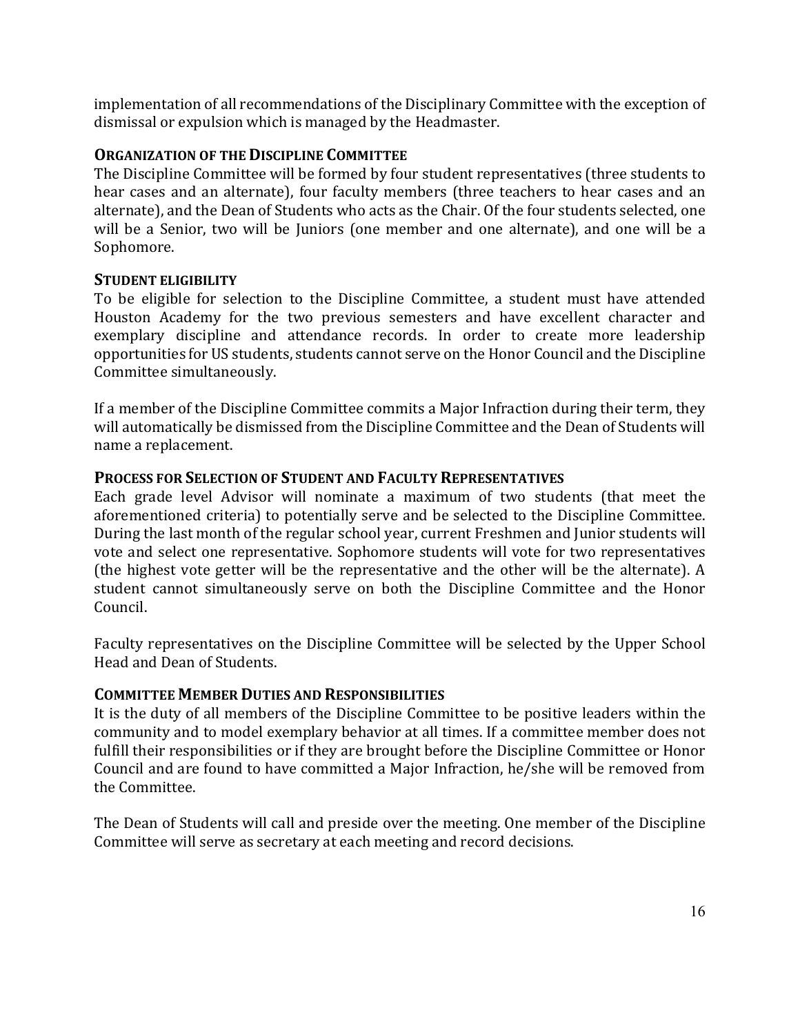implementation of all recommendations of the Disciplinary Committee with the exception of dismissal or expulsion which is managed by the Headmaster.

### Organization of the Discipline Committee

The Discipline Committee will be formed by four student representatives (three students to hear cases and an alternate), four faculty members (three teachers to hear cases and an alternate), and the Dean of Students who acts as the Chair. Of the four students selected, one will be a Senior, two will be Juniors (one member and one alternate), and one will be a Sophomore.

### Student eligibility

To be eligible for selection to the Discipline Committee, a student must have attended Houston Academy for the two previous semesters and have excellent character and exemplary discipline and attendance records. In order to create more leadership opportunities for US students, students cannot serve on the Honor Council and the Discipline Committee simultaneously.

If a member of the Discipline Committee commits a Major Infraction during their term, they will automatically be dismissed from the Discipline Committee and the Dean of Students will name a replacement.

### Process for Selection of Student and Faculty Representatives

Each grade level Advisor will nominate a maximum of two students (that meet the aforementioned criteria) to potentially serve and be selected to the Discipline Committee. During the last month of the regular school year, current Freshmen and Junior students will vote and select one representative. Sophomore students will vote for two representatives (the highest vote getter will be the representative and the other will be the alternate). A student cannot simultaneously serve on both the Discipline Committee and the Honor Council.

Faculty representatives on the Discipline Committee will be selected by the Upper School Head and Dean of Students.

### Committee Member Duties and Responsibilities

It is the duty of all members of the Discipline Committee to be positive leaders within the community and to model exemplary behavior at all times. If a committee member does not fulfill their responsibilities or if they are brought before the Discipline Committee or Honor Council and are found to have committed a Major Infraction, he/she will be removed from the Committee.

The Dean of Students will call and preside over the meeting. One member of the Discipline Committee will serve as secretary at each meeting and record decisions.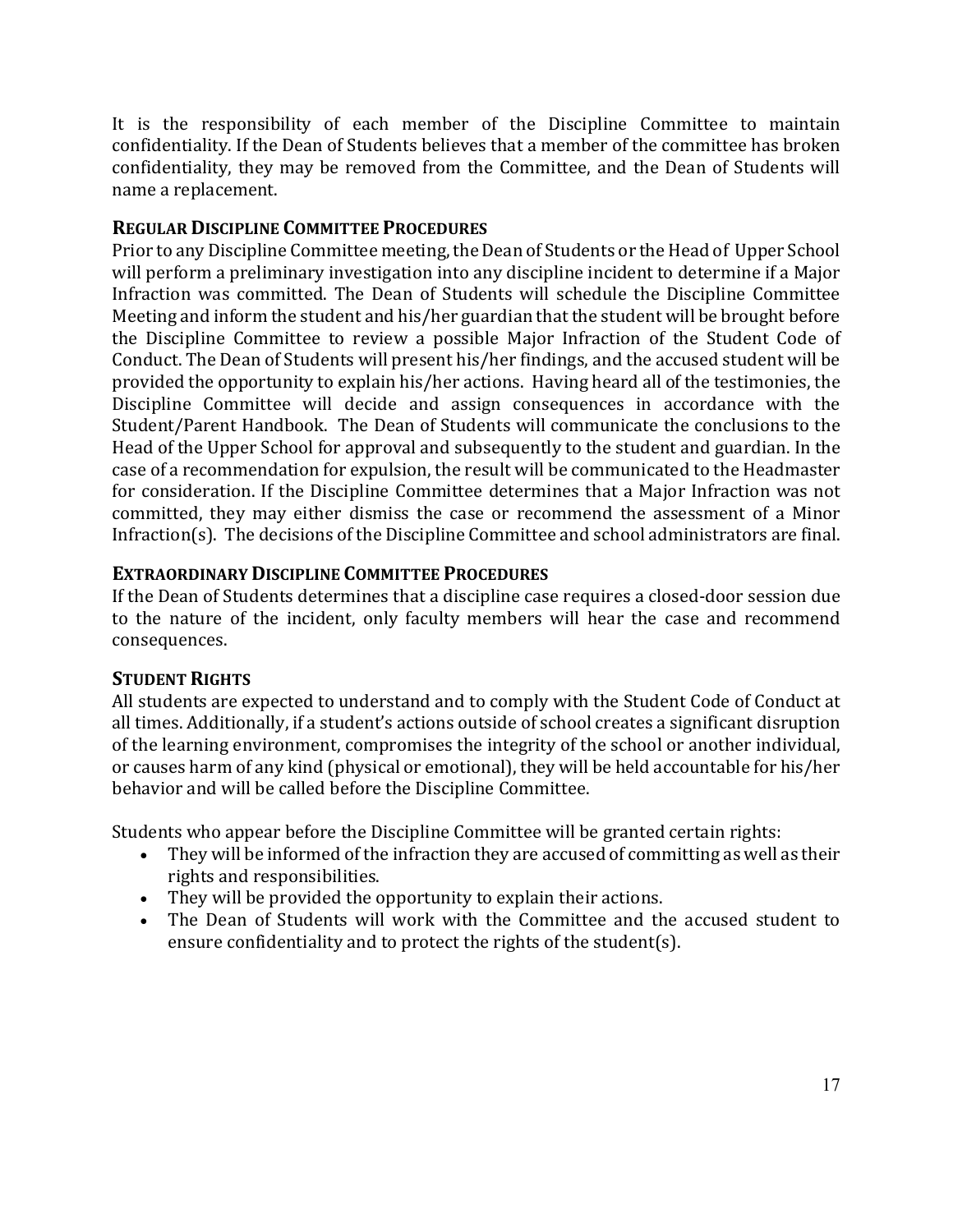It is the responsibility of each member of the Discipline Committee to maintain confidentiality. If the Dean of Students believes that a member of the committee has broken confidentiality, they may be removed from the Committee, and the Dean of Students will name a replacement.

### REGULAR DISCIPLINE COMMITTEE PROCEDURES

Prior to any Discipline Committee meeting, the Dean of Students or the Head of Upper School will perform a preliminary investigation into any discipline incident to determine if a Major Infraction was committed. The Dean of Students will schedule the Discipline Committee Meeting and inform the student and his/her guardian that the student will be brought before the Discipline Committee to review a possible Major Infraction of the Student Code of Conduct. The Dean of Students will present his/her findings, and the accused student will be provided the opportunity to explain his/her actions. Having heard all of the testimonies, the Discipline Committee will decide and assign consequences in accordance with the Student/Parent Handbook. The Dean of Students will communicate the conclusions to the Head of the Upper School for approval and subsequently to the student and guardian. In the case of a recommendation for expulsion, the result will be communicated to the Headmaster for consideration. If the Discipline Committee determines that a Major Infraction was not committed, they may either dismiss the case or recommend the assessment of a Minor Infraction(s). The decisions of the Discipline Committee and school administrators are final.

### EXTRAORDINARY DISCIPLINE COMMITTEE PROCEDURES

If the Dean of Students determines that a discipline case requires a closed-door session due to the nature of the incident, only faculty members will hear the case and recommend consequences.

### STUDENT RIGHTS

All students are expected to understand and to comply with the Student Code of Conduct at all times. Additionally, if a student's actions outside of school creates a significant disruption of the learning environment, compromises the integrity of the school or another individual, or causes harm of any kind (physical or emotional), they will be held accountable for his/her behavior and will be called before the Discipline Committee.

Students who appear before the Discipline Committee will be granted certain rights:

- They will be informed of the infraction they are accused of committing as well as their rights and responsibilities.
- They will be provided the opportunity to explain their actions.
- The Dean of Students will work with the Committee and the accused student to ensure confidentiality and to protect the rights of the student(s).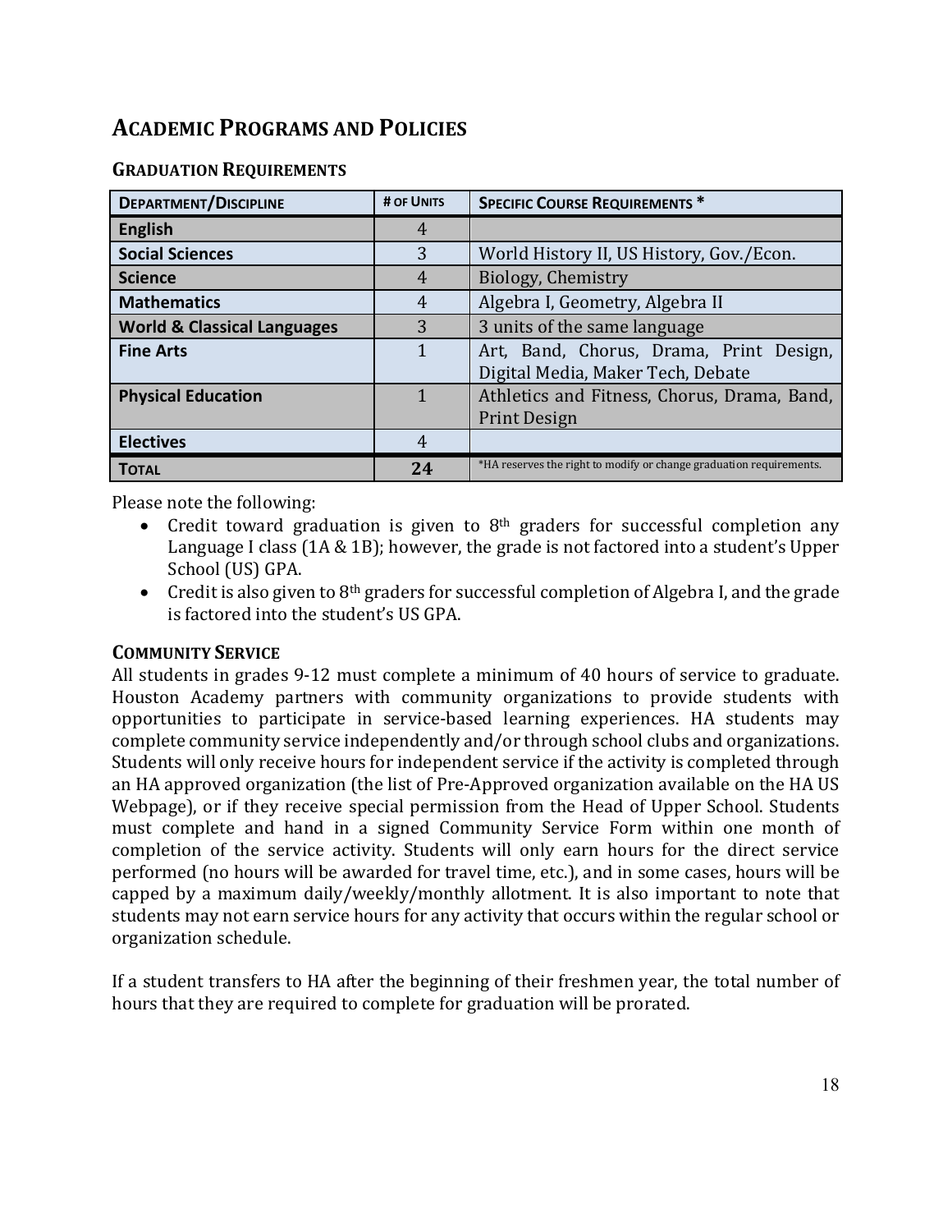## ACADEMIC PROGRAMS AND POLICIES

### GRADUATION REQUIREMENTS

| DEPARTMENT/DISCIPLINE | # OF UNITS | SPECIFIC COURSE REQUIREMENTS * |
|---|---|---|
| **English** | 4 | |
| **Social Sciences** | 3 | World History II, US History, Gov./Econ. |
| **Science** | 4 | Biology, Chemistry |
| **Mathematics** | 4 | Algebra I, Geometry, Algebra II |
| **World & Classical Languages** | 3 | 3 units of the same language |
| **Fine Arts** | 1 | Art, Band, Chorus, Drama, Print Design, Digital Media, Maker Tech, Debate |
| **Physical Education** | 1 | Athletics and Fitness, Chorus, Drama, Band, Print Design |
| **Electives** | 4 | |
| **TOTAL** | **24** | *HA reserves the right to modify or change graduation requirements. |

Please note the following:

- Credit toward graduation is given to 8th graders for successful completion any Language I class (1A & 1B); however, the grade is not factored into a student's Upper School (US) GPA.
- Credit is also given to 8th graders for successful completion of Algebra I, and the grade is factored into the student's US GPA.

### COMMUNITY SERVICE

All students in grades 9-12 must complete a minimum of 40 hours of service to graduate. Houston Academy partners with community organizations to provide students with opportunities to participate in service-based learning experiences. HA students may complete community service independently and/or through school clubs and organizations. Students will only receive hours for independent service if the activity is completed through an HA approved organization (the list of Pre-Approved organization available on the HA US Webpage), or if they receive special permission from the Head of Upper School. Students must complete and hand in a signed Community Service Form within one month of completion of the service activity. Students will only earn hours for the direct service performed (no hours will be awarded for travel time, etc.), and in some cases, hours will be capped by a maximum daily/weekly/monthly allotment. It is also important to note that students may not earn service hours for any activity that occurs within the regular school or organization schedule.

If a student transfers to HA after the beginning of their freshmen year, the total number of hours that they are required to complete for graduation will be prorated.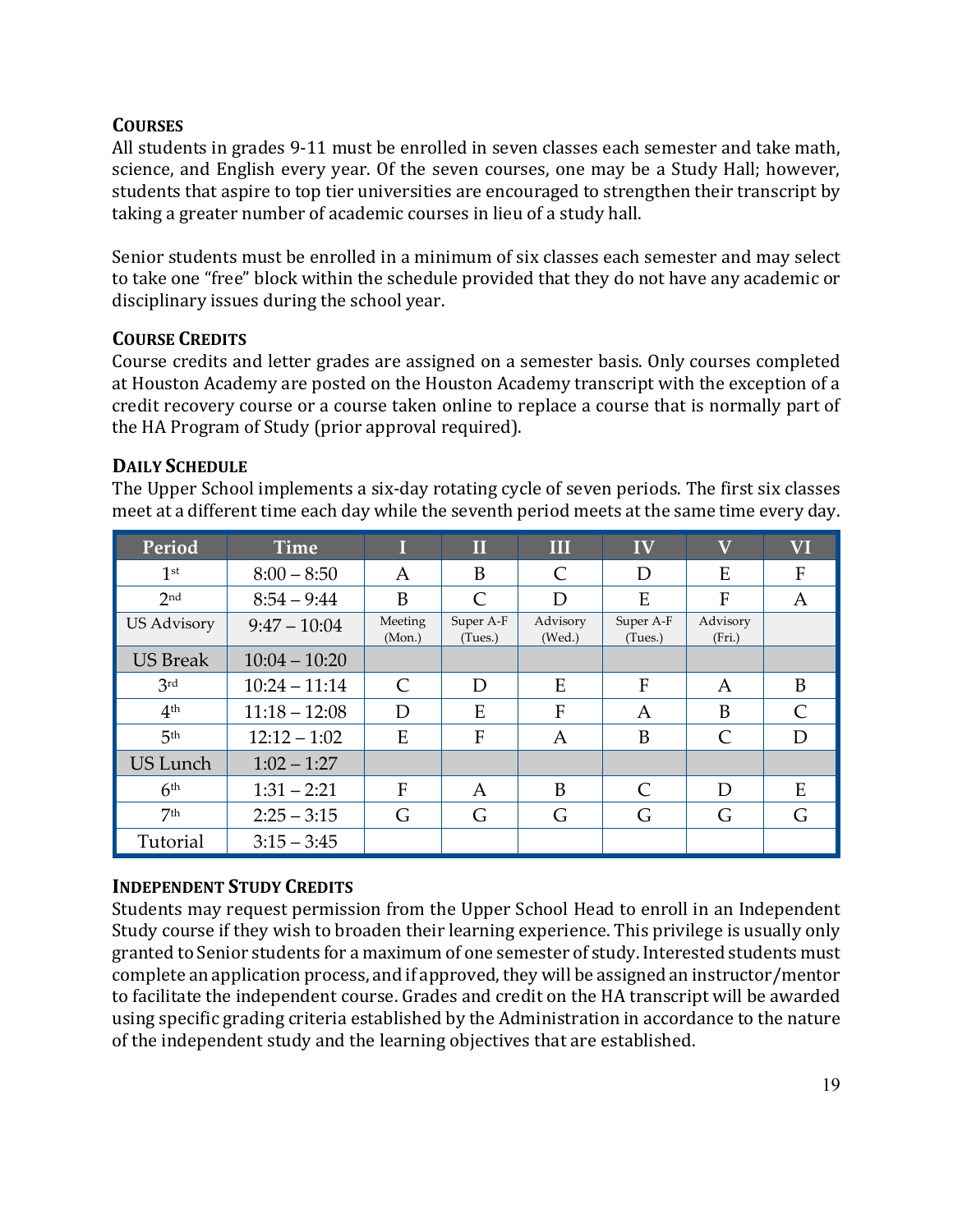### COURSES

All students in grades 9-11 must be enrolled in seven classes each semester and take math, science, and English every year. Of the seven courses, one may be a Study Hall; however, students that aspire to top tier universities are encouraged to strengthen their transcript by taking a greater number of academic courses in lieu of a study hall.

Senior students must be enrolled in a minimum of six classes each semester and may select to take one "free" block within the schedule provided that they do not have any academic or disciplinary issues during the school year.

### COURSE CREDITS

Course credits and letter grades are assigned on a semester basis. Only courses completed at Houston Academy are posted on the Houston Academy transcript with the exception of a credit recovery course or a course taken online to replace a course that is normally part of the HA Program of Study (prior approval required).

### DAILY SCHEDULE

The Upper School implements a six-day rotating cycle of seven periods. The first six classes meet at a different time each day while the seventh period meets at the same time every day.

| Period | Time | I | II | III | IV | V | VI |
|---|---|---|---|---|---|---|---|
| 1st | 8:00 – 8:50 | A | B | C | D | E | F |
| 2nd | 8:54 – 9:44 | B | C | D | E | F | A |
| US Advisory | 9:47 – 10:04 | Meeting (Mon.) | Super A-F (Tues.) | Advisory (Wed.) | Super A-F (Tues.) | Advisory (Fri.) | |
| US Break | 10:04 – 10:20 | | | | | | |
| 3rd | 10:24 – 11:14 | C | D | E | F | A | B |
| 4th | 11:18 – 12:08 | D | E | F | A | B | C |
| 5th | 12:12 – 1:02 | E | F | A | B | C | D |
| US Lunch | 1:02 – 1:27 | | | | | | |
| 6th | 1:31 – 2:21 | F | A | B | C | D | E |
| 7th | 2:25 – 3:15 | G | G | G | G | G | G |
| Tutorial | 3:15 – 3:45 | | | | | | |

### INDEPENDENT STUDY CREDITS

Students may request permission from the Upper School Head to enroll in an Independent Study course if they wish to broaden their learning experience. This privilege is usually only granted to Senior students for a maximum of one semester of study. Interested students must complete an application process, and if approved, they will be assigned an instructor/mentor to facilitate the independent course. Grades and credit on the HA transcript will be awarded using specific grading criteria established by the Administration in accordance to the nature of the independent study and the learning objectives that are established.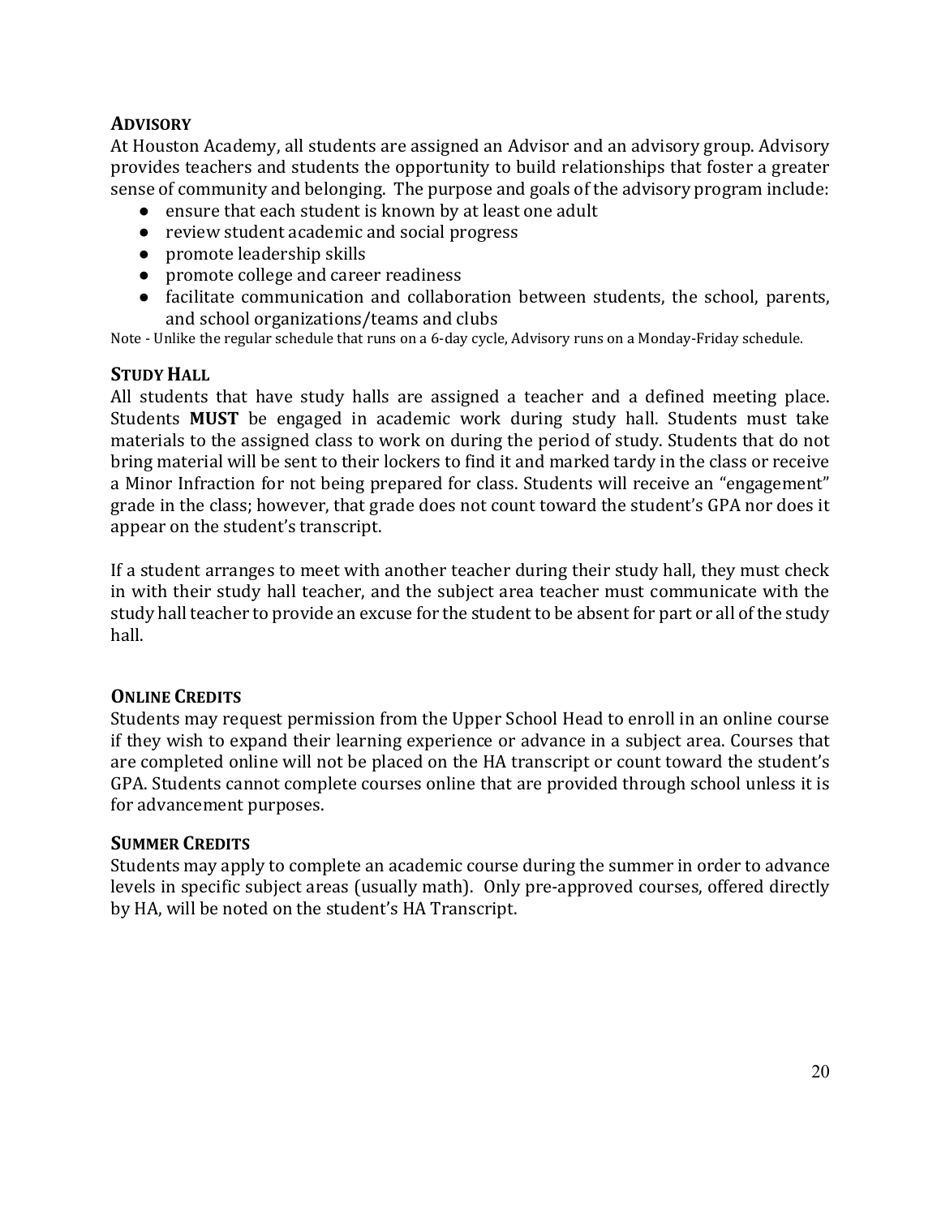## ADVISORY

At Houston Academy, all students are assigned an Advisor and an advisory group. Advisory provides teachers and students the opportunity to build relationships that foster a greater sense of community and belonging. The purpose and goals of the advisory program include:

- ensure that each student is known by at least one adult
- review student academic and social progress
- promote leadership skills
- promote college and career readiness
- facilitate communication and collaboration between students, the school, parents, and school organizations/teams and clubs

Note - Unlike the regular schedule that runs on a 6-day cycle, Advisory runs on a Monday-Friday schedule.

## STUDY HALL

All students that have study halls are assigned a teacher and a defined meeting place. Students **MUST** be engaged in academic work during study hall. Students must take materials to the assigned class to work on during the period of study. Students that do not bring material will be sent to their lockers to find it and marked tardy in the class or receive a Minor Infraction for not being prepared for class. Students will receive an "engagement" grade in the class; however, that grade does not count toward the student's GPA nor does it appear on the student's transcript.

If a student arranges to meet with another teacher during their study hall, they must check in with their study hall teacher, and the subject area teacher must communicate with the study hall teacher to provide an excuse for the student to be absent for part or all of the study hall.

## ONLINE CREDITS

Students may request permission from the Upper School Head to enroll in an online course if they wish to expand their learning experience or advance in a subject area. Courses that are completed online will not be placed on the HA transcript or count toward the student's GPA. Students cannot complete courses online that are provided through school unless it is for advancement purposes.

## SUMMER CREDITS

Students may apply to complete an academic course during the summer in order to advance levels in specific subject areas (usually math). Only pre-approved courses, offered directly by HA, will be noted on the student's HA Transcript.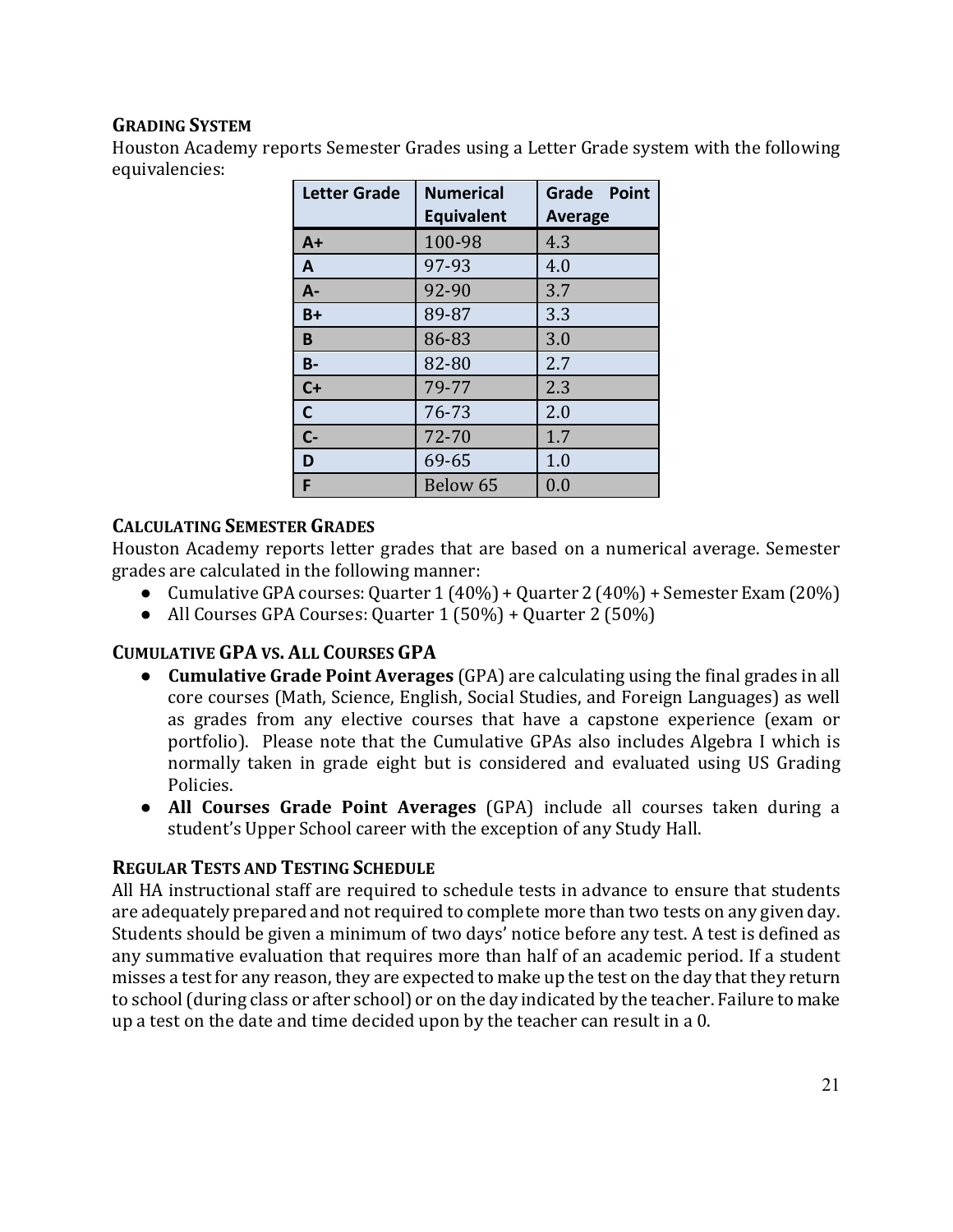## GRADING SYSTEM

Houston Academy reports Semester Grades using a Letter Grade system with the following equivalencies:

| Letter Grade | Numerical Equivalent | Grade Point Average |
|---|---|---|
| **A+** | 100-98 | 4.3 |
| **A** | 97-93 | 4.0 |
| **A-** | 92-90 | 3.7 |
| **B+** | 89-87 | 3.3 |
| **B** | 86-83 | 3.0 |
| **B-** | 82-80 | 2.7 |
| **C+** | 79-77 | 2.3 |
| **C** | 76-73 | 2.0 |
| **C-** | 72-70 | 1.7 |
| **D** | 69-65 | 1.0 |
| **F** | Below 65 | 0.0 |

## CALCULATING SEMESTER GRADES

Houston Academy reports letter grades that are based on a numerical average. Semester grades are calculated in the following manner:

- Cumulative GPA courses: Quarter 1 (40%) + Quarter 2 (40%) + Semester Exam (20%)
- All Courses GPA Courses: Quarter 1 (50%) + Quarter 2 (50%)

## CUMULATIVE GPA VS. ALL COURSES GPA

- **Cumulative Grade Point Averages** (GPA) are calculating using the final grades in all core courses (Math, Science, English, Social Studies, and Foreign Languages) as well as grades from any elective courses that have a capstone experience (exam or portfolio). Please note that the Cumulative GPAs also includes Algebra I which is normally taken in grade eight but is considered and evaluated using US Grading Policies.
- **All Courses Grade Point Averages** (GPA) include all courses taken during a student's Upper School career with the exception of any Study Hall.

## REGULAR TESTS AND TESTING SCHEDULE

All HA instructional staff are required to schedule tests in advance to ensure that students are adequately prepared and not required to complete more than two tests on any given day. Students should be given a minimum of two days' notice before any test. A test is defined as any summative evaluation that requires more than half of an academic period. If a student misses a test for any reason, they are expected to make up the test on the day that they return to school (during class or after school) or on the day indicated by the teacher. Failure to make up a test on the date and time decided upon by the teacher can result in a 0.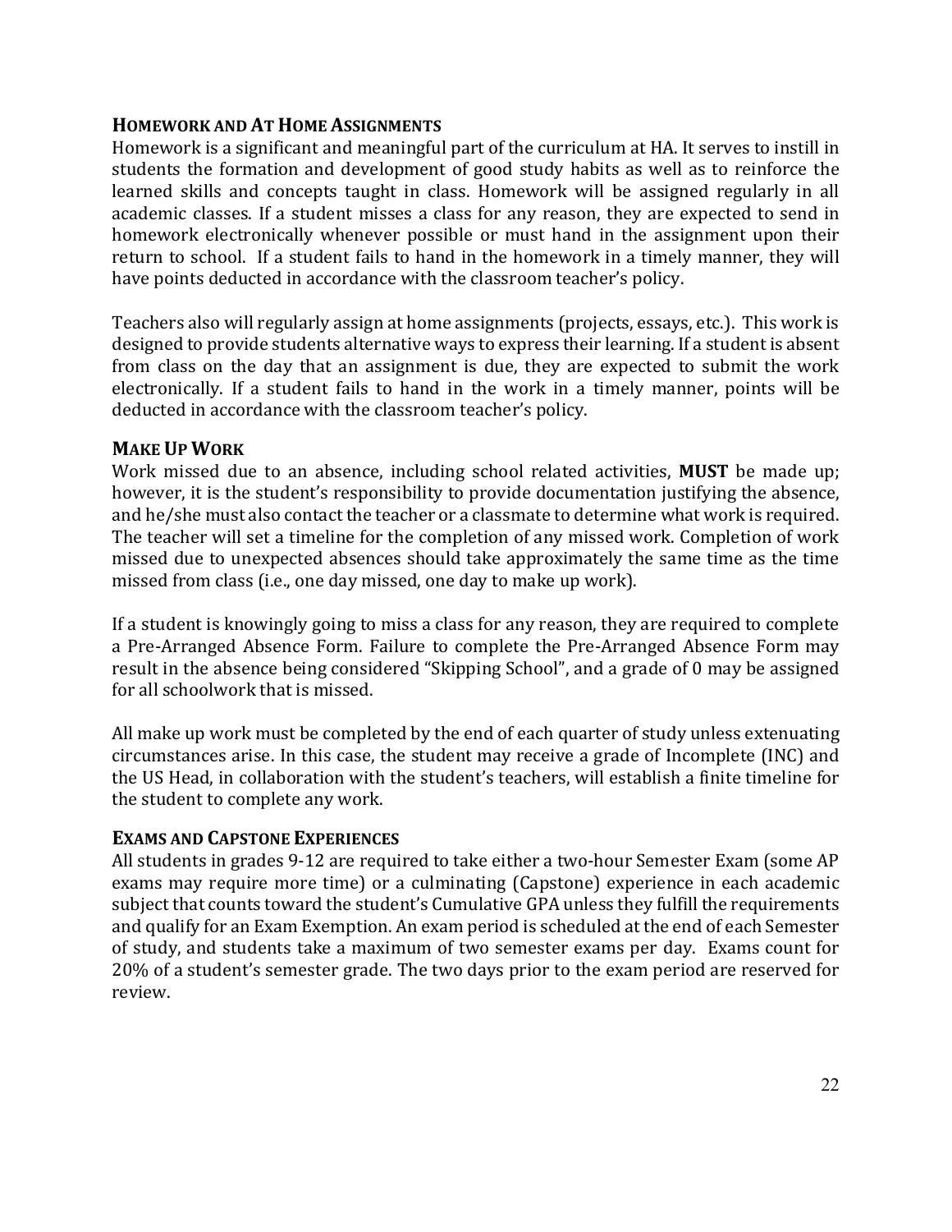## HOMEWORK AND AT HOME ASSIGNMENTS

Homework is a significant and meaningful part of the curriculum at HA. It serves to instill in students the formation and development of good study habits as well as to reinforce the learned skills and concepts taught in class. Homework will be assigned regularly in all academic classes. If a student misses a class for any reason, they are expected to send in homework electronically whenever possible or must hand in the assignment upon their return to school. If a student fails to hand in the homework in a timely manner, they will have points deducted in accordance with the classroom teacher's policy.

Teachers also will regularly assign at home assignments (projects, essays, etc.). This work is designed to provide students alternative ways to express their learning. If a student is absent from class on the day that an assignment is due, they are expected to submit the work electronically. If a student fails to hand in the work in a timely manner, points will be deducted in accordance with the classroom teacher's policy.

## MAKE UP WORK

Work missed due to an absence, including school related activities, **MUST** be made up; however, it is the student's responsibility to provide documentation justifying the absence, and he/she must also contact the teacher or a classmate to determine what work is required. The teacher will set a timeline for the completion of any missed work. Completion of work missed due to unexpected absences should take approximately the same time as the time missed from class (i.e., one day missed, one day to make up work).

If a student is knowingly going to miss a class for any reason, they are required to complete a Pre-Arranged Absence Form. Failure to complete the Pre-Arranged Absence Form may result in the absence being considered "Skipping School", and a grade of 0 may be assigned for all schoolwork that is missed.

All make up work must be completed by the end of each quarter of study unless extenuating circumstances arise. In this case, the student may receive a grade of Incomplete (INC) and the US Head, in collaboration with the student's teachers, will establish a finite timeline for the student to complete any work.

## EXAMS AND CAPSTONE EXPERIENCES

All students in grades 9-12 are required to take either a two-hour Semester Exam (some AP exams may require more time) or a culminating (Capstone) experience in each academic subject that counts toward the student's Cumulative GPA unless they fulfill the requirements and qualify for an Exam Exemption. An exam period is scheduled at the end of each Semester of study, and students take a maximum of two semester exams per day. Exams count for 20% of a student's semester grade. The two days prior to the exam period are reserved for review.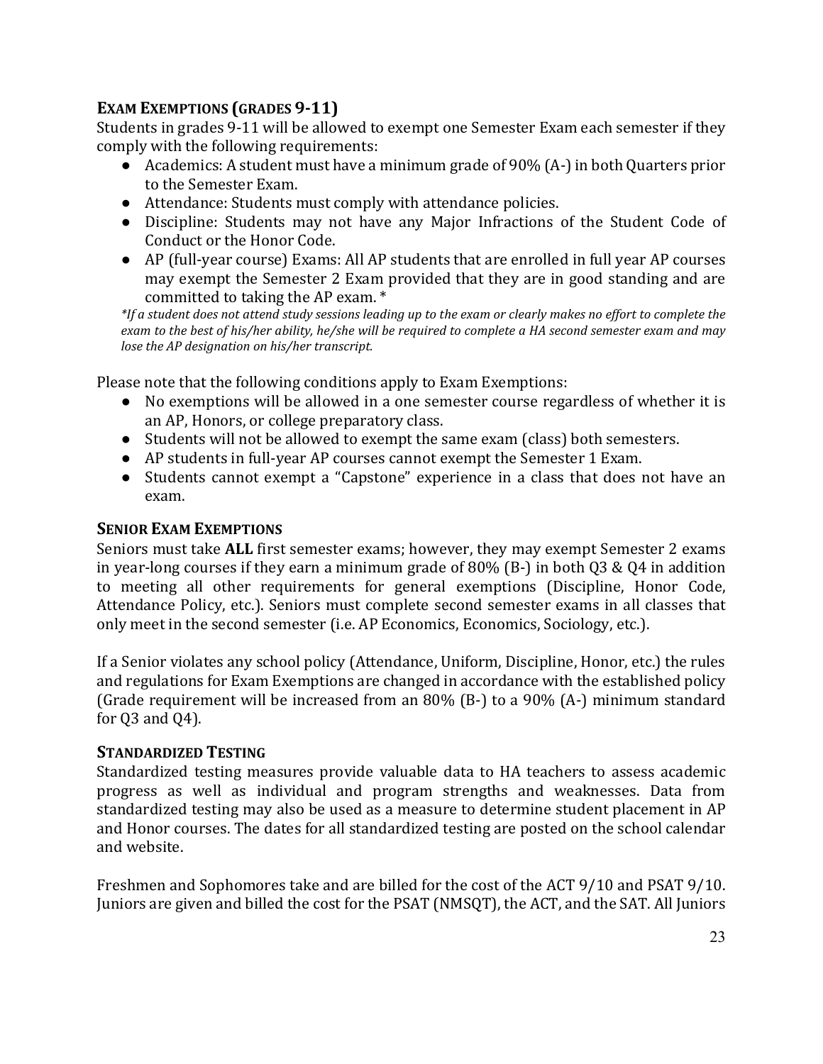## EXAM EXEMPTIONS (GRADES 9-11)

Students in grades 9-11 will be allowed to exempt one Semester Exam each semester if they comply with the following requirements:

- Academics: A student must have a minimum grade of 90% (A-) in both Quarters prior to the Semester Exam.
- Attendance: Students must comply with attendance policies.
- Discipline: Students may not have any Major Infractions of the Student Code of Conduct or the Honor Code.
- AP (full-year course) Exams: All AP students that are enrolled in full year AP courses may exempt the Semester 2 Exam provided that they are in good standing and are committed to taking the AP exam. *

*\*If a student does not attend study sessions leading up to the exam or clearly makes no effort to complete the exam to the best of his/her ability, he/she will be required to complete a HA second semester exam and may lose the AP designation on his/her transcript.*

Please note that the following conditions apply to Exam Exemptions:

- No exemptions will be allowed in a one semester course regardless of whether it is an AP, Honors, or college preparatory class.
- Students will not be allowed to exempt the same exam (class) both semesters.
- AP students in full-year AP courses cannot exempt the Semester 1 Exam.
- Students cannot exempt a "Capstone" experience in a class that does not have an exam.

## SENIOR EXAM EXEMPTIONS

Seniors must take **ALL** first semester exams; however, they may exempt Semester 2 exams in year-long courses if they earn a minimum grade of 80% (B-) in both Q3 & Q4 in addition to meeting all other requirements for general exemptions (Discipline, Honor Code, Attendance Policy, etc.). Seniors must complete second semester exams in all classes that only meet in the second semester (i.e. AP Economics, Economics, Sociology, etc.).

If a Senior violates any school policy (Attendance, Uniform, Discipline, Honor, etc.) the rules and regulations for Exam Exemptions are changed in accordance with the established policy (Grade requirement will be increased from an 80% (B-) to a 90% (A-) minimum standard for Q3 and Q4).

## STANDARDIZED TESTING

Standardized testing measures provide valuable data to HA teachers to assess academic progress as well as individual and program strengths and weaknesses. Data from standardized testing may also be used as a measure to determine student placement in AP and Honor courses. The dates for all standardized testing are posted on the school calendar and website.

Freshmen and Sophomores take and are billed for the cost of the ACT 9/10 and PSAT 9/10. Juniors are given and billed the cost for the PSAT (NMSQT), the ACT, and the SAT. All Juniors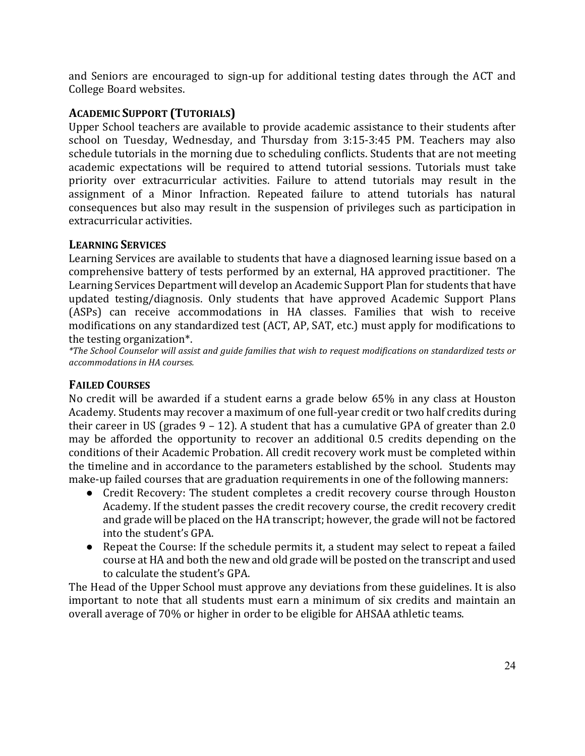and Seniors are encouraged to sign-up for additional testing dates through the ACT and College Board websites.

### ACADEMIC SUPPORT (TUTORIALS)

Upper School teachers are available to provide academic assistance to their students after school on Tuesday, Wednesday, and Thursday from 3:15-3:45 PM. Teachers may also schedule tutorials in the morning due to scheduling conflicts. Students that are not meeting academic expectations will be required to attend tutorial sessions. Tutorials must take priority over extracurricular activities. Failure to attend tutorials may result in the assignment of a Minor Infraction. Repeated failure to attend tutorials has natural consequences but also may result in the suspension of privileges such as participation in extracurricular activities.

### LEARNING SERVICES

Learning Services are available to students that have a diagnosed learning issue based on a comprehensive battery of tests performed by an external, HA approved practitioner. The Learning Services Department will develop an Academic Support Plan for students that have updated testing/diagnosis. Only students that have approved Academic Support Plans (ASPs) can receive accommodations in HA classes. Families that wish to receive modifications on any standardized test (ACT, AP, SAT, etc.) must apply for modifications to the testing organization*.

*\*The School Counselor will assist and guide families that wish to request modifications on standardized tests or accommodations in HA courses.*

### FAILED COURSES

No credit will be awarded if a student earns a grade below 65% in any class at Houston Academy. Students may recover a maximum of one full-year credit or two half credits during their career in US (grades 9 – 12). A student that has a cumulative GPA of greater than 2.0 may be afforded the opportunity to recover an additional 0.5 credits depending on the conditions of their Academic Probation. All credit recovery work must be completed within the timeline and in accordance to the parameters established by the school. Students may make-up failed courses that are graduation requirements in one of the following manners:

- Credit Recovery: The student completes a credit recovery course through Houston Academy. If the student passes the credit recovery course, the credit recovery credit and grade will be placed on the HA transcript; however, the grade will not be factored into the student's GPA.
- Repeat the Course: If the schedule permits it, a student may select to repeat a failed course at HA and both the new and old grade will be posted on the transcript and used to calculate the student's GPA.

The Head of the Upper School must approve any deviations from these guidelines. It is also important to note that all students must earn a minimum of six credits and maintain an overall average of 70% or higher in order to be eligible for AHSAA athletic teams.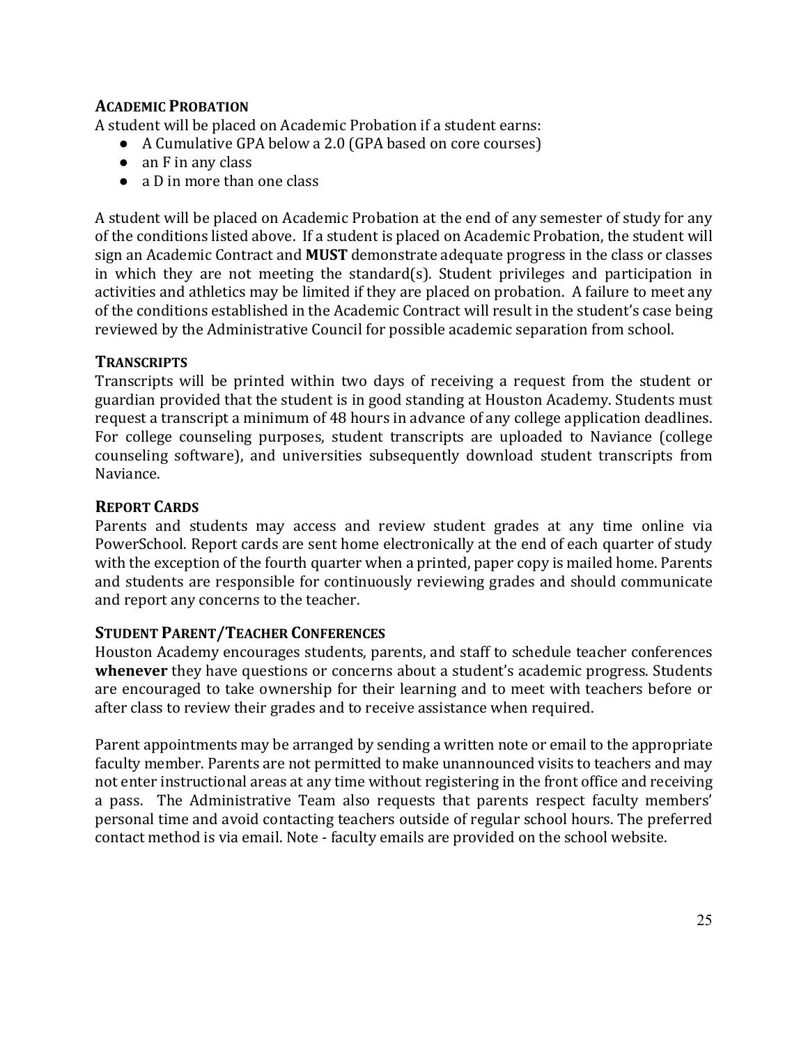### Academic Probation

A student will be placed on Academic Probation if a student earns:

- A Cumulative GPA below a 2.0 (GPA based on core courses)
- an F in any class
- a D in more than one class

A student will be placed on Academic Probation at the end of any semester of study for any of the conditions listed above. If a student is placed on Academic Probation, the student will sign an Academic Contract and **MUST** demonstrate adequate progress in the class or classes in which they are not meeting the standard(s). Student privileges and participation in activities and athletics may be limited if they are placed on probation. A failure to meet any of the conditions established in the Academic Contract will result in the student's case being reviewed by the Administrative Council for possible academic separation from school.

### Transcripts

Transcripts will be printed within two days of receiving a request from the student or guardian provided that the student is in good standing at Houston Academy. Students must request a transcript a minimum of 48 hours in advance of any college application deadlines. For college counseling purposes, student transcripts are uploaded to Naviance (college counseling software), and universities subsequently download student transcripts from Naviance.

### Report Cards

Parents and students may access and review student grades at any time online via PowerSchool. Report cards are sent home electronically at the end of each quarter of study with the exception of the fourth quarter when a printed, paper copy is mailed home. Parents and students are responsible for continuously reviewing grades and should communicate and report any concerns to the teacher.

### Student Parent/Teacher Conferences

Houston Academy encourages students, parents, and staff to schedule teacher conferences **whenever** they have questions or concerns about a student's academic progress. Students are encouraged to take ownership for their learning and to meet with teachers before or after class to review their grades and to receive assistance when required.

Parent appointments may be arranged by sending a written note or email to the appropriate faculty member. Parents are not permitted to make unannounced visits to teachers and may not enter instructional areas at any time without registering in the front office and receiving a pass. The Administrative Team also requests that parents respect faculty members' personal time and avoid contacting teachers outside of regular school hours. The preferred contact method is via email. Note - faculty emails are provided on the school website.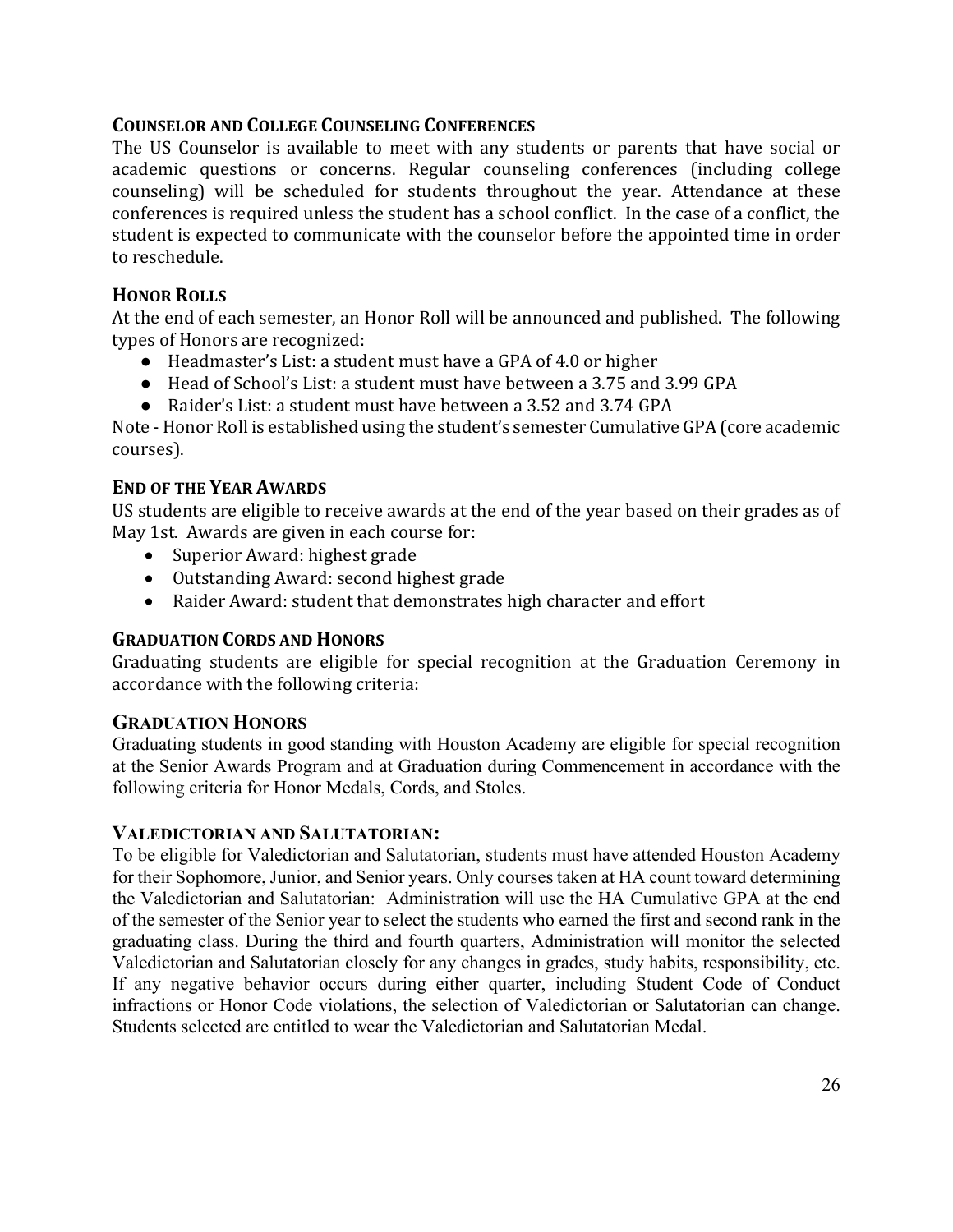## Counselor and College Counseling Conferences

The US Counselor is available to meet with any students or parents that have social or academic questions or concerns. Regular counseling conferences (including college counseling) will be scheduled for students throughout the year. Attendance at these conferences is required unless the student has a school conflict. In the case of a conflict, the student is expected to communicate with the counselor before the appointed time in order to reschedule.

## Honor Rolls

At the end of each semester, an Honor Roll will be announced and published. The following types of Honors are recognized:

- Headmaster's List: a student must have a GPA of 4.0 or higher
- Head of School's List: a student must have between a 3.75 and 3.99 GPA
- Raider's List: a student must have between a 3.52 and 3.74 GPA

Note - Honor Roll is established using the student's semester Cumulative GPA (core academic courses).

## End of the Year Awards

US students are eligible to receive awards at the end of the year based on their grades as of May 1st. Awards are given in each course for:

- Superior Award: highest grade
- Outstanding Award: second highest grade
- Raider Award: student that demonstrates high character and effort

## Graduation Cords and Honors

Graduating students are eligible for special recognition at the Graduation Ceremony in accordance with the following criteria:

## Graduation Honors

Graduating students in good standing with Houston Academy are eligible for special recognition at the Senior Awards Program and at Graduation during Commencement in accordance with the following criteria for Honor Medals, Cords, and Stoles.

## Valedictorian and Salutatorian:

To be eligible for Valedictorian and Salutatorian, students must have attended Houston Academy for their Sophomore, Junior, and Senior years. Only courses taken at HA count toward determining the Valedictorian and Salutatorian: Administration will use the HA Cumulative GPA at the end of the semester of the Senior year to select the students who earned the first and second rank in the graduating class. During the third and fourth quarters, Administration will monitor the selected Valedictorian and Salutatorian closely for any changes in grades, study habits, responsibility, etc. If any negative behavior occurs during either quarter, including Student Code of Conduct infractions or Honor Code violations, the selection of Valedictorian or Salutatorian can change. Students selected are entitled to wear the Valedictorian and Salutatorian Medal.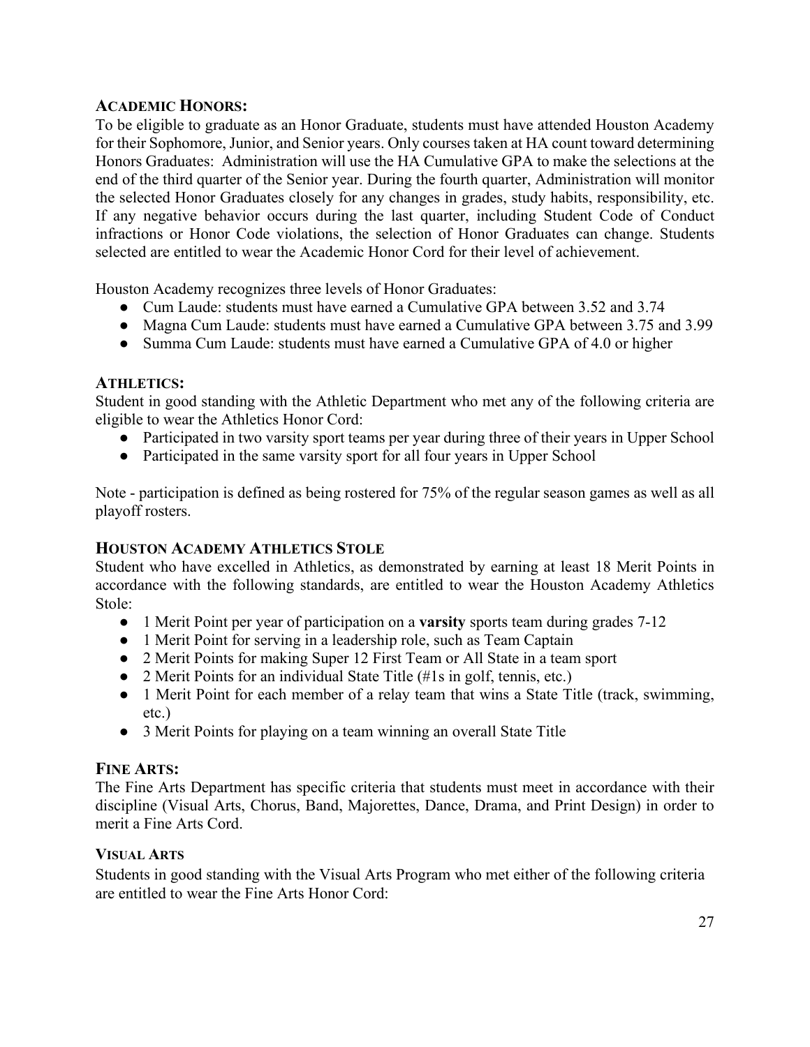### ACADEMIC HONORS:

To be eligible to graduate as an Honor Graduate, students must have attended Houston Academy for their Sophomore, Junior, and Senior years. Only courses taken at HA count toward determining Honors Graduates: Administration will use the HA Cumulative GPA to make the selections at the end of the third quarter of the Senior year. During the fourth quarter, Administration will monitor the selected Honor Graduates closely for any changes in grades, study habits, responsibility, etc. If any negative behavior occurs during the last quarter, including Student Code of Conduct infractions or Honor Code violations, the selection of Honor Graduates can change. Students selected are entitled to wear the Academic Honor Cord for their level of achievement.

Houston Academy recognizes three levels of Honor Graduates:

- Cum Laude: students must have earned a Cumulative GPA between 3.52 and 3.74
- Magna Cum Laude: students must have earned a Cumulative GPA between 3.75 and 3.99
- Summa Cum Laude: students must have earned a Cumulative GPA of 4.0 or higher

### ATHLETICS:

Student in good standing with the Athletic Department who met any of the following criteria are eligible to wear the Athletics Honor Cord:

- Participated in two varsity sport teams per year during three of their years in Upper School
- Participated in the same varsity sport for all four years in Upper School

Note - participation is defined as being rostered for 75% of the regular season games as well as all playoff rosters.

### HOUSTON ACADEMY ATHLETICS STOLE

Student who have excelled in Athletics, as demonstrated by earning at least 18 Merit Points in accordance with the following standards, are entitled to wear the Houston Academy Athletics Stole:

- 1 Merit Point per year of participation on a **varsity** sports team during grades 7-12
- 1 Merit Point for serving in a leadership role, such as Team Captain
- 2 Merit Points for making Super 12 First Team or All State in a team sport
- 2 Merit Points for an individual State Title (#1s in golf, tennis, etc.)
- 1 Merit Point for each member of a relay team that wins a State Title (track, swimming, etc.)
- 3 Merit Points for playing on a team winning an overall State Title

### FINE ARTS:

The Fine Arts Department has specific criteria that students must meet in accordance with their discipline (Visual Arts, Chorus, Band, Majorettes, Dance, Drama, and Print Design) in order to merit a Fine Arts Cord.

#### VISUAL ARTS

Students in good standing with the Visual Arts Program who met either of the following criteria are entitled to wear the Fine Arts Honor Cord: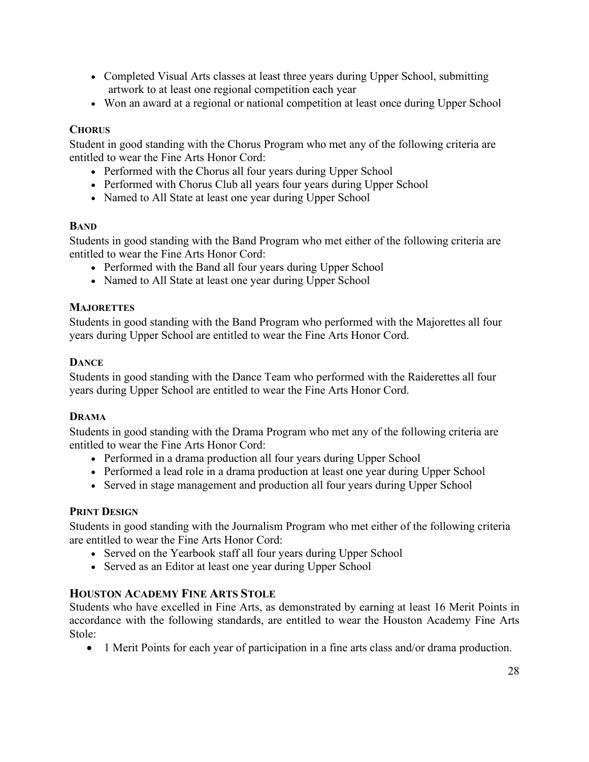- Completed Visual Arts classes at least three years during Upper School, submitting artwork to at least one regional competition each year
- Won an award at a regional or national competition at least once during Upper School

### CHORUS

Student in good standing with the Chorus Program who met any of the following criteria are entitled to wear the Fine Arts Honor Cord:

- Performed with the Chorus all four years during Upper School
- Performed with Chorus Club all years four years during Upper School
- Named to All State at least one year during Upper School

### BAND

Students in good standing with the Band Program who met either of the following criteria are entitled to wear the Fine Arts Honor Cord:

- Performed with the Band all four years during Upper School
- Named to All State at least one year during Upper School

### MAJORETTES

Students in good standing with the Band Program who performed with the Majorettes all four years during Upper School are entitled to wear the Fine Arts Honor Cord.

### DANCE

Students in good standing with the Dance Team who performed with the Raiderettes all four years during Upper School are entitled to wear the Fine Arts Honor Cord.

### DRAMA

Students in good standing with the Drama Program who met any of the following criteria are entitled to wear the Fine Arts Honor Cord:

- Performed in a drama production all four years during Upper School
- Performed a lead role in a drama production at least one year during Upper School
- Served in stage management and production all four years during Upper School

### PRINT DESIGN

Students in good standing with the Journalism Program who met either of the following criteria are entitled to wear the Fine Arts Honor Cord:

- Served on the Yearbook staff all four years during Upper School
- Served as an Editor at least one year during Upper School

## HOUSTON ACADEMY FINE ARTS STOLE

Students who have excelled in Fine Arts, as demonstrated by earning at least 16 Merit Points in accordance with the following standards, are entitled to wear the Houston Academy Fine Arts Stole:

- 1 Merit Points for each year of participation in a fine arts class and/or drama production.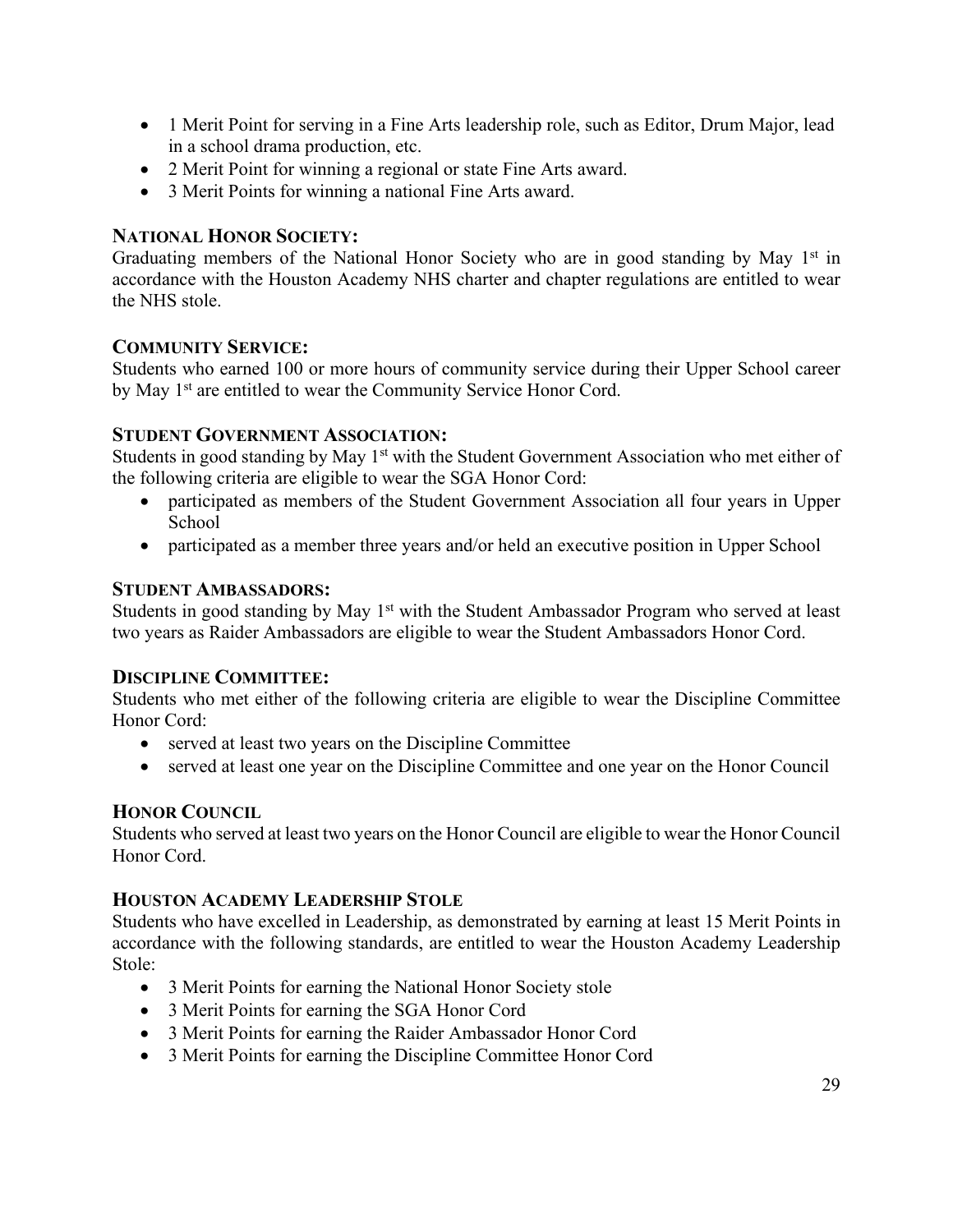- 1 Merit Point for serving in a Fine Arts leadership role, such as Editor, Drum Major, lead in a school drama production, etc.
- 2 Merit Point for winning a regional or state Fine Arts award.
- 3 Merit Points for winning a national Fine Arts award.

### NATIONAL HONOR SOCIETY:

Graduating members of the National Honor Society who are in good standing by May 1st in accordance with the Houston Academy NHS charter and chapter regulations are entitled to wear the NHS stole.

### COMMUNITY SERVICE:

Students who earned 100 or more hours of community service during their Upper School career by May 1st are entitled to wear the Community Service Honor Cord.

### STUDENT GOVERNMENT ASSOCIATION:

Students in good standing by May 1st with the Student Government Association who met either of the following criteria are eligible to wear the SGA Honor Cord:

- participated as members of the Student Government Association all four years in Upper School
- participated as a member three years and/or held an executive position in Upper School

### STUDENT AMBASSADORS:

Students in good standing by May 1st with the Student Ambassador Program who served at least two years as Raider Ambassadors are eligible to wear the Student Ambassadors Honor Cord.

### DISCIPLINE COMMITTEE:

Students who met either of the following criteria are eligible to wear the Discipline Committee Honor Cord:

- served at least two years on the Discipline Committee
- served at least one year on the Discipline Committee and one year on the Honor Council

### HONOR COUNCIL

Students who served at least two years on the Honor Council are eligible to wear the Honor Council Honor Cord.

### HOUSTON ACADEMY LEADERSHIP STOLE

Students who have excelled in Leadership, as demonstrated by earning at least 15 Merit Points in accordance with the following standards, are entitled to wear the Houston Academy Leadership Stole:

- 3 Merit Points for earning the National Honor Society stole
- 3 Merit Points for earning the SGA Honor Cord
- 3 Merit Points for earning the Raider Ambassador Honor Cord
- 3 Merit Points for earning the Discipline Committee Honor Cord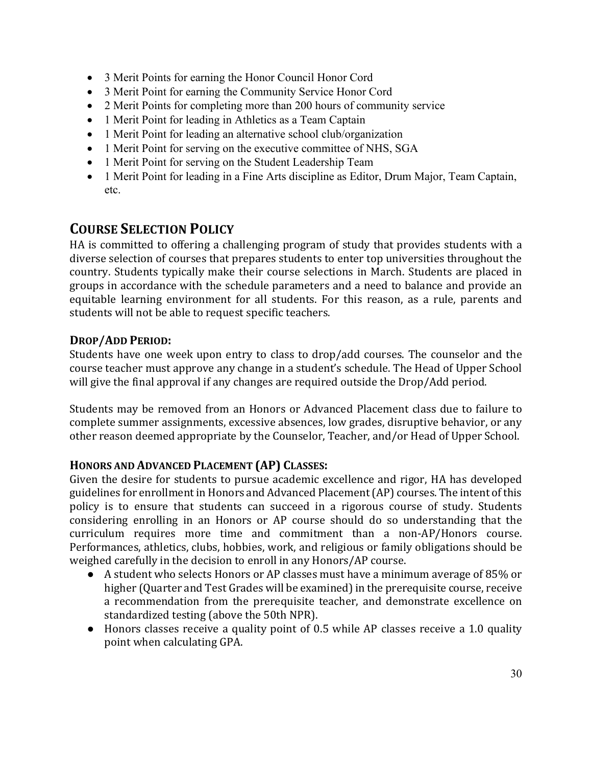- 3 Merit Points for earning the Honor Council Honor Cord
- 3 Merit Point for earning the Community Service Honor Cord
- 2 Merit Points for completing more than 200 hours of community service
- 1 Merit Point for leading in Athletics as a Team Captain
- 1 Merit Point for leading an alternative school club/organization
- 1 Merit Point for serving on the executive committee of NHS, SGA
- 1 Merit Point for serving on the Student Leadership Team
- 1 Merit Point for leading in a Fine Arts discipline as Editor, Drum Major, Team Captain, etc.

## COURSE SELECTION POLICY

HA is committed to offering a challenging program of study that provides students with a diverse selection of courses that prepares students to enter top universities throughout the country. Students typically make their course selections in March. Students are placed in groups in accordance with the schedule parameters and a need to balance and provide an equitable learning environment for all students. For this reason, as a rule, parents and students will not be able to request specific teachers.

### DROP/ADD PERIOD:

Students have one week upon entry to class to drop/add courses. The counselor and the course teacher must approve any change in a student's schedule. The Head of Upper School will give the final approval if any changes are required outside the Drop/Add period.

Students may be removed from an Honors or Advanced Placement class due to failure to complete summer assignments, excessive absences, low grades, disruptive behavior, or any other reason deemed appropriate by the Counselor, Teacher, and/or Head of Upper School.

### HONORS AND ADVANCED PLACEMENT (AP) CLASSES:

Given the desire for students to pursue academic excellence and rigor, HA has developed guidelines for enrollment in Honors and Advanced Placement (AP) courses. The intent of this policy is to ensure that students can succeed in a rigorous course of study. Students considering enrolling in an Honors or AP course should do so understanding that the curriculum requires more time and commitment than a non-AP/Honors course. Performances, athletics, clubs, hobbies, work, and religious or family obligations should be weighed carefully in the decision to enroll in any Honors/AP course.

- A student who selects Honors or AP classes must have a minimum average of 85% or higher (Quarter and Test Grades will be examined) in the prerequisite course, receive a recommendation from the prerequisite teacher, and demonstrate excellence on standardized testing (above the 50th NPR).
- Honors classes receive a quality point of 0.5 while AP classes receive a 1.0 quality point when calculating GPA.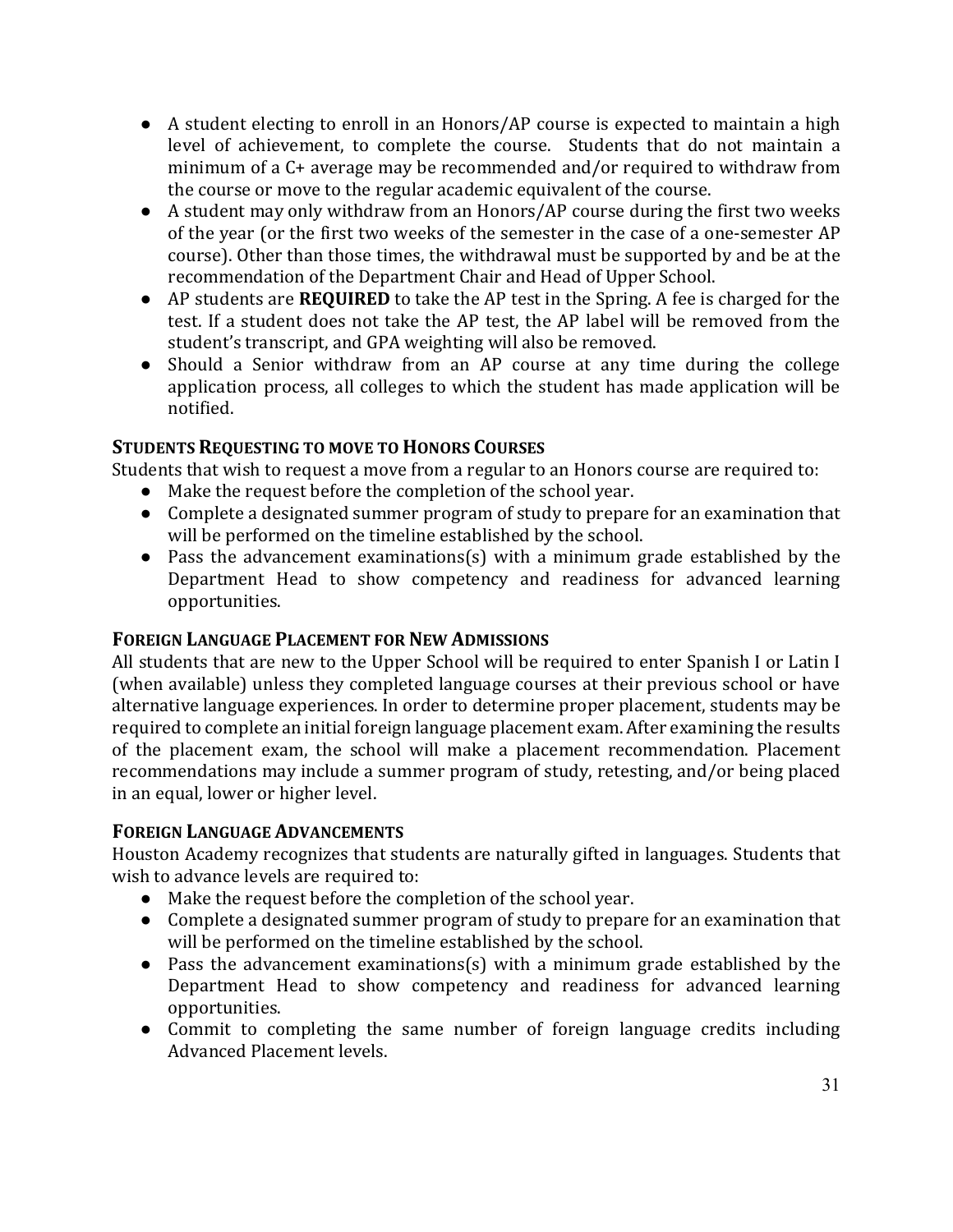- A student electing to enroll in an Honors/AP course is expected to maintain a high level of achievement, to complete the course. Students that do not maintain a minimum of a C+ average may be recommended and/or required to withdraw from the course or move to the regular academic equivalent of the course.
- A student may only withdraw from an Honors/AP course during the first two weeks of the year (or the first two weeks of the semester in the case of a one-semester AP course). Other than those times, the withdrawal must be supported by and be at the recommendation of the Department Chair and Head of Upper School.
- AP students are **REQUIRED** to take the AP test in the Spring. A fee is charged for the test. If a student does not take the AP test, the AP label will be removed from the student's transcript, and GPA weighting will also be removed.
- Should a Senior withdraw from an AP course at any time during the college application process, all colleges to which the student has made application will be notified.

### Students Requesting to move to Honors Courses

Students that wish to request a move from a regular to an Honors course are required to:

- Make the request before the completion of the school year.
- Complete a designated summer program of study to prepare for an examination that will be performed on the timeline established by the school.
- Pass the advancement examinations(s) with a minimum grade established by the Department Head to show competency and readiness for advanced learning opportunities.

### Foreign Language Placement for New Admissions

All students that are new to the Upper School will be required to enter Spanish I or Latin I (when available) unless they completed language courses at their previous school or have alternative language experiences. In order to determine proper placement, students may be required to complete an initial foreign language placement exam. After examining the results of the placement exam, the school will make a placement recommendation. Placement recommendations may include a summer program of study, retesting, and/or being placed in an equal, lower or higher level.

### Foreign Language Advancements

Houston Academy recognizes that students are naturally gifted in languages. Students that wish to advance levels are required to:

- Make the request before the completion of the school year.
- Complete a designated summer program of study to prepare for an examination that will be performed on the timeline established by the school.
- Pass the advancement examinations(s) with a minimum grade established by the Department Head to show competency and readiness for advanced learning opportunities.
- Commit to completing the same number of foreign language credits including Advanced Placement levels.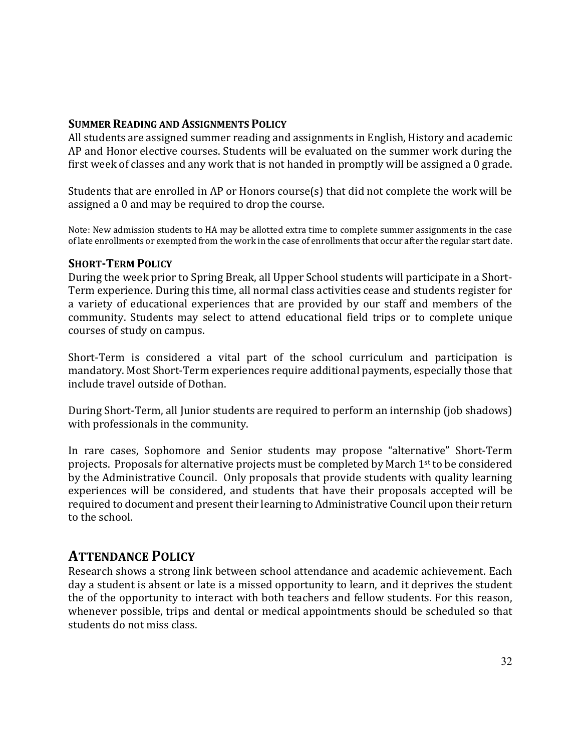### Summer Reading and Assignments Policy

All students are assigned summer reading and assignments in English, History and academic AP and Honor elective courses. Students will be evaluated on the summer work during the first week of classes and any work that is not handed in promptly will be assigned a 0 grade.

Students that are enrolled in AP or Honors course(s) that did not complete the work will be assigned a 0 and may be required to drop the course.

Note: New admission students to HA may be allotted extra time to complete summer assignments in the case of late enrollments or exempted from the work in the case of enrollments that occur after the regular start date.

### Short-Term Policy

During the week prior to Spring Break, all Upper School students will participate in a Short-Term experience. During this time, all normal class activities cease and students register for a variety of educational experiences that are provided by our staff and members of the community. Students may select to attend educational field trips or to complete unique courses of study on campus.

Short-Term is considered a vital part of the school curriculum and participation is mandatory. Most Short-Term experiences require additional payments, especially those that include travel outside of Dothan.

During Short-Term, all Junior students are required to perform an internship (job shadows) with professionals in the community.

In rare cases, Sophomore and Senior students may propose "alternative" Short-Term projects. Proposals for alternative projects must be completed by March 1st to be considered by the Administrative Council. Only proposals that provide students with quality learning experiences will be considered, and students that have their proposals accepted will be required to document and present their learning to Administrative Council upon their return to the school.

## Attendance Policy

Research shows a strong link between school attendance and academic achievement. Each day a student is absent or late is a missed opportunity to learn, and it deprives the student the of the opportunity to interact with both teachers and fellow students. For this reason, whenever possible, trips and dental or medical appointments should be scheduled so that students do not miss class.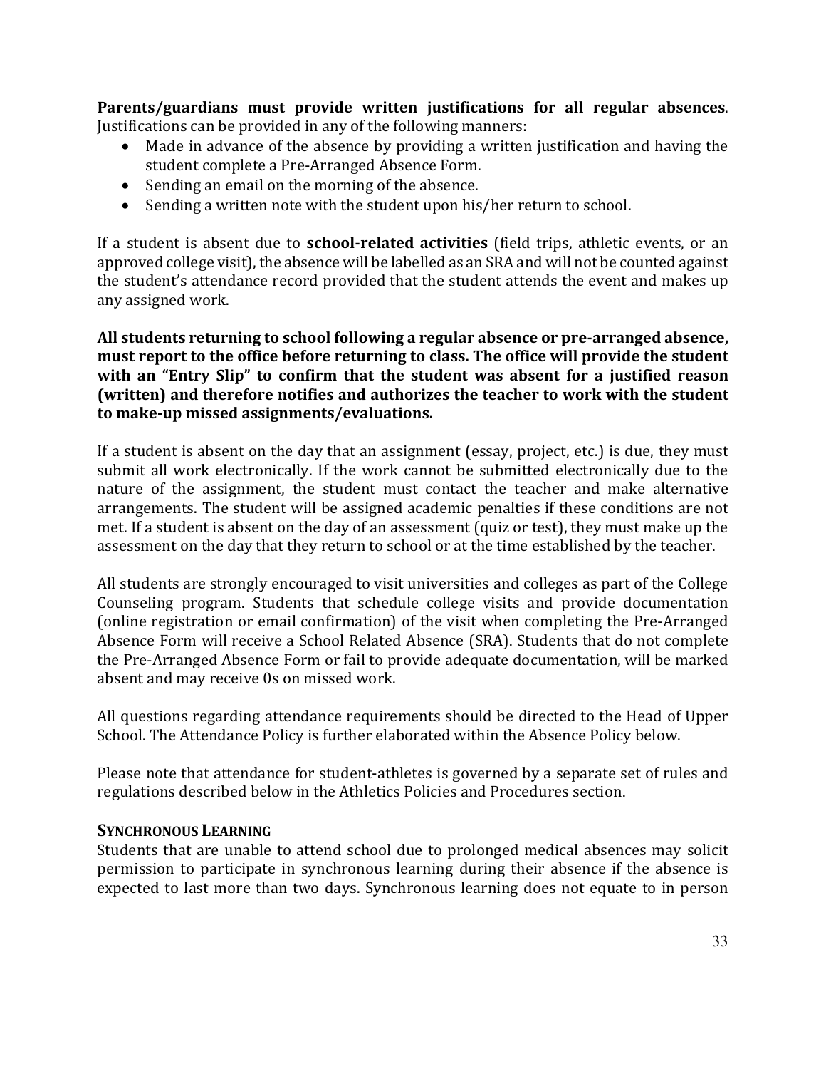**Parents/guardians must provide written justifications for all regular absences**. Justifications can be provided in any of the following manners:

- Made in advance of the absence by providing a written justification and having the student complete a Pre-Arranged Absence Form.
- Sending an email on the morning of the absence.
- Sending a written note with the student upon his/her return to school.

If a student is absent due to **school-related activities** (field trips, athletic events, or an approved college visit), the absence will be labelled as an SRA and will not be counted against the student's attendance record provided that the student attends the event and makes up any assigned work.

**All students returning to school following a regular absence or pre-arranged absence, must report to the office before returning to class. The office will provide the student with an "Entry Slip" to confirm that the student was absent for a justified reason (written) and therefore notifies and authorizes the teacher to work with the student to make-up missed assignments/evaluations.**

If a student is absent on the day that an assignment (essay, project, etc.) is due, they must submit all work electronically. If the work cannot be submitted electronically due to the nature of the assignment, the student must contact the teacher and make alternative arrangements. The student will be assigned academic penalties if these conditions are not met. If a student is absent on the day of an assessment (quiz or test), they must make up the assessment on the day that they return to school or at the time established by the teacher.

All students are strongly encouraged to visit universities and colleges as part of the College Counseling program. Students that schedule college visits and provide documentation (online registration or email confirmation) of the visit when completing the Pre-Arranged Absence Form will receive a School Related Absence (SRA). Students that do not complete the Pre-Arranged Absence Form or fail to provide adequate documentation, will be marked absent and may receive 0s on missed work.

All questions regarding attendance requirements should be directed to the Head of Upper School. The Attendance Policy is further elaborated within the Absence Policy below.

Please note that attendance for student-athletes is governed by a separate set of rules and regulations described below in the Athletics Policies and Procedures section.

### SYNCHRONOUS LEARNING

Students that are unable to attend school due to prolonged medical absences may solicit permission to participate in synchronous learning during their absence if the absence is expected to last more than two days. Synchronous learning does not equate to in person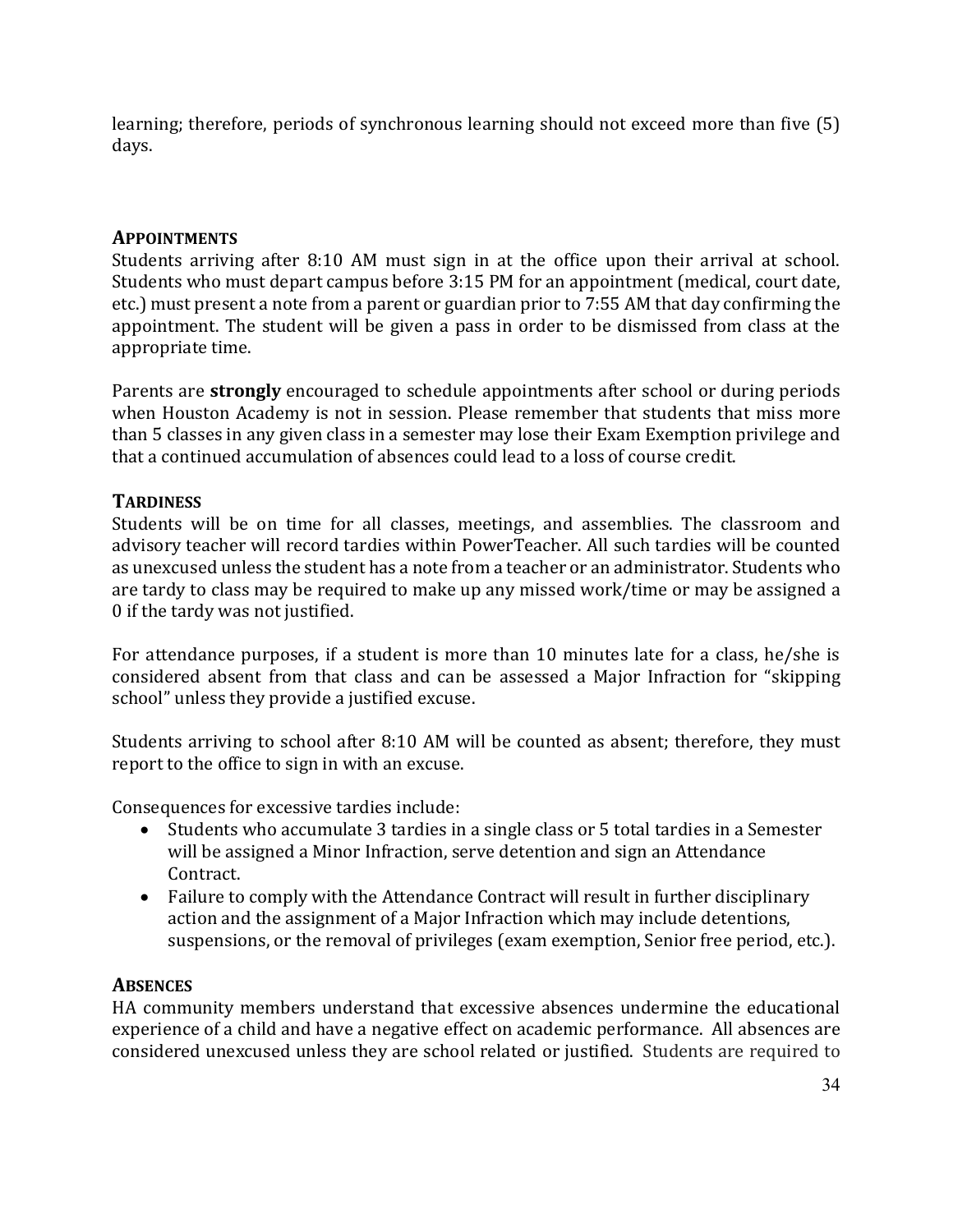learning; therefore, periods of synchronous learning should not exceed more than five (5) days.

### APPOINTMENTS

Students arriving after 8:10 AM must sign in at the office upon their arrival at school. Students who must depart campus before 3:15 PM for an appointment (medical, court date, etc.) must present a note from a parent or guardian prior to 7:55 AM that day confirming the appointment. The student will be given a pass in order to be dismissed from class at the appropriate time.

Parents are **strongly** encouraged to schedule appointments after school or during periods when Houston Academy is not in session. Please remember that students that miss more than 5 classes in any given class in a semester may lose their Exam Exemption privilege and that a continued accumulation of absences could lead to a loss of course credit.

### TARDINESS

Students will be on time for all classes, meetings, and assemblies. The classroom and advisory teacher will record tardies within PowerTeacher. All such tardies will be counted as unexcused unless the student has a note from a teacher or an administrator. Students who are tardy to class may be required to make up any missed work/time or may be assigned a 0 if the tardy was not justified.

For attendance purposes, if a student is more than 10 minutes late for a class, he/she is considered absent from that class and can be assessed a Major Infraction for "skipping school" unless they provide a justified excuse.

Students arriving to school after 8:10 AM will be counted as absent; therefore, they must report to the office to sign in with an excuse.

Consequences for excessive tardies include:

- Students who accumulate 3 tardies in a single class or 5 total tardies in a Semester will be assigned a Minor Infraction, serve detention and sign an Attendance Contract.
- Failure to comply with the Attendance Contract will result in further disciplinary action and the assignment of a Major Infraction which may include detentions, suspensions, or the removal of privileges (exam exemption, Senior free period, etc.).

### ABSENCES

HA community members understand that excessive absences undermine the educational experience of a child and have a negative effect on academic performance. All absences are considered unexcused unless they are school related or justified. Students are required to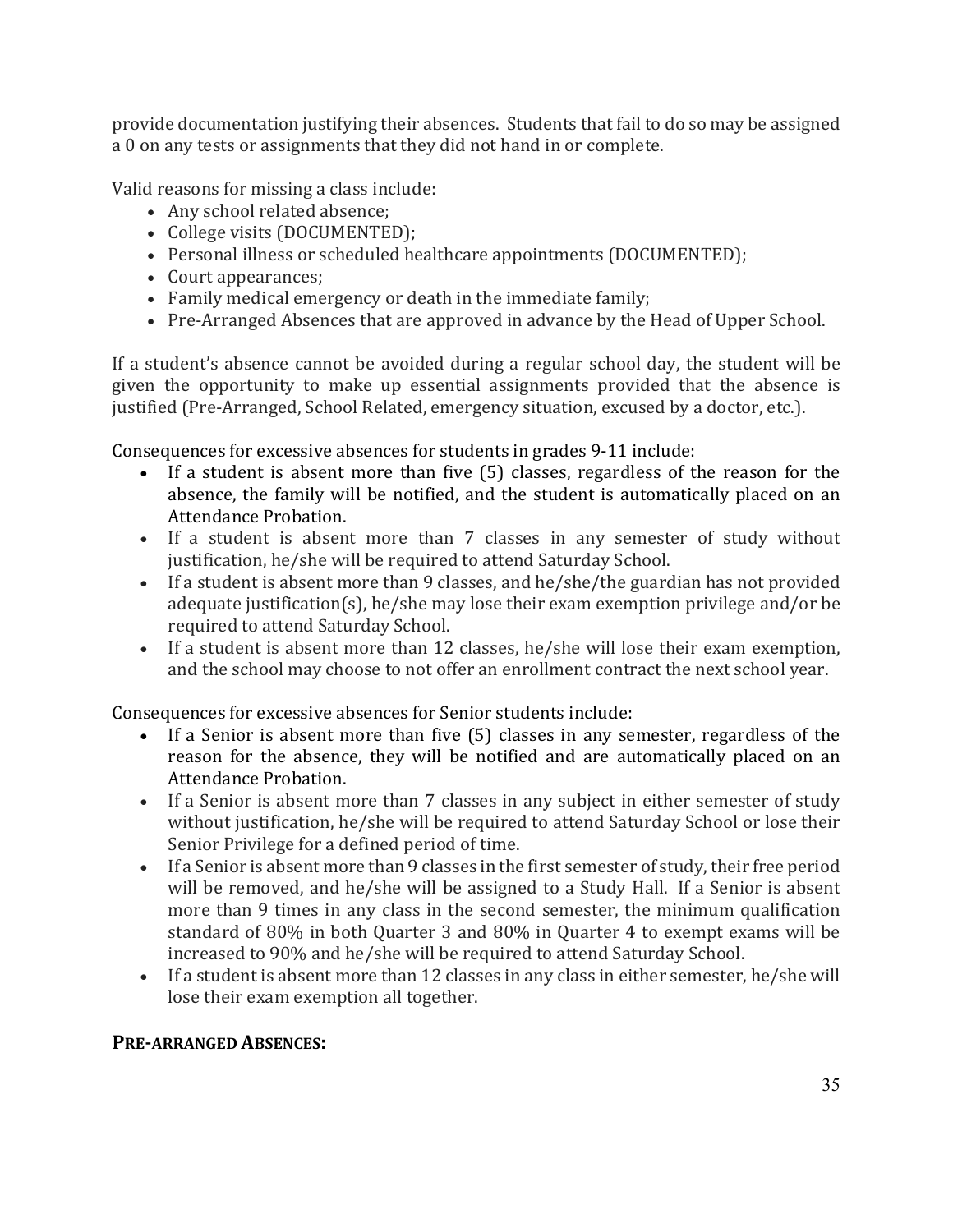provide documentation justifying their absences. Students that fail to do so may be assigned a 0 on any tests or assignments that they did not hand in or complete.

Valid reasons for missing a class include:

- Any school related absence;
- College visits (DOCUMENTED);
- Personal illness or scheduled healthcare appointments (DOCUMENTED);
- Court appearances;
- Family medical emergency or death in the immediate family;
- Pre-Arranged Absences that are approved in advance by the Head of Upper School.

If a student's absence cannot be avoided during a regular school day, the student will be given the opportunity to make up essential assignments provided that the absence is justified (Pre-Arranged, School Related, emergency situation, excused by a doctor, etc.).

Consequences for excessive absences for students in grades 9-11 include:

- If a student is absent more than five (5) classes, regardless of the reason for the absence, the family will be notified, and the student is automatically placed on an Attendance Probation.
- If a student is absent more than 7 classes in any semester of study without justification, he/she will be required to attend Saturday School.
- If a student is absent more than 9 classes, and he/she/the guardian has not provided adequate justification(s), he/she may lose their exam exemption privilege and/or be required to attend Saturday School.
- If a student is absent more than 12 classes, he/she will lose their exam exemption, and the school may choose to not offer an enrollment contract the next school year.

Consequences for excessive absences for Senior students include:

- If a Senior is absent more than five (5) classes in any semester, regardless of the reason for the absence, they will be notified and are automatically placed on an Attendance Probation.
- If a Senior is absent more than 7 classes in any subject in either semester of study without justification, he/she will be required to attend Saturday School or lose their Senior Privilege for a defined period of time.
- If a Senior is absent more than 9 classes in the first semester of study, their free period will be removed, and he/she will be assigned to a Study Hall. If a Senior is absent more than 9 times in any class in the second semester, the minimum qualification standard of 80% in both Quarter 3 and 80% in Quarter 4 to exempt exams will be increased to 90% and he/she will be required to attend Saturday School.
- If a student is absent more than 12 classes in any class in either semester, he/she will lose their exam exemption all together.

### PRE-ARRANGED ABSENCES: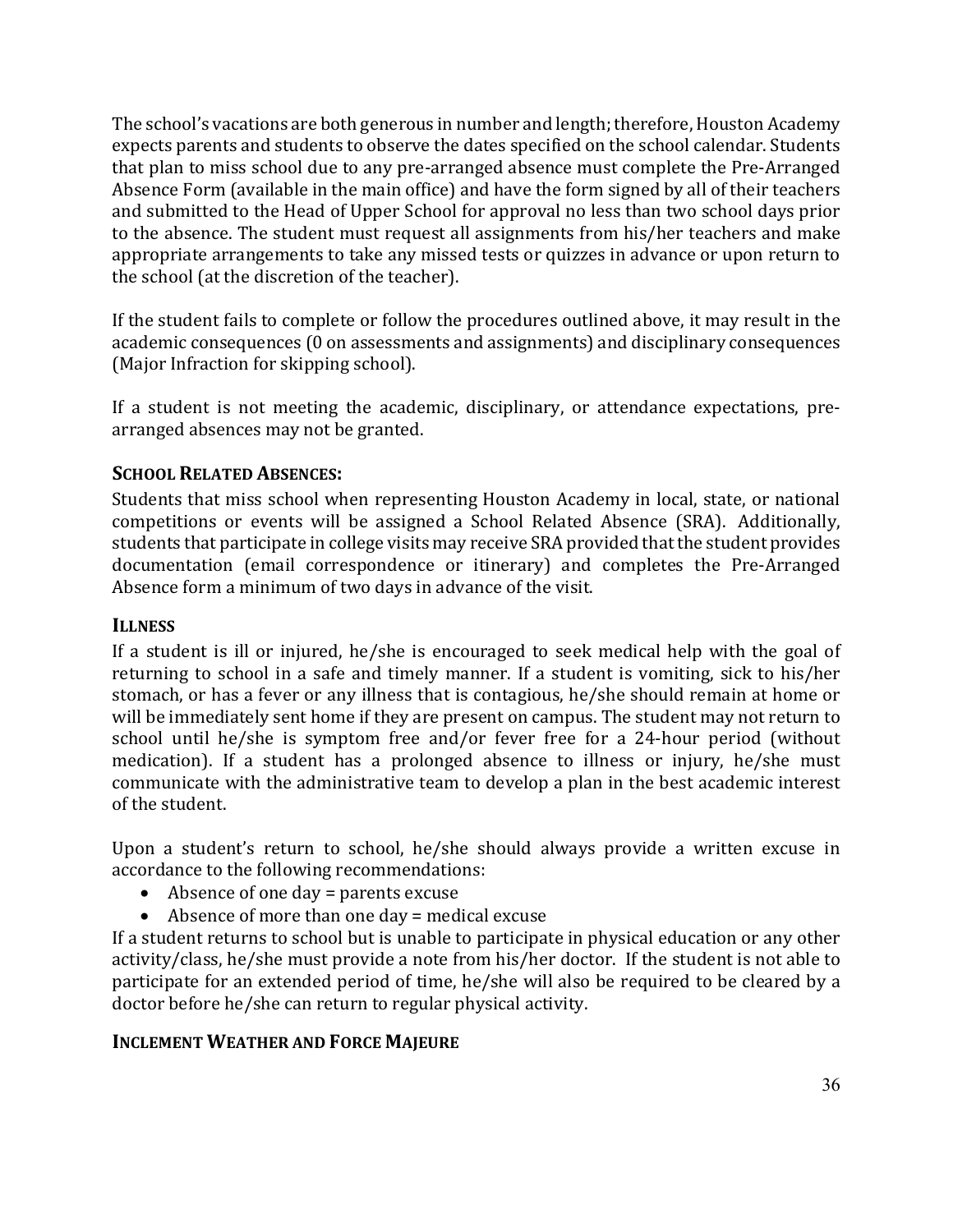The school's vacations are both generous in number and length; therefore, Houston Academy expects parents and students to observe the dates specified on the school calendar. Students that plan to miss school due to any pre-arranged absence must complete the Pre-Arranged Absence Form (available in the main office) and have the form signed by all of their teachers and submitted to the Head of Upper School for approval no less than two school days prior to the absence. The student must request all assignments from his/her teachers and make appropriate arrangements to take any missed tests or quizzes in advance or upon return to the school (at the discretion of the teacher).

If the student fails to complete or follow the procedures outlined above, it may result in the academic consequences (0 on assessments and assignments) and disciplinary consequences (Major Infraction for skipping school).

If a student is not meeting the academic, disciplinary, or attendance expectations, pre-arranged absences may not be granted.

### School Related Absences:

Students that miss school when representing Houston Academy in local, state, or national competitions or events will be assigned a School Related Absence (SRA). Additionally, students that participate in college visits may receive SRA provided that the student provides documentation (email correspondence or itinerary) and completes the Pre-Arranged Absence form a minimum of two days in advance of the visit.

### Illness

If a student is ill or injured, he/she is encouraged to seek medical help with the goal of returning to school in a safe and timely manner. If a student is vomiting, sick to his/her stomach, or has a fever or any illness that is contagious, he/she should remain at home or will be immediately sent home if they are present on campus. The student may not return to school until he/she is symptom free and/or fever free for a 24-hour period (without medication). If a student has a prolonged absence to illness or injury, he/she must communicate with the administrative team to develop a plan in the best academic interest of the student.

Upon a student's return to school, he/she should always provide a written excuse in accordance to the following recommendations:

- Absence of one day = parents excuse
- Absence of more than one day = medical excuse

If a student returns to school but is unable to participate in physical education or any other activity/class, he/she must provide a note from his/her doctor. If the student is not able to participate for an extended period of time, he/she will also be required to be cleared by a doctor before he/she can return to regular physical activity.

### Inclement Weather and Force Majeure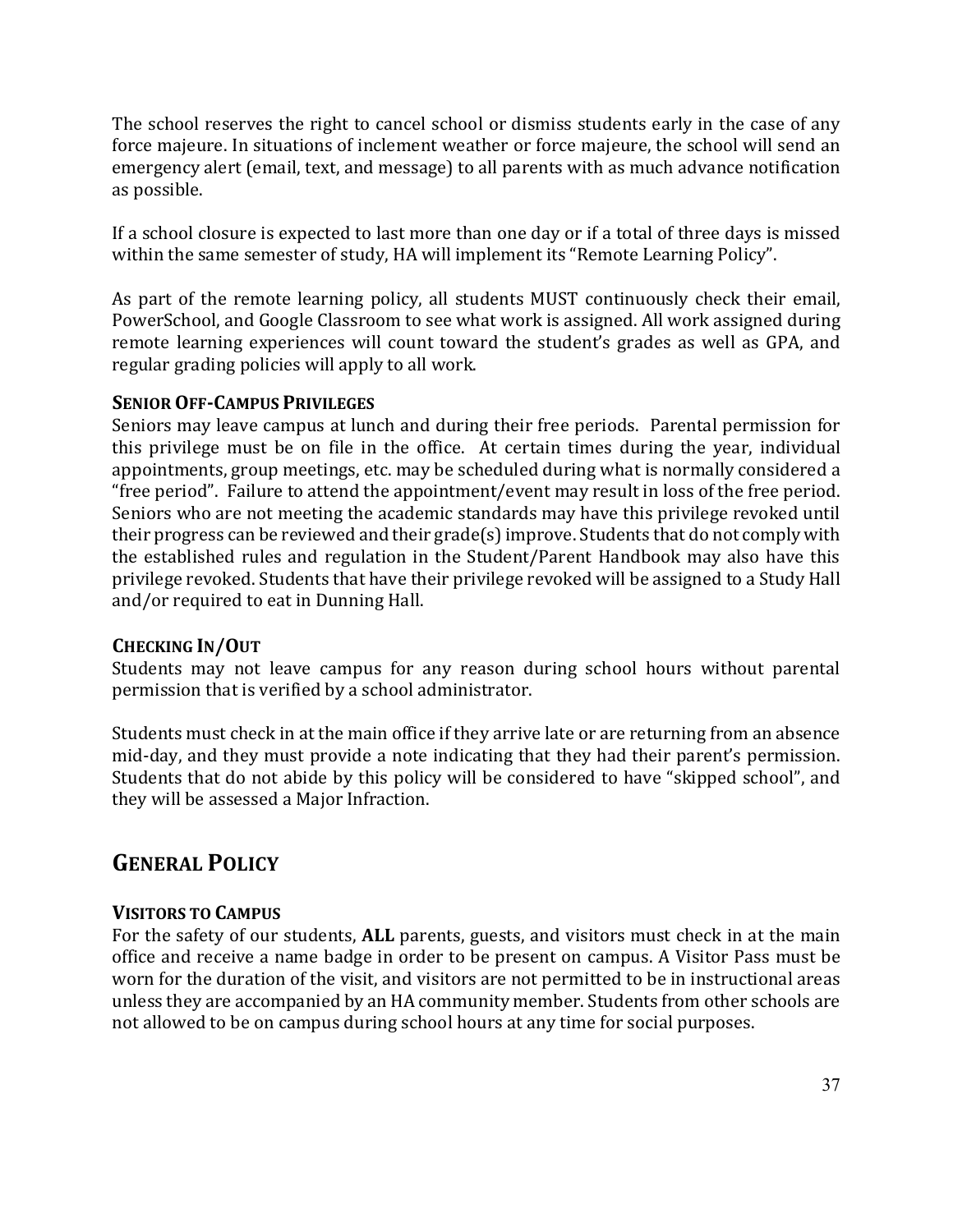The school reserves the right to cancel school or dismiss students early in the case of any force majeure. In situations of inclement weather or force majeure, the school will send an emergency alert (email, text, and message) to all parents with as much advance notification as possible.

If a school closure is expected to last more than one day or if a total of three days is missed within the same semester of study, HA will implement its "Remote Learning Policy".

As part of the remote learning policy, all students MUST continuously check their email, PowerSchool, and Google Classroom to see what work is assigned. All work assigned during remote learning experiences will count toward the student's grades as well as GPA, and regular grading policies will apply to all work.

### SENIOR OFF-CAMPUS PRIVILEGES

Seniors may leave campus at lunch and during their free periods. Parental permission for this privilege must be on file in the office. At certain times during the year, individual appointments, group meetings, etc. may be scheduled during what is normally considered a "free period". Failure to attend the appointment/event may result in loss of the free period. Seniors who are not meeting the academic standards may have this privilege revoked until their progress can be reviewed and their grade(s) improve. Students that do not comply with the established rules and regulation in the Student/Parent Handbook may also have this privilege revoked. Students that have their privilege revoked will be assigned to a Study Hall and/or required to eat in Dunning Hall.

### CHECKING IN/OUT

Students may not leave campus for any reason during school hours without parental permission that is verified by a school administrator.

Students must check in at the main office if they arrive late or are returning from an absence mid-day, and they must provide a note indicating that they had their parent's permission. Students that do not abide by this policy will be considered to have "skipped school", and they will be assessed a Major Infraction.

## GENERAL POLICY

### VISITORS TO CAMPUS

For the safety of our students, **ALL** parents, guests, and visitors must check in at the main office and receive a name badge in order to be present on campus. A Visitor Pass must be worn for the duration of the visit, and visitors are not permitted to be in instructional areas unless they are accompanied by an HA community member. Students from other schools are not allowed to be on campus during school hours at any time for social purposes.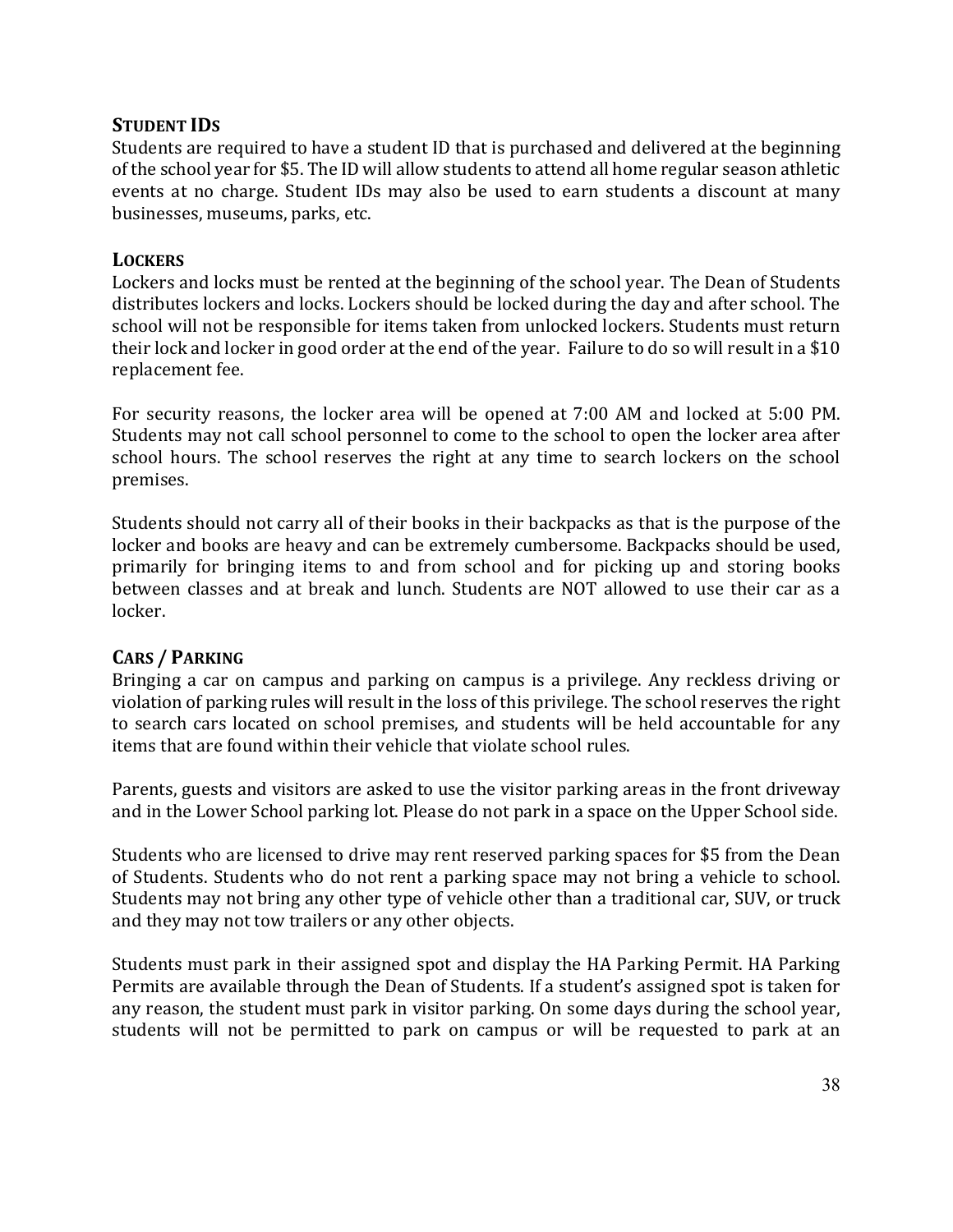## STUDENT IDS

Students are required to have a student ID that is purchased and delivered at the beginning of the school year for $5. The ID will allow students to attend all home regular season athletic events at no charge. Student IDs may also be used to earn students a discount at many businesses, museums, parks, etc.

## LOCKERS

Lockers and locks must be rented at the beginning of the school year. The Dean of Students distributes lockers and locks. Lockers should be locked during the day and after school. The school will not be responsible for items taken from unlocked lockers. Students must return their lock and locker in good order at the end of the year. Failure to do so will result in a $10 replacement fee.

For security reasons, the locker area will be opened at 7:00 AM and locked at 5:00 PM. Students may not call school personnel to come to the school to open the locker area after school hours. The school reserves the right at any time to search lockers on the school premises.

Students should not carry all of their books in their backpacks as that is the purpose of the locker and books are heavy and can be extremely cumbersome. Backpacks should be used, primarily for bringing items to and from school and for picking up and storing books between classes and at break and lunch. Students are NOT allowed to use their car as a locker.

## CARS / PARKING

Bringing a car on campus and parking on campus is a privilege. Any reckless driving or violation of parking rules will result in the loss of this privilege. The school reserves the right to search cars located on school premises, and students will be held accountable for any items that are found within their vehicle that violate school rules.

Parents, guests and visitors are asked to use the visitor parking areas in the front driveway and in the Lower School parking lot. Please do not park in a space on the Upper School side.

Students who are licensed to drive may rent reserved parking spaces for $5 from the Dean of Students. Students who do not rent a parking space may not bring a vehicle to school. Students may not bring any other type of vehicle other than a traditional car, SUV, or truck and they may not tow trailers or any other objects.

Students must park in their assigned spot and display the HA Parking Permit. HA Parking Permits are available through the Dean of Students. If a student's assigned spot is taken for any reason, the student must park in visitor parking. On some days during the school year, students will not be permitted to park on campus or will be requested to park at an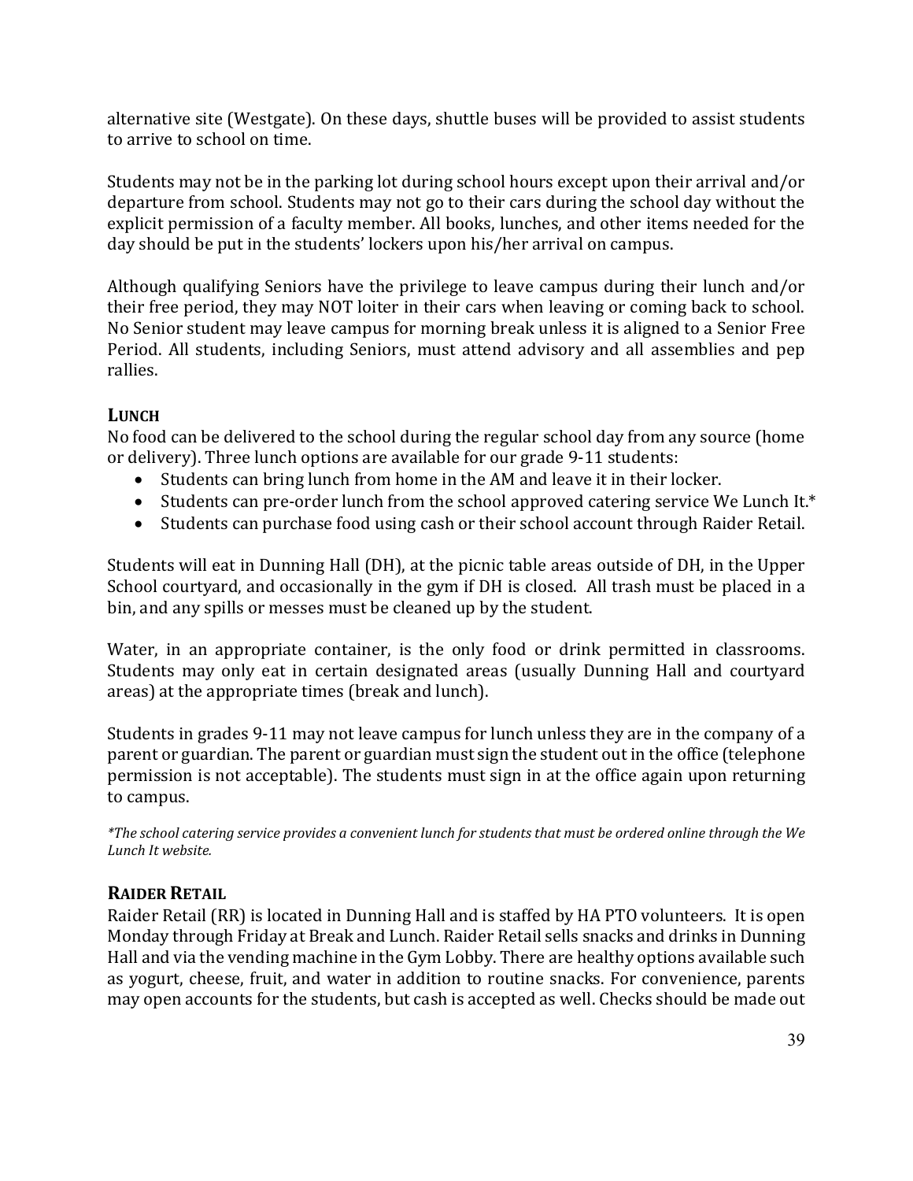alternative site (Westgate). On these days, shuttle buses will be provided to assist students to arrive to school on time.

Students may not be in the parking lot during school hours except upon their arrival and/or departure from school. Students may not go to their cars during the school day without the explicit permission of a faculty member. All books, lunches, and other items needed for the day should be put in the students' lockers upon his/her arrival on campus.

Although qualifying Seniors have the privilege to leave campus during their lunch and/or their free period, they may NOT loiter in their cars when leaving or coming back to school. No Senior student may leave campus for morning break unless it is aligned to a Senior Free Period. All students, including Seniors, must attend advisory and all assemblies and pep rallies.

## LUNCH

No food can be delivered to the school during the regular school day from any source (home or delivery). Three lunch options are available for our grade 9-11 students:

- Students can bring lunch from home in the AM and leave it in their locker.
- Students can pre-order lunch from the school approved catering service We Lunch It.*
- Students can purchase food using cash or their school account through Raider Retail.

Students will eat in Dunning Hall (DH), at the picnic table areas outside of DH, in the Upper School courtyard, and occasionally in the gym if DH is closed. All trash must be placed in a bin, and any spills or messes must be cleaned up by the student.

Water, in an appropriate container, is the only food or drink permitted in classrooms. Students may only eat in certain designated areas (usually Dunning Hall and courtyard areas) at the appropriate times (break and lunch).

Students in grades 9-11 may not leave campus for lunch unless they are in the company of a parent or guardian. The parent or guardian must sign the student out in the office (telephone permission is not acceptable). The students must sign in at the office again upon returning to campus.

*\*The school catering service provides a convenient lunch for students that must be ordered online through the We Lunch It website.*

## RAIDER RETAIL

Raider Retail (RR) is located in Dunning Hall and is staffed by HA PTO volunteers. It is open Monday through Friday at Break and Lunch. Raider Retail sells snacks and drinks in Dunning Hall and via the vending machine in the Gym Lobby. There are healthy options available such as yogurt, cheese, fruit, and water in addition to routine snacks. For convenience, parents may open accounts for the students, but cash is accepted as well. Checks should be made out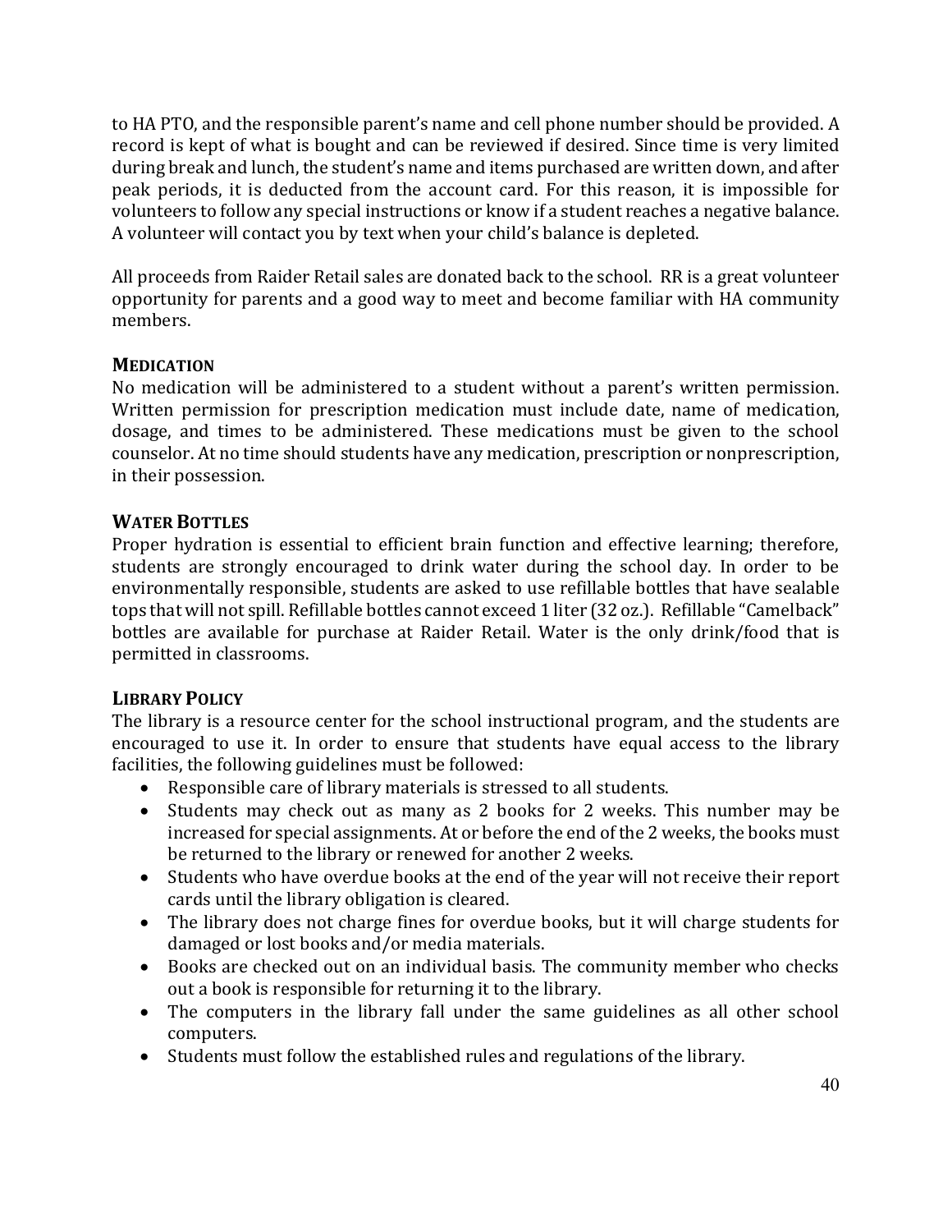to HA PTO, and the responsible parent's name and cell phone number should be provided. A record is kept of what is bought and can be reviewed if desired. Since time is very limited during break and lunch, the student's name and items purchased are written down, and after peak periods, it is deducted from the account card. For this reason, it is impossible for volunteers to follow any special instructions or know if a student reaches a negative balance. A volunteer will contact you by text when your child's balance is depleted.

All proceeds from Raider Retail sales are donated back to the school. RR is a great volunteer opportunity for parents and a good way to meet and become familiar with HA community members.

### MEDICATION

No medication will be administered to a student without a parent's written permission. Written permission for prescription medication must include date, name of medication, dosage, and times to be administered. These medications must be given to the school counselor. At no time should students have any medication, prescription or nonprescription, in their possession.

### WATER BOTTLES

Proper hydration is essential to efficient brain function and effective learning; therefore, students are strongly encouraged to drink water during the school day. In order to be environmentally responsible, students are asked to use refillable bottles that have sealable tops that will not spill. Refillable bottles cannot exceed 1 liter (32 oz.). Refillable "Camelback" bottles are available for purchase at Raider Retail. Water is the only drink/food that is permitted in classrooms.

### LIBRARY POLICY

The library is a resource center for the school instructional program, and the students are encouraged to use it. In order to ensure that students have equal access to the library facilities, the following guidelines must be followed:

- Responsible care of library materials is stressed to all students.
- Students may check out as many as 2 books for 2 weeks. This number may be increased for special assignments. At or before the end of the 2 weeks, the books must be returned to the library or renewed for another 2 weeks.
- Students who have overdue books at the end of the year will not receive their report cards until the library obligation is cleared.
- The library does not charge fines for overdue books, but it will charge students for damaged or lost books and/or media materials.
- Books are checked out on an individual basis. The community member who checks out a book is responsible for returning it to the library.
- The computers in the library fall under the same guidelines as all other school computers.
- Students must follow the established rules and regulations of the library.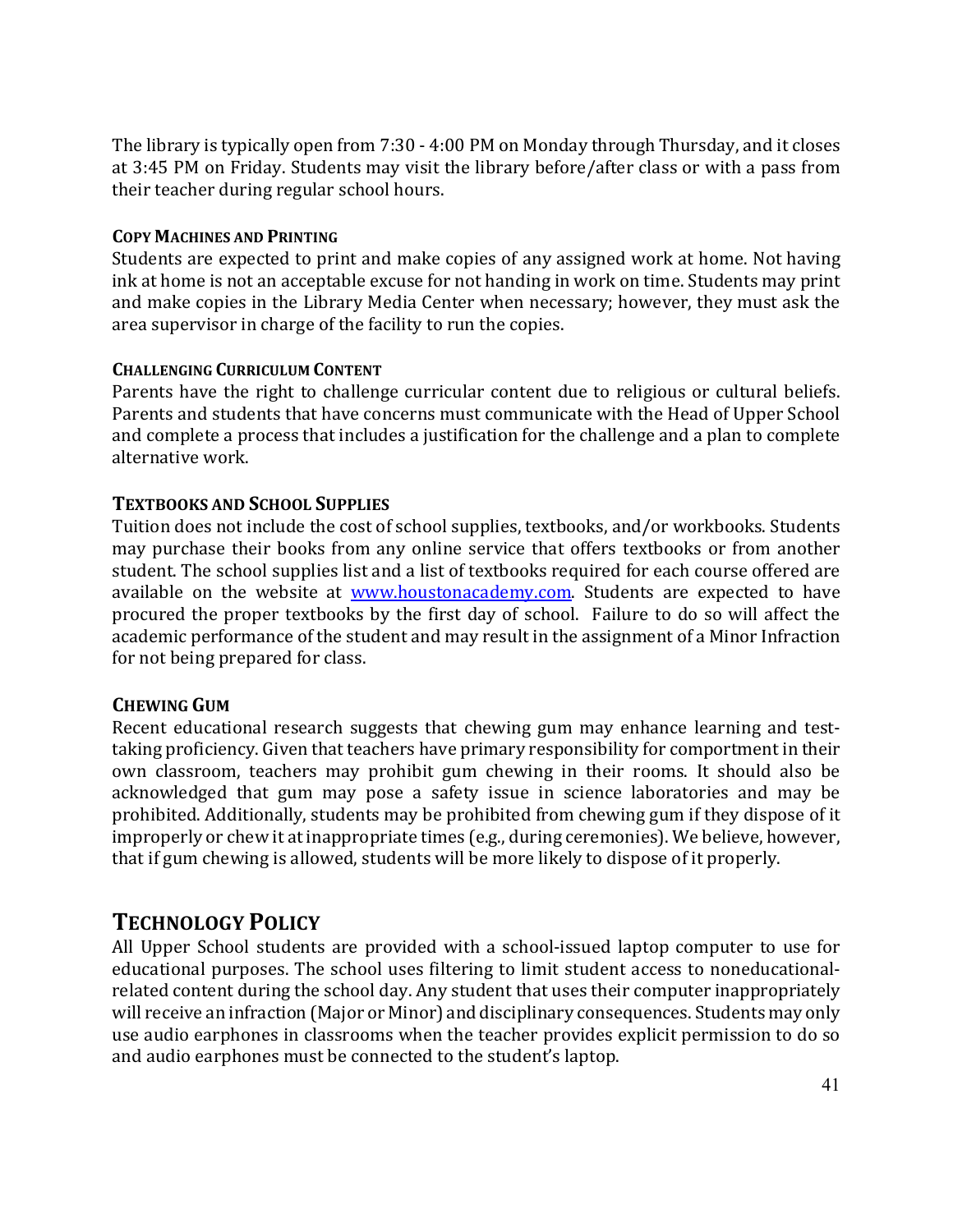The library is typically open from 7:30 - 4:00 PM on Monday through Thursday, and it closes at 3:45 PM on Friday. Students may visit the library before/after class or with a pass from their teacher during regular school hours.

#### COPY MACHINES AND PRINTING

Students are expected to print and make copies of any assigned work at home. Not having ink at home is not an acceptable excuse for not handing in work on time. Students may print and make copies in the Library Media Center when necessary; however, they must ask the area supervisor in charge of the facility to run the copies.

#### CHALLENGING CURRICULUM CONTENT

Parents have the right to challenge curricular content due to religious or cultural beliefs. Parents and students that have concerns must communicate with the Head of Upper School and complete a process that includes a justification for the challenge and a plan to complete alternative work.

### TEXTBOOKS AND SCHOOL SUPPLIES

Tuition does not include the cost of school supplies, textbooks, and/or workbooks. Students may purchase their books from any online service that offers textbooks or from another student. The school supplies list and a list of textbooks required for each course offered are available on the website at [www.houstonacademy.com](http://www.houstonacademy.com). Students are expected to have procured the proper textbooks by the first day of school. Failure to do so will affect the academic performance of the student and may result in the assignment of a Minor Infraction for not being prepared for class.

### CHEWING GUM

Recent educational research suggests that chewing gum may enhance learning and test-taking proficiency. Given that teachers have primary responsibility for comportment in their own classroom, teachers may prohibit gum chewing in their rooms. It should also be acknowledged that gum may pose a safety issue in science laboratories and may be prohibited. Additionally, students may be prohibited from chewing gum if they dispose of it improperly or chew it at inappropriate times (e.g., during ceremonies). We believe, however, that if gum chewing is allowed, students will be more likely to dispose of it properly.

## TECHNOLOGY POLICY

All Upper School students are provided with a school-issued laptop computer to use for educational purposes. The school uses filtering to limit student access to noneducational-related content during the school day. Any student that uses their computer inappropriately will receive an infraction (Major or Minor) and disciplinary consequences. Students may only use audio earphones in classrooms when the teacher provides explicit permission to do so and audio earphones must be connected to the student's laptop.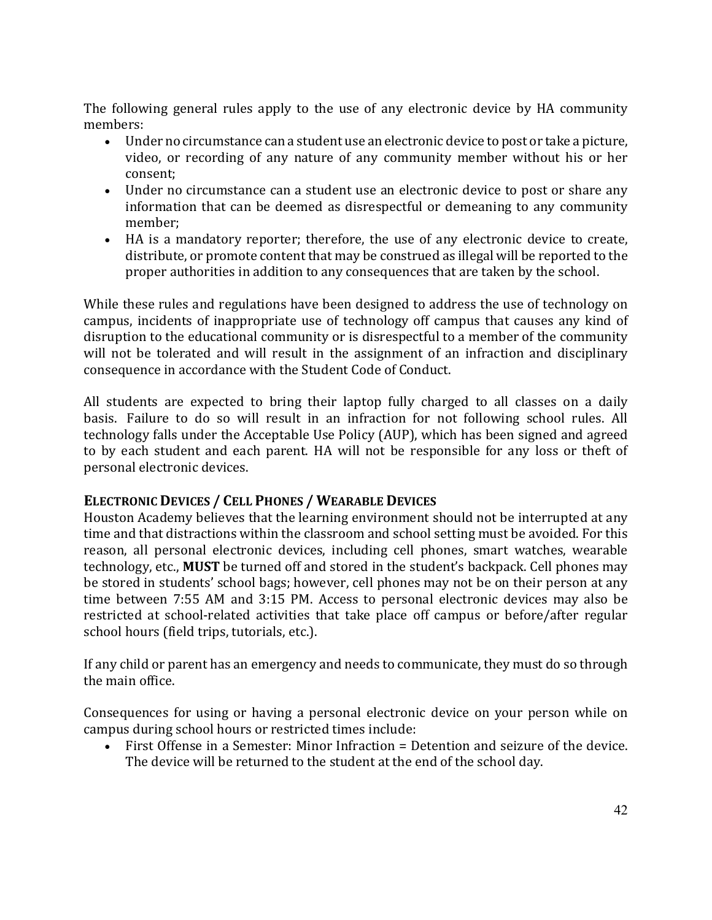The following general rules apply to the use of any electronic device by HA community members:

- Under no circumstance can a student use an electronic device to post or take a picture, video, or recording of any nature of any community member without his or her consent;
- Under no circumstance can a student use an electronic device to post or share any information that can be deemed as disrespectful or demeaning to any community member;
- HA is a mandatory reporter; therefore, the use of any electronic device to create, distribute, or promote content that may be construed as illegal will be reported to the proper authorities in addition to any consequences that are taken by the school.

While these rules and regulations have been designed to address the use of technology on campus, incidents of inappropriate use of technology off campus that causes any kind of disruption to the educational community or is disrespectful to a member of the community will not be tolerated and will result in the assignment of an infraction and disciplinary consequence in accordance with the Student Code of Conduct.

All students are expected to bring their laptop fully charged to all classes on a daily basis. Failure to do so will result in an infraction for not following school rules. All technology falls under the Acceptable Use Policy (AUP), which has been signed and agreed to by each student and each parent. HA will not be responsible for any loss or theft of personal electronic devices.

### ELECTRONIC DEVICES / CELL PHONES / WEARABLE DEVICES

Houston Academy believes that the learning environment should not be interrupted at any time and that distractions within the classroom and school setting must be avoided. For this reason, all personal electronic devices, including cell phones, smart watches, wearable technology, etc., **MUST** be turned off and stored in the student's backpack. Cell phones may be stored in students' school bags; however, cell phones may not be on their person at any time between 7:55 AM and 3:15 PM. Access to personal electronic devices may also be restricted at school-related activities that take place off campus or before/after regular school hours (field trips, tutorials, etc.).

If any child or parent has an emergency and needs to communicate, they must do so through the main office.

Consequences for using or having a personal electronic device on your person while on campus during school hours or restricted times include:

- First Offense in a Semester: Minor Infraction = Detention and seizure of the device. The device will be returned to the student at the end of the school day.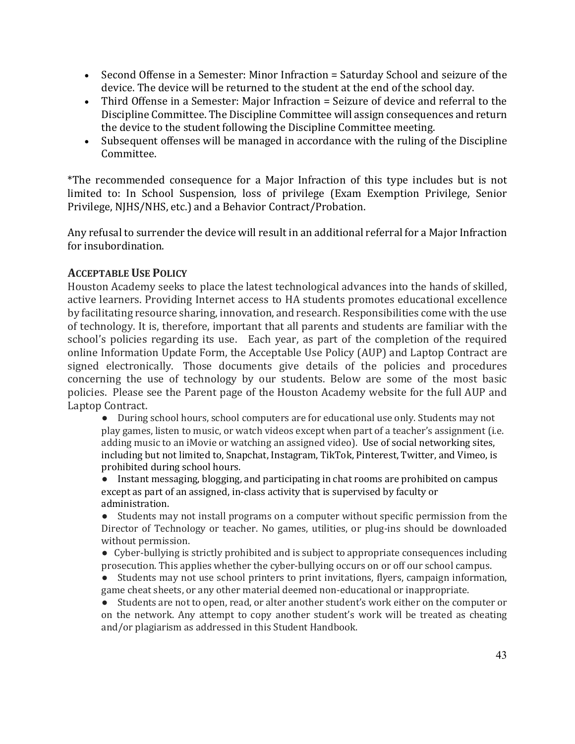- Second Offense in a Semester: Minor Infraction = Saturday School and seizure of the device. The device will be returned to the student at the end of the school day.
- Third Offense in a Semester: Major Infraction = Seizure of device and referral to the Discipline Committee. The Discipline Committee will assign consequences and return the device to the student following the Discipline Committee meeting.
- Subsequent offenses will be managed in accordance with the ruling of the Discipline Committee.

*The recommended consequence for a Major Infraction of this type includes but is not limited to: In School Suspension, loss of privilege (Exam Exemption Privilege, Senior Privilege, NJHS/NHS, etc.) and a Behavior Contract/Probation.

Any refusal to surrender the device will result in an additional referral for a Major Infraction for insubordination.

### ACCEPTABLE USE POLICY

Houston Academy seeks to place the latest technological advances into the hands of skilled, active learners. Providing Internet access to HA students promotes educational excellence by facilitating resource sharing, innovation, and research. Responsibilities come with the use of technology. It is, therefore, important that all parents and students are familiar with the school's policies regarding its use. Each year, as part of the completion of the required online Information Update Form, the Acceptable Use Policy (AUP) and Laptop Contract are signed electronically. Those documents give details of the policies and procedures concerning the use of technology by our students. Below are some of the most basic policies. Please see the Parent page of the Houston Academy website for the full AUP and Laptop Contract.

- During school hours, school computers are for educational use only. Students may not play games, listen to music, or watch videos except when part of a teacher's assignment (i.e. adding music to an iMovie or watching an assigned video). Use of social networking sites, including but not limited to, Snapchat, Instagram, TikTok, Pinterest, Twitter, and Vimeo, is prohibited during school hours.
- Instant messaging, blogging, and participating in chat rooms are prohibited on campus except as part of an assigned, in-class activity that is supervised by faculty or administration.
- Students may not install programs on a computer without specific permission from the Director of Technology or teacher. No games, utilities, or plug-ins should be downloaded without permission.
- Cyber-bullying is strictly prohibited and is subject to appropriate consequences including prosecution. This applies whether the cyber-bullying occurs on or off our school campus.
- Students may not use school printers to print invitations, flyers, campaign information, game cheat sheets, or any other material deemed non-educational or inappropriate.
- Students are not to open, read, or alter another student's work either on the computer or on the network. Any attempt to copy another student's work will be treated as cheating and/or plagiarism as addressed in this Student Handbook.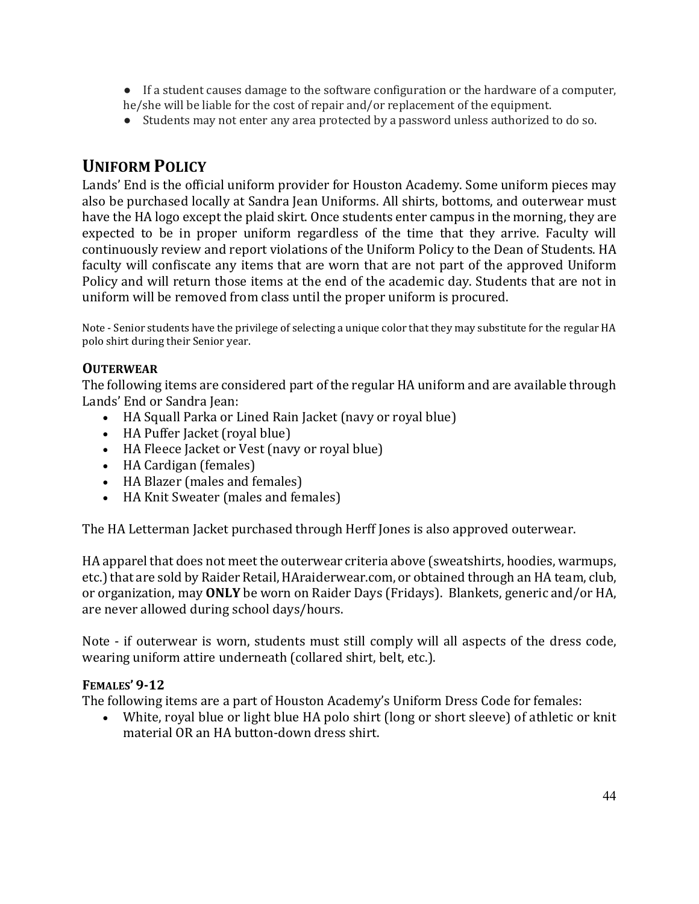- If a student causes damage to the software configuration or the hardware of a computer, he/she will be liable for the cost of repair and/or replacement of the equipment.
- Students may not enter any area protected by a password unless authorized to do so.

## UNIFORM POLICY

Lands' End is the official uniform provider for Houston Academy. Some uniform pieces may also be purchased locally at Sandra Jean Uniforms. All shirts, bottoms, and outerwear must have the HA logo except the plaid skirt. Once students enter campus in the morning, they are expected to be in proper uniform regardless of the time that they arrive. Faculty will continuously review and report violations of the Uniform Policy to the Dean of Students. HA faculty will confiscate any items that are worn that are not part of the approved Uniform Policy and will return those items at the end of the academic day. Students that are not in uniform will be removed from class until the proper uniform is procured.

Note - Senior students have the privilege of selecting a unique color that they may substitute for the regular HA polo shirt during their Senior year.

### OUTERWEAR

The following items are considered part of the regular HA uniform and are available through Lands' End or Sandra Jean:

- HA Squall Parka or Lined Rain Jacket (navy or royal blue)
- HA Puffer Jacket (royal blue)
- HA Fleece Jacket or Vest (navy or royal blue)
- HA Cardigan (females)
- HA Blazer (males and females)
- HA Knit Sweater (males and females)

The HA Letterman Jacket purchased through Herff Jones is also approved outerwear.

HA apparel that does not meet the outerwear criteria above (sweatshirts, hoodies, warmups, etc.) that are sold by Raider Retail, HAraiderwear.com, or obtained through an HA team, club, or organization, may **ONLY** be worn on Raider Days (Fridays). Blankets, generic and/or HA, are never allowed during school days/hours.

Note - if outerwear is worn, students must still comply will all aspects of the dress code, wearing uniform attire underneath (collared shirt, belt, etc.).

### FEMALES' 9-12

The following items are a part of Houston Academy's Uniform Dress Code for females:

- White, royal blue or light blue HA polo shirt (long or short sleeve) of athletic or knit material OR an HA button-down dress shirt.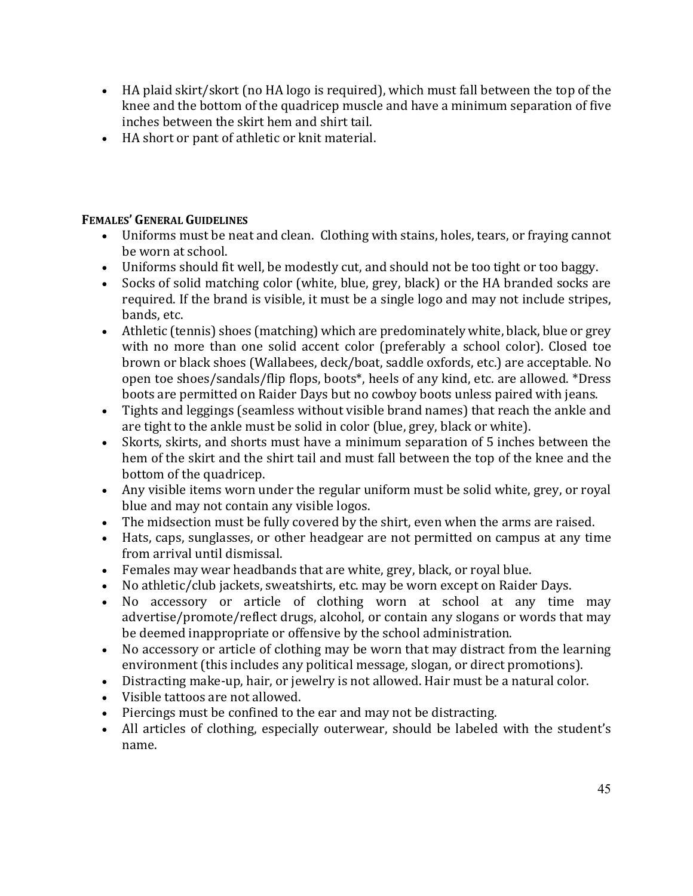- HA plaid skirt/skort (no HA logo is required), which must fall between the top of the knee and the bottom of the quadricep muscle and have a minimum separation of five inches between the skirt hem and shirt tail.
- HA short or pant of athletic or knit material.

#### Females' General Guidelines

- Uniforms must be neat and clean. Clothing with stains, holes, tears, or fraying cannot be worn at school.
- Uniforms should fit well, be modestly cut, and should not be too tight or too baggy.
- Socks of solid matching color (white, blue, grey, black) or the HA branded socks are required. If the brand is visible, it must be a single logo and may not include stripes, bands, etc.
- Athletic (tennis) shoes (matching) which are predominately white, black, blue or grey with no more than one solid accent color (preferably a school color). Closed toe brown or black shoes (Wallabees, deck/boat, saddle oxfords, etc.) are acceptable. No open toe shoes/sandals/flip flops, boots*, heels of any kind, etc. are allowed. *Dress boots are permitted on Raider Days but no cowboy boots unless paired with jeans.
- Tights and leggings (seamless without visible brand names) that reach the ankle and are tight to the ankle must be solid in color (blue, grey, black or white).
- Skorts, skirts, and shorts must have a minimum separation of 5 inches between the hem of the skirt and the shirt tail and must fall between the top of the knee and the bottom of the quadricep.
- Any visible items worn under the regular uniform must be solid white, grey, or royal blue and may not contain any visible logos.
- The midsection must be fully covered by the shirt, even when the arms are raised.
- Hats, caps, sunglasses, or other headgear are not permitted on campus at any time from arrival until dismissal.
- Females may wear headbands that are white, grey, black, or royal blue.
- No athletic/club jackets, sweatshirts, etc. may be worn except on Raider Days.
- No accessory or article of clothing worn at school at any time may advertise/promote/reflect drugs, alcohol, or contain any slogans or words that may be deemed inappropriate or offensive by the school administration.
- No accessory or article of clothing may be worn that may distract from the learning environment (this includes any political message, slogan, or direct promotions).
- Distracting make-up, hair, or jewelry is not allowed. Hair must be a natural color.
- Visible tattoos are not allowed.
- Piercings must be confined to the ear and may not be distracting.
- All articles of clothing, especially outerwear, should be labeled with the student's name.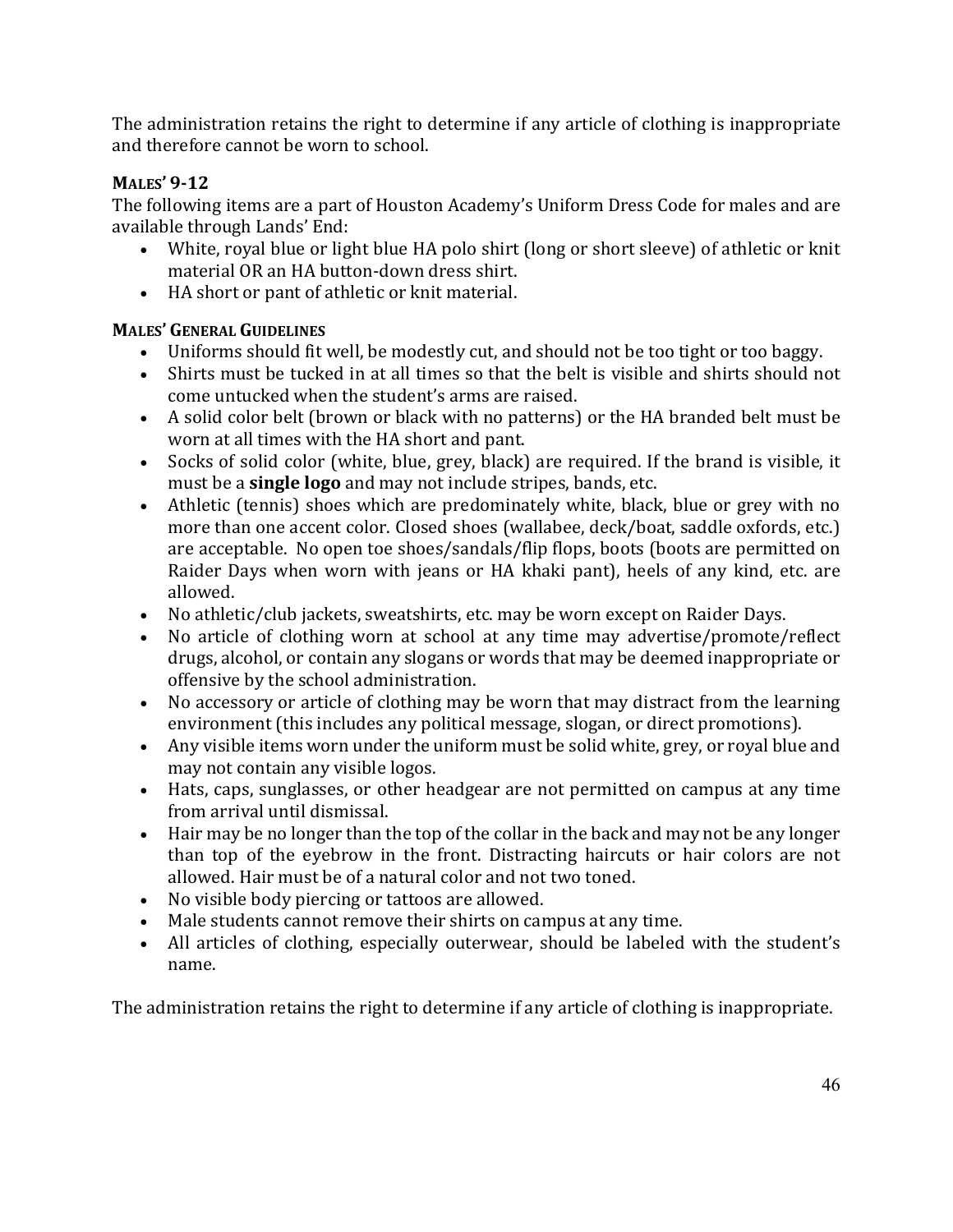The administration retains the right to determine if any article of clothing is inappropriate and therefore cannot be worn to school.

### MALES' 9-12

The following items are a part of Houston Academy's Uniform Dress Code for males and are available through Lands' End:

- White, royal blue or light blue HA polo shirt (long or short sleeve) of athletic or knit material OR an HA button-down dress shirt.
- HA short or pant of athletic or knit material.

### MALES' GENERAL GUIDELINES

- Uniforms should fit well, be modestly cut, and should not be too tight or too baggy.
- Shirts must be tucked in at all times so that the belt is visible and shirts should not come untucked when the student's arms are raised.
- A solid color belt (brown or black with no patterns) or the HA branded belt must be worn at all times with the HA short and pant.
- Socks of solid color (white, blue, grey, black) are required. If the brand is visible, it must be a **single logo** and may not include stripes, bands, etc.
- Athletic (tennis) shoes which are predominately white, black, blue or grey with no more than one accent color. Closed shoes (wallabee, deck/boat, saddle oxfords, etc.) are acceptable. No open toe shoes/sandals/flip flops, boots (boots are permitted on Raider Days when worn with jeans or HA khaki pant), heels of any kind, etc. are allowed.
- No athletic/club jackets, sweatshirts, etc. may be worn except on Raider Days.
- No article of clothing worn at school at any time may advertise/promote/reflect drugs, alcohol, or contain any slogans or words that may be deemed inappropriate or offensive by the school administration.
- No accessory or article of clothing may be worn that may distract from the learning environment (this includes any political message, slogan, or direct promotions).
- Any visible items worn under the uniform must be solid white, grey, or royal blue and may not contain any visible logos.
- Hats, caps, sunglasses, or other headgear are not permitted on campus at any time from arrival until dismissal.
- Hair may be no longer than the top of the collar in the back and may not be any longer than top of the eyebrow in the front. Distracting haircuts or hair colors are not allowed. Hair must be of a natural color and not two toned.
- No visible body piercing or tattoos are allowed.
- Male students cannot remove their shirts on campus at any time.
- All articles of clothing, especially outerwear, should be labeled with the student's name.

The administration retains the right to determine if any article of clothing is inappropriate.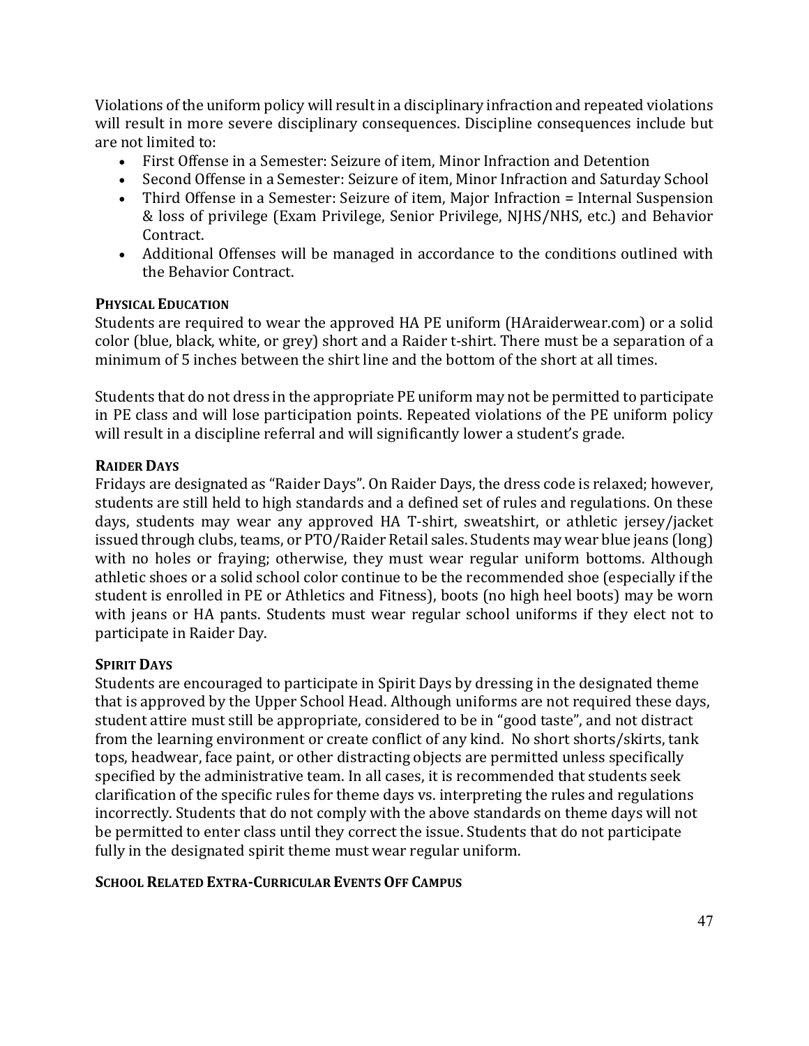Violations of the uniform policy will result in a disciplinary infraction and repeated violations will result in more severe disciplinary consequences. Discipline consequences include but are not limited to:

- First Offense in a Semester: Seizure of item, Minor Infraction and Detention
- Second Offense in a Semester: Seizure of item, Minor Infraction and Saturday School
- Third Offense in a Semester: Seizure of item, Major Infraction = Internal Suspension & loss of privilege (Exam Privilege, Senior Privilege, NJHS/NHS, etc.) and Behavior Contract.
- Additional Offenses will be managed in accordance to the conditions outlined with the Behavior Contract.

**PHYSICAL EDUCATION**

Students are required to wear the approved HA PE uniform (HAraiderwear.com) or a solid color (blue, black, white, or grey) short and a Raider t-shirt. There must be a separation of a minimum of 5 inches between the shirt line and the bottom of the short at all times.

Students that do not dress in the appropriate PE uniform may not be permitted to participate in PE class and will lose participation points. Repeated violations of the PE uniform policy will result in a discipline referral and will significantly lower a student's grade.

**RAIDER DAYS**

Fridays are designated as "Raider Days". On Raider Days, the dress code is relaxed; however, students are still held to high standards and a defined set of rules and regulations. On these days, students may wear any approved HA T-shirt, sweatshirt, or athletic jersey/jacket issued through clubs, teams, or PTO/Raider Retail sales. Students may wear blue jeans (long) with no holes or fraying; otherwise, they must wear regular uniform bottoms. Although athletic shoes or a solid school color continue to be the recommended shoe (especially if the student is enrolled in PE or Athletics and Fitness), boots (no high heel boots) may be worn with jeans or HA pants. Students must wear regular school uniforms if they elect not to participate in Raider Day.

**SPIRIT DAYS**

Students are encouraged to participate in Spirit Days by dressing in the designated theme that is approved by the Upper School Head. Although uniforms are not required these days, student attire must still be appropriate, considered to be in "good taste", and not distract from the learning environment or create conflict of any kind. No short shorts/skirts, tank tops, headwear, face paint, or other distracting objects are permitted unless specifically specified by the administrative team. In all cases, it is recommended that students seek clarification of the specific rules for theme days vs. interpreting the rules and regulations incorrectly. Students that do not comply with the above standards on theme days will not be permitted to enter class until they correct the issue. Students that do not participate fully in the designated spirit theme must wear regular uniform.

**SCHOOL RELATED EXTRA-CURRICULAR EVENTS OFF CAMPUS**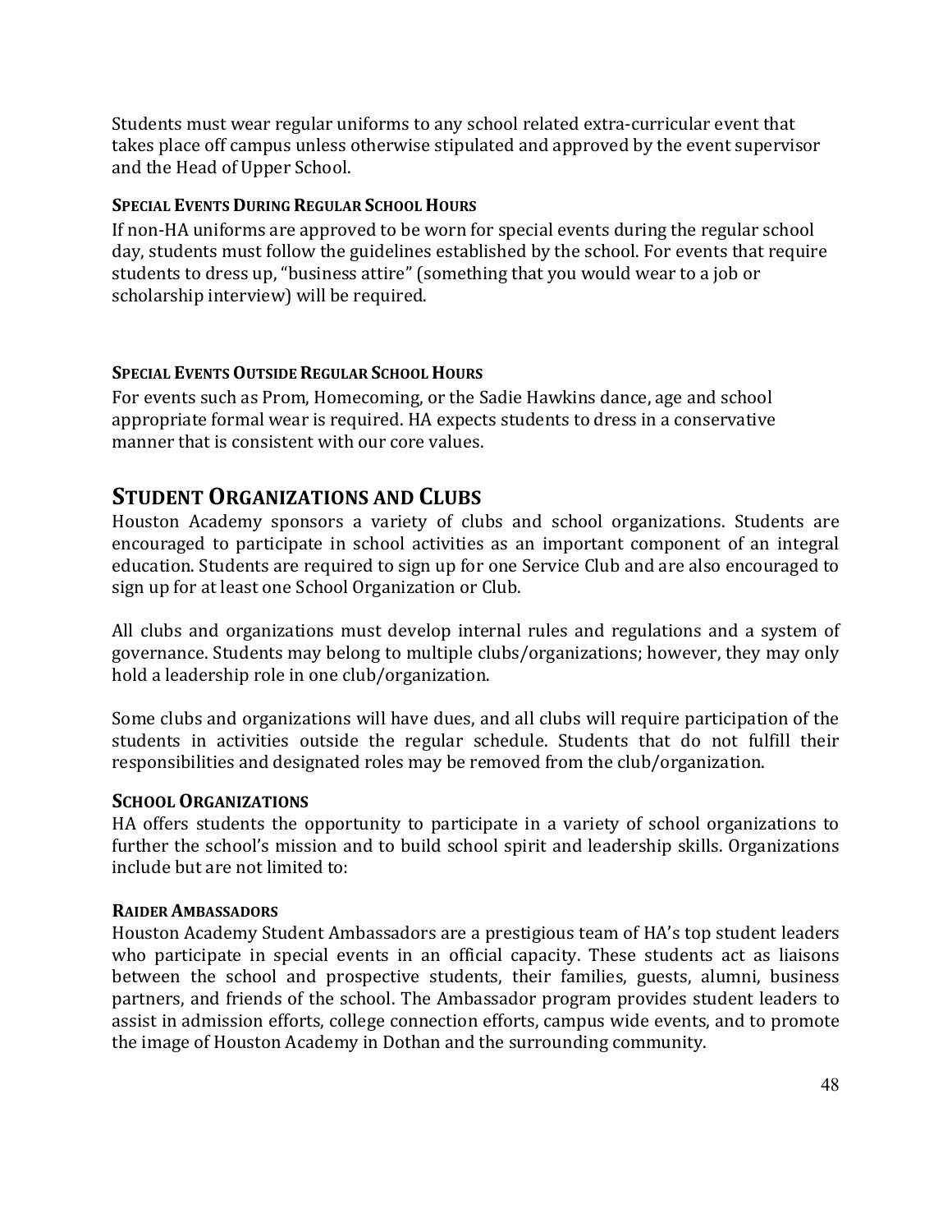Students must wear regular uniforms to any school related extra-curricular event that takes place off campus unless otherwise stipulated and approved by the event supervisor and the Head of Upper School.

#### Special Events During Regular School Hours

If non-HA uniforms are approved to be worn for special events during the regular school day, students must follow the guidelines established by the school. For events that require students to dress up, "business attire" (something that you would wear to a job or scholarship interview) will be required.

#### Special Events Outside Regular School Hours

For events such as Prom, Homecoming, or the Sadie Hawkins dance, age and school appropriate formal wear is required. HA expects students to dress in a conservative manner that is consistent with our core values.

## Student Organizations and Clubs

Houston Academy sponsors a variety of clubs and school organizations. Students are encouraged to participate in school activities as an important component of an integral education. Students are required to sign up for one Service Club and are also encouraged to sign up for at least one School Organization or Club.

All clubs and organizations must develop internal rules and regulations and a system of governance. Students may belong to multiple clubs/organizations; however, they may only hold a leadership role in one club/organization.

Some clubs and organizations will have dues, and all clubs will require participation of the students in activities outside the regular schedule. Students that do not fulfill their responsibilities and designated roles may be removed from the club/organization.

### School Organizations

HA offers students the opportunity to participate in a variety of school organizations to further the school's mission and to build school spirit and leadership skills. Organizations include but are not limited to:

#### Raider Ambassadors

Houston Academy Student Ambassadors are a prestigious team of HA's top student leaders who participate in special events in an official capacity. These students act as liaisons between the school and prospective students, their families, guests, alumni, business partners, and friends of the school. The Ambassador program provides student leaders to assist in admission efforts, college connection efforts, campus wide events, and to promote the image of Houston Academy in Dothan and the surrounding community.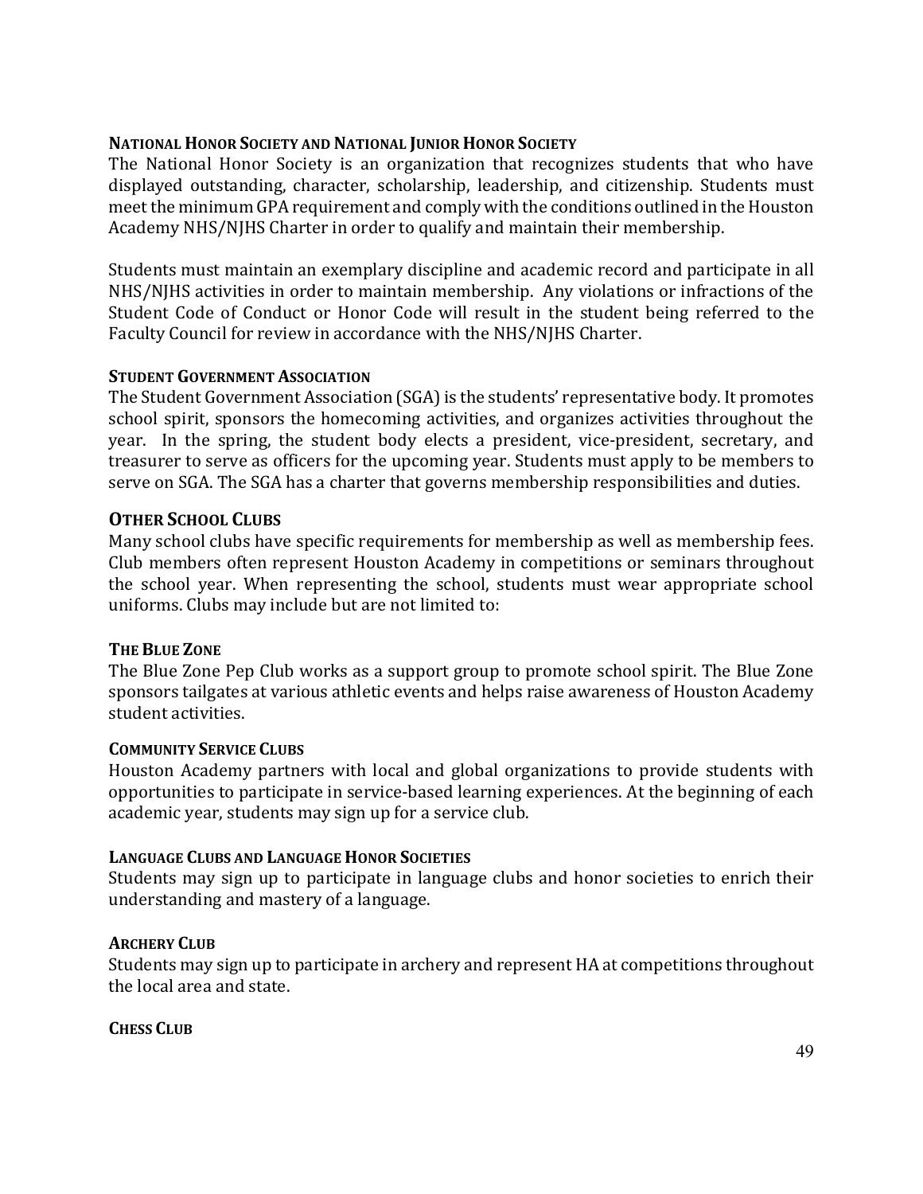### National Honor Society and National Junior Honor Society

The National Honor Society is an organization that recognizes students that who have displayed outstanding, character, scholarship, leadership, and citizenship. Students must meet the minimum GPA requirement and comply with the conditions outlined in the Houston Academy NHS/NJHS Charter in order to qualify and maintain their membership.

Students must maintain an exemplary discipline and academic record and participate in all NHS/NJHS activities in order to maintain membership. Any violations or infractions of the Student Code of Conduct or Honor Code will result in the student being referred to the Faculty Council for review in accordance with the NHS/NJHS Charter.

### Student Government Association

The Student Government Association (SGA) is the students' representative body. It promotes school spirit, sponsors the homecoming activities, and organizes activities throughout the year. In the spring, the student body elects a president, vice-president, secretary, and treasurer to serve as officers for the upcoming year. Students must apply to be members to serve on SGA. The SGA has a charter that governs membership responsibilities and duties.

## Other School Clubs

Many school clubs have specific requirements for membership as well as membership fees. Club members often represent Houston Academy in competitions or seminars throughout the school year. When representing the school, students must wear appropriate school uniforms. Clubs may include but are not limited to:

### The Blue Zone

The Blue Zone Pep Club works as a support group to promote school spirit. The Blue Zone sponsors tailgates at various athletic events and helps raise awareness of Houston Academy student activities.

### Community Service Clubs

Houston Academy partners with local and global organizations to provide students with opportunities to participate in service-based learning experiences. At the beginning of each academic year, students may sign up for a service club.

### Language Clubs and Language Honor Societies

Students may sign up to participate in language clubs and honor societies to enrich their understanding and mastery of a language.

### Archery Club

Students may sign up to participate in archery and represent HA at competitions throughout the local area and state.

### Chess Club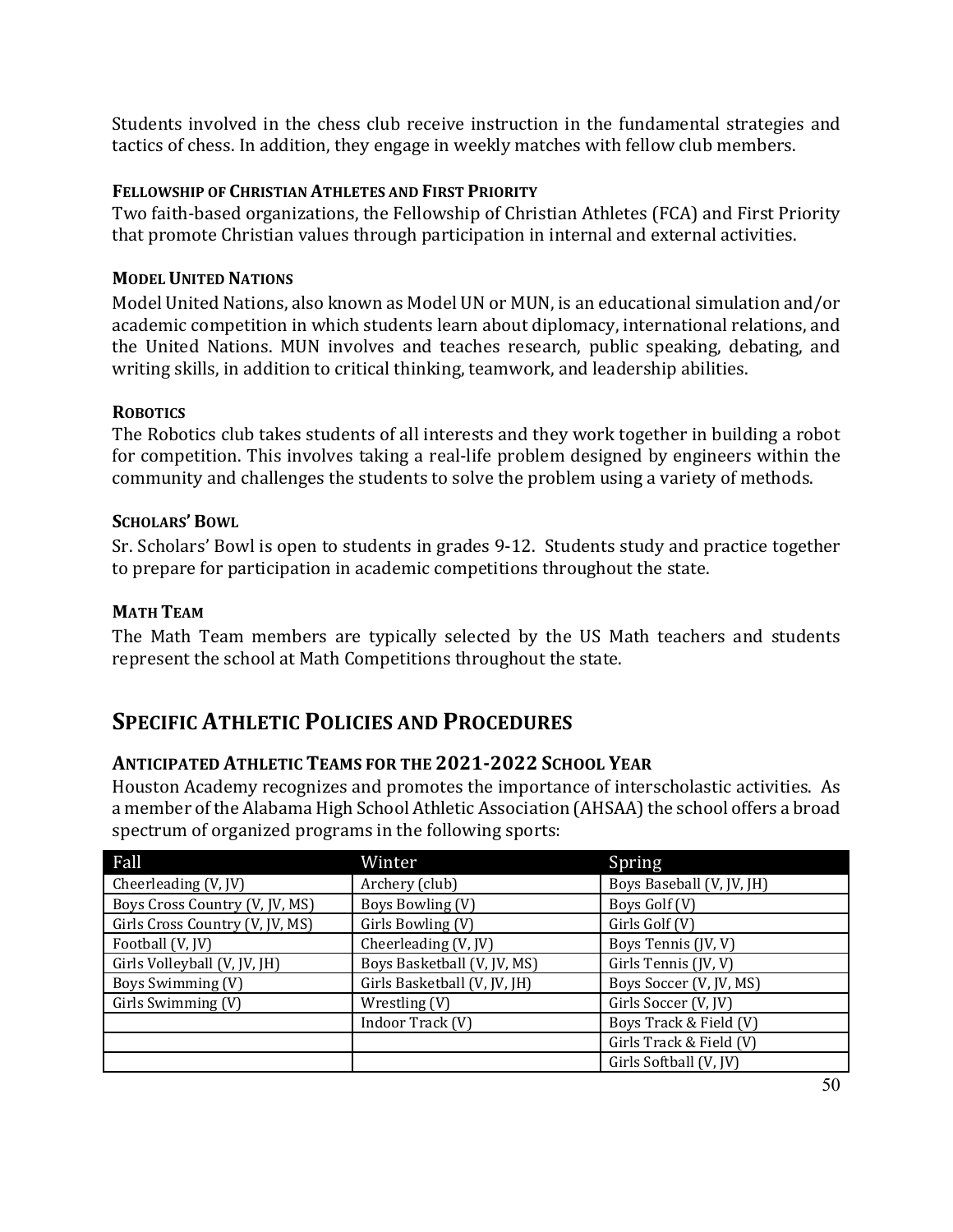Students involved in the chess club receive instruction in the fundamental strategies and tactics of chess. In addition, they engage in weekly matches with fellow club members.

#### Fellowship of Christian Athletes and First Priority

Two faith-based organizations, the Fellowship of Christian Athletes (FCA) and First Priority that promote Christian values through participation in internal and external activities.

#### Model United Nations

Model United Nations, also known as Model UN or MUN, is an educational simulation and/or academic competition in which students learn about diplomacy, international relations, and the United Nations. MUN involves and teaches research, public speaking, debating, and writing skills, in addition to critical thinking, teamwork, and leadership abilities.

#### Robotics

The Robotics club takes students of all interests and they work together in building a robot for competition. This involves taking a real-life problem designed by engineers within the community and challenges the students to solve the problem using a variety of methods.

#### Scholars' Bowl

Sr. Scholars' Bowl is open to students in grades 9-12. Students study and practice together to prepare for participation in academic competitions throughout the state.

#### Math Team

The Math Team members are typically selected by the US Math teachers and students represent the school at Math Competitions throughout the state.

## Specific Athletic Policies and Procedures

### Anticipated Athletic Teams for the 2021-2022 School Year

Houston Academy recognizes and promotes the importance of interscholastic activities. As a member of the Alabama High School Athletic Association (AHSAA) the school offers a broad spectrum of organized programs in the following sports:

| Fall | Winter | Spring |
|---|---|---|
| Cheerleading (V, JV) | Archery (club) | Boys Baseball (V, JV, JH) |
| Boys Cross Country (V, JV, MS) | Boys Bowling (V) | Boys Golf (V) |
| Girls Cross Country (V, JV, MS) | Girls Bowling (V) | Girls Golf (V) |
| Football (V, JV) | Cheerleading (V, JV) | Boys Tennis (JV, V) |
| Girls Volleyball (V, JV, JH) | Boys Basketball (V, JV, MS) | Girls Tennis (JV, V) |
| Boys Swimming (V) | Girls Basketball (V, JV, JH) | Boys Soccer (V, JV, MS) |
| Girls Swimming (V) | Wrestling (V) | Girls Soccer (V, JV) |
| | Indoor Track (V) | Boys Track & Field (V) |
| | | Girls Track & Field (V) |
| | | Girls Softball (V, JV) |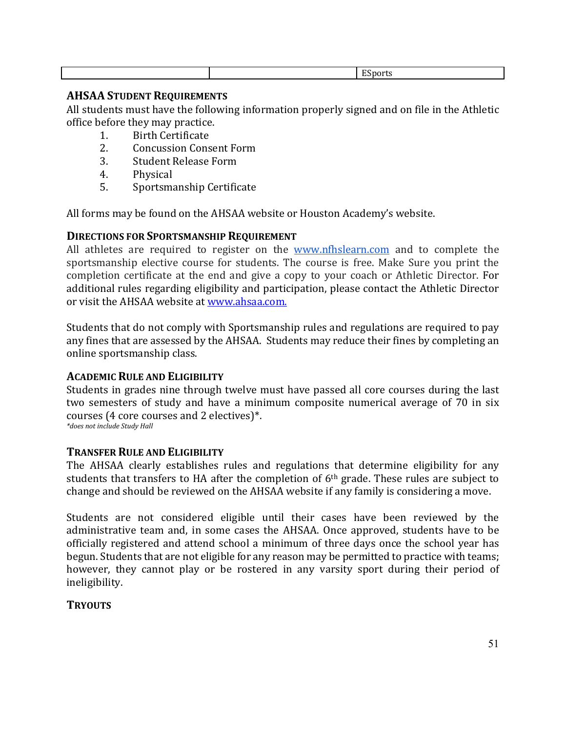| | | ESports |
|---|---|---|

### AHSAA STUDENT REQUIREMENTS

All students must have the following information properly signed and on file in the Athletic office before they may practice.

1. Birth Certificate
2. Concussion Consent Form
3. Student Release Form
4. Physical
5. Sportsmanship Certificate

All forms may be found on the AHSAA website or Houston Academy's website.

### DIRECTIONS FOR SPORTSMANSHIP REQUIREMENT

All athletes are required to register on the [www.nfhslearn.com](www.nfhslearn.com) and to complete the sportsmanship elective course for students. The course is free. Make Sure you print the completion certificate at the end and give a copy to your coach or Athletic Director. For additional rules regarding eligibility and participation, please contact the Athletic Director or visit the AHSAA website at [www.ahsaa.com.](www.ahsaa.com)

Students that do not comply with Sportsmanship rules and regulations are required to pay any fines that are assessed by the AHSAA. Students may reduce their fines by completing an online sportsmanship class.

### ACADEMIC RULE AND ELIGIBILITY

Students in grades nine through twelve must have passed all core courses during the last two semesters of study and have a minimum composite numerical average of 70 in six courses (4 core courses and 2 electives)*.

*\*does not include Study Hall*

### TRANSFER RULE AND ELIGIBILITY

The AHSAA clearly establishes rules and regulations that determine eligibility for any students that transfers to HA after the completion of 6th grade. These rules are subject to change and should be reviewed on the AHSAA website if any family is considering a move.

Students are not considered eligible until their cases have been reviewed by the administrative team and, in some cases the AHSAA. Once approved, students have to be officially registered and attend school a minimum of three days once the school year has begun. Students that are not eligible for any reason may be permitted to practice with teams; however, they cannot play or be rostered in any varsity sport during their period of ineligibility.

### TRYOUTS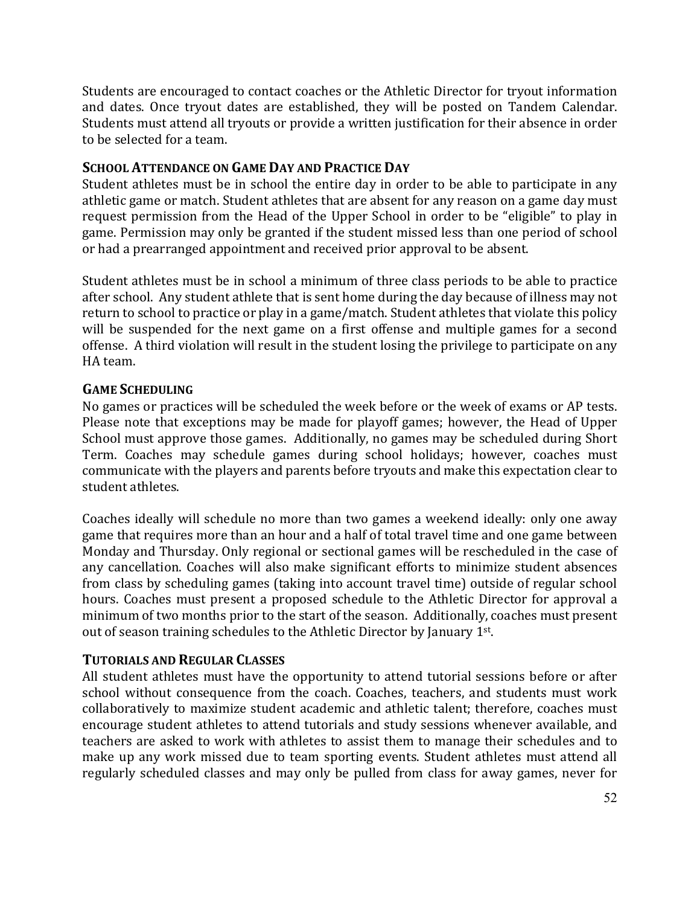Students are encouraged to contact coaches or the Athletic Director for tryout information and dates. Once tryout dates are established, they will be posted on Tandem Calendar. Students must attend all tryouts or provide a written justification for their absence in order to be selected for a team.

### SCHOOL ATTENDANCE ON GAME DAY AND PRACTICE DAY

Student athletes must be in school the entire day in order to be able to participate in any athletic game or match. Student athletes that are absent for any reason on a game day must request permission from the Head of the Upper School in order to be "eligible" to play in game. Permission may only be granted if the student missed less than one period of school or had a prearranged appointment and received prior approval to be absent.

Student athletes must be in school a minimum of three class periods to be able to practice after school. Any student athlete that is sent home during the day because of illness may not return to school to practice or play in a game/match. Student athletes that violate this policy will be suspended for the next game on a first offense and multiple games for a second offense. A third violation will result in the student losing the privilege to participate on any HA team.

### GAME SCHEDULING

No games or practices will be scheduled the week before or the week of exams or AP tests. Please note that exceptions may be made for playoff games; however, the Head of Upper School must approve those games. Additionally, no games may be scheduled during Short Term. Coaches may schedule games during school holidays; however, coaches must communicate with the players and parents before tryouts and make this expectation clear to student athletes.

Coaches ideally will schedule no more than two games a weekend ideally: only one away game that requires more than an hour and a half of total travel time and one game between Monday and Thursday. Only regional or sectional games will be rescheduled in the case of any cancellation. Coaches will also make significant efforts to minimize student absences from class by scheduling games (taking into account travel time) outside of regular school hours. Coaches must present a proposed schedule to the Athletic Director for approval a minimum of two months prior to the start of the season. Additionally, coaches must present out of season training schedules to the Athletic Director by January 1st.

### TUTORIALS AND REGULAR CLASSES

All student athletes must have the opportunity to attend tutorial sessions before or after school without consequence from the coach. Coaches, teachers, and students must work collaboratively to maximize student academic and athletic talent; therefore, coaches must encourage student athletes to attend tutorials and study sessions whenever available, and teachers are asked to work with athletes to assist them to manage their schedules and to make up any work missed due to team sporting events. Student athletes must attend all regularly scheduled classes and may only be pulled from class for away games, never for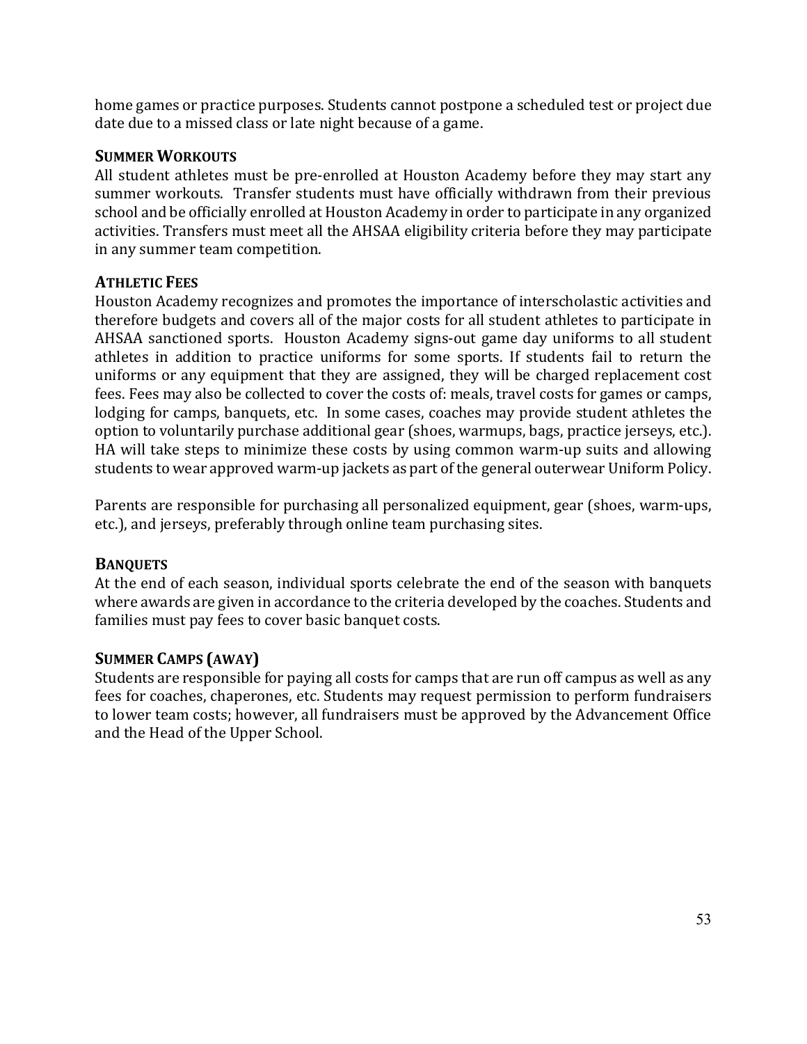home games or practice purposes. Students cannot postpone a scheduled test or project due date due to a missed class or late night because of a game.

### SUMMER WORKOUTS

All student athletes must be pre-enrolled at Houston Academy before they may start any summer workouts. Transfer students must have officially withdrawn from their previous school and be officially enrolled at Houston Academy in order to participate in any organized activities. Transfers must meet all the AHSAA eligibility criteria before they may participate in any summer team competition.

### ATHLETIC FEES

Houston Academy recognizes and promotes the importance of interscholastic activities and therefore budgets and covers all of the major costs for all student athletes to participate in AHSAA sanctioned sports. Houston Academy signs-out game day uniforms to all student athletes in addition to practice uniforms for some sports. If students fail to return the uniforms or any equipment that they are assigned, they will be charged replacement cost fees. Fees may also be collected to cover the costs of: meals, travel costs for games or camps, lodging for camps, banquets, etc. In some cases, coaches may provide student athletes the option to voluntarily purchase additional gear (shoes, warmups, bags, practice jerseys, etc.). HA will take steps to minimize these costs by using common warm-up suits and allowing students to wear approved warm-up jackets as part of the general outerwear Uniform Policy.

Parents are responsible for purchasing all personalized equipment, gear (shoes, warm-ups, etc.), and jerseys, preferably through online team purchasing sites.

### BANQUETS

At the end of each season, individual sports celebrate the end of the season with banquets where awards are given in accordance to the criteria developed by the coaches. Students and families must pay fees to cover basic banquet costs.

### SUMMER CAMPS (AWAY)

Students are responsible for paying all costs for camps that are run off campus as well as any fees for coaches, chaperones, etc. Students may request permission to perform fundraisers to lower team costs; however, all fundraisers must be approved by the Advancement Office and the Head of the Upper School.